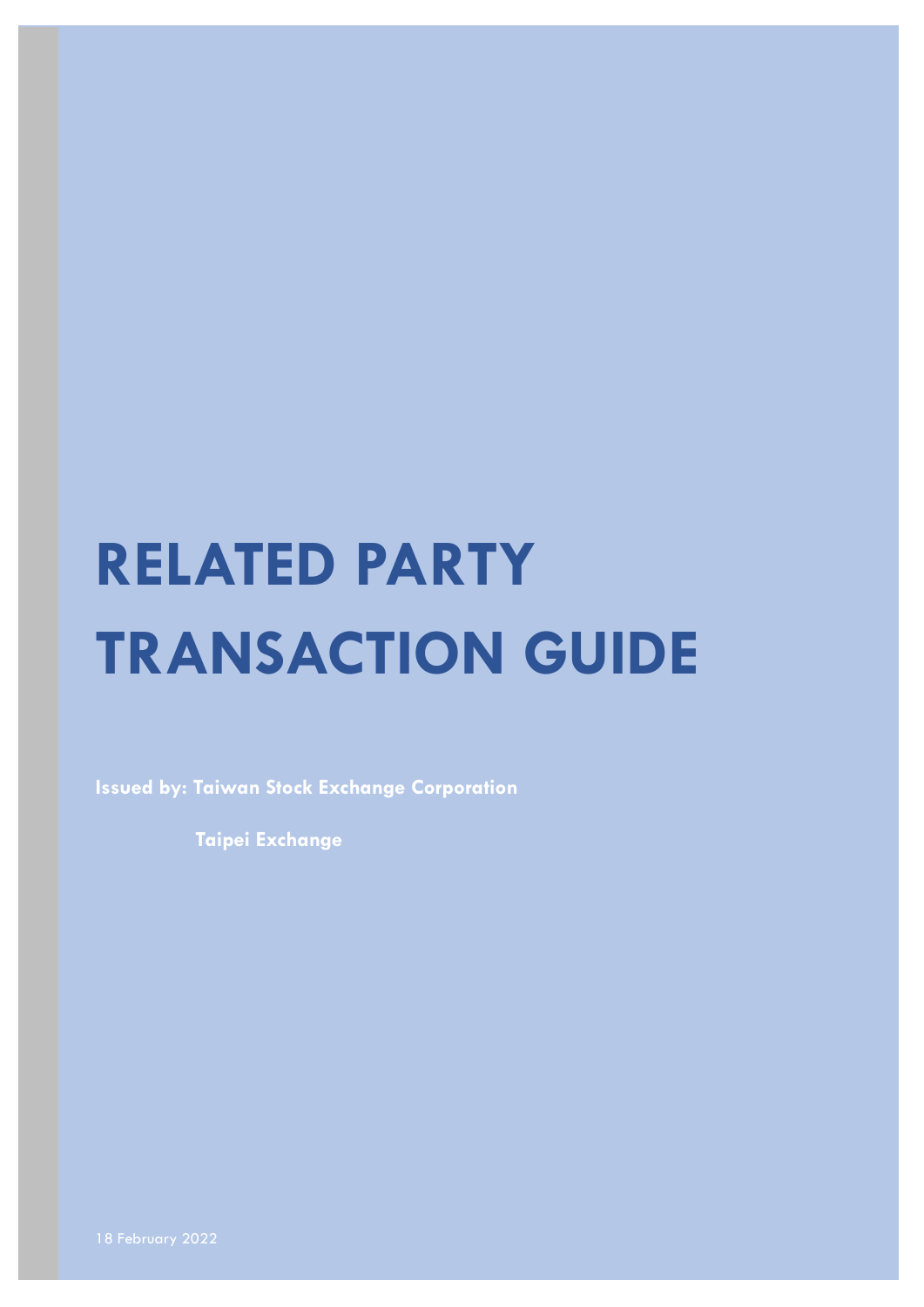# RELATED PARTY TRANSACTION GUIDE

**Issued by: Taiwan Stock Exchange Corporation**

**Taipei Exchange**

18 February 2022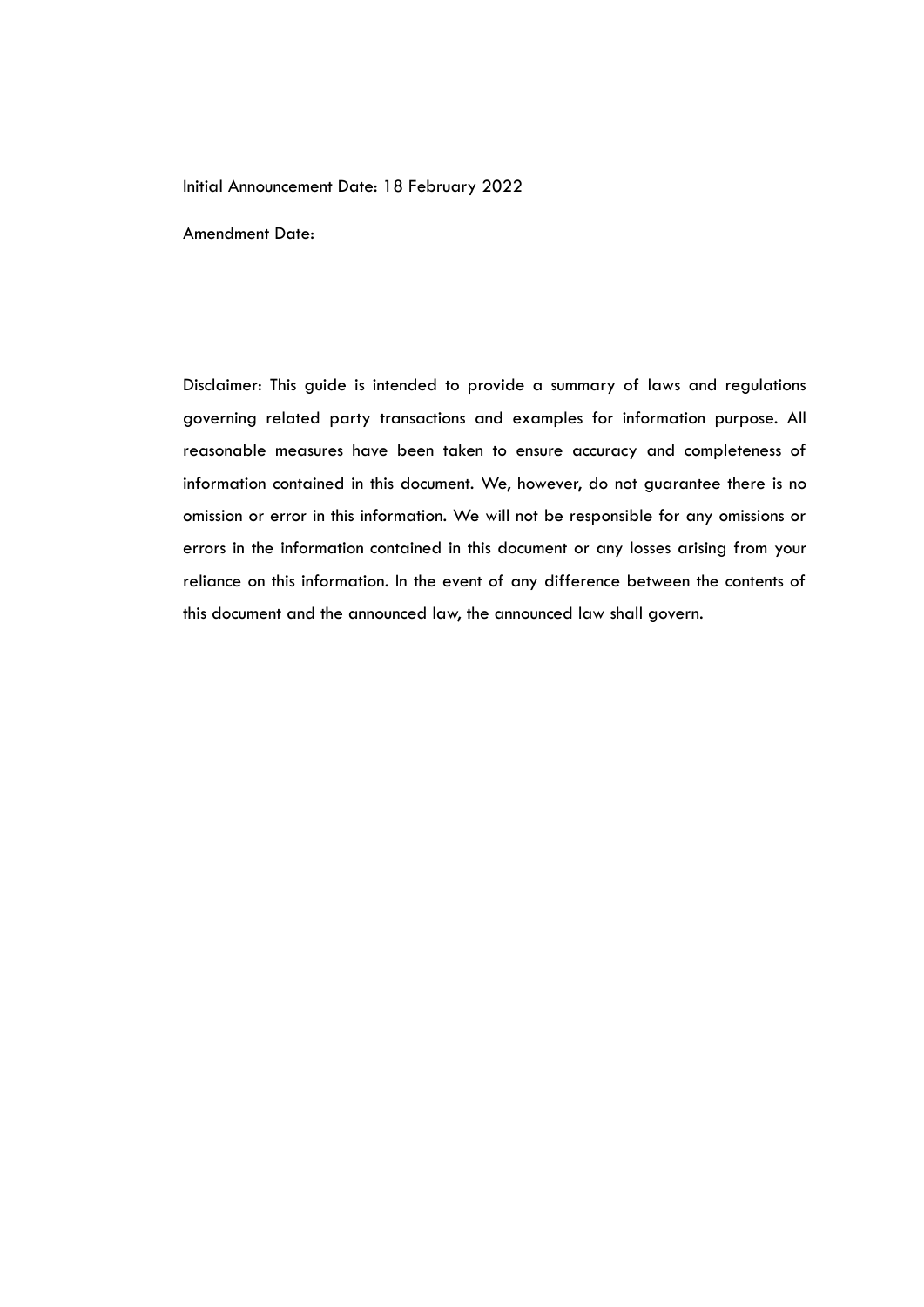Initial Announcement Date: 18 February 2022

Amendment Date:

Disclaimer: This guide is intended to provide a summary of laws and regulations governing related party transactions and examples for information purpose. All reasonable measures have been taken to ensure accuracy and completeness of information contained in this document. We, however, do not guarantee there is no omission or error in this information. We will not be responsible for any omissions or errors in the information contained in this document or any losses arising from your reliance on this information. In the event of any difference between the contents of this document and the announced law, the announced law shall govern.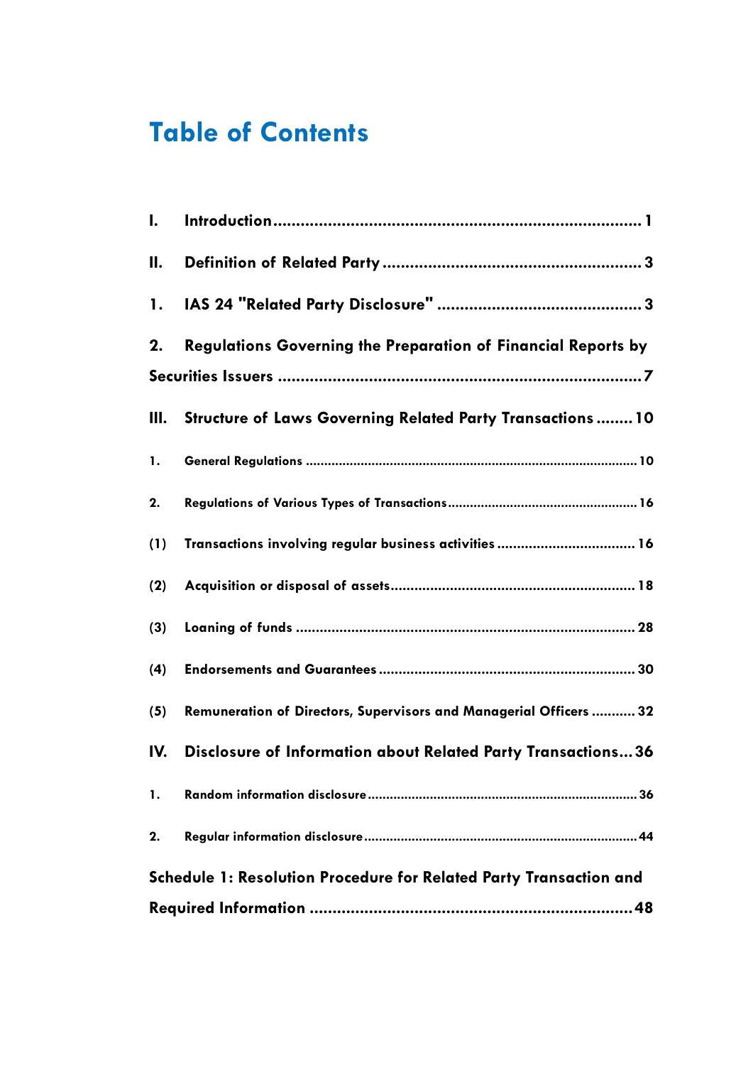# Table of Contents

I. Introduction .................................................................................. 1

II. Definition of Related Party ......................................................... 3

1. IAS 24 "Related Party Disclosure" ............................................. 3

2. Regulations Governing the Preparation of Financial Reports by Securities Issuers ................................................................................ 7

III. Structure of Laws Governing Related Party Transactions ........ 10

1. General Regulations ..................................................................... 10

2. Regulations of Various Types of Transactions ............................. 16

(1) Transactions involving regular business activities ..................... 16

(2) Acquisition or disposal of assets ................................................ 18

(3) Loaning of funds ........................................................................ 28

(4) Endorsements and Guarantees ................................................... 30

(5) Remuneration of Directors, Supervisors and Managerial Officers ........... 32

IV. Disclosure of Information about Related Party Transactions ... 36

1. Random information disclosure .................................................... 36

2. Regular information disclosure ..................................................... 44

Schedule 1: Resolution Procedure for Related Party Transaction and Required Information ...................................................................... 48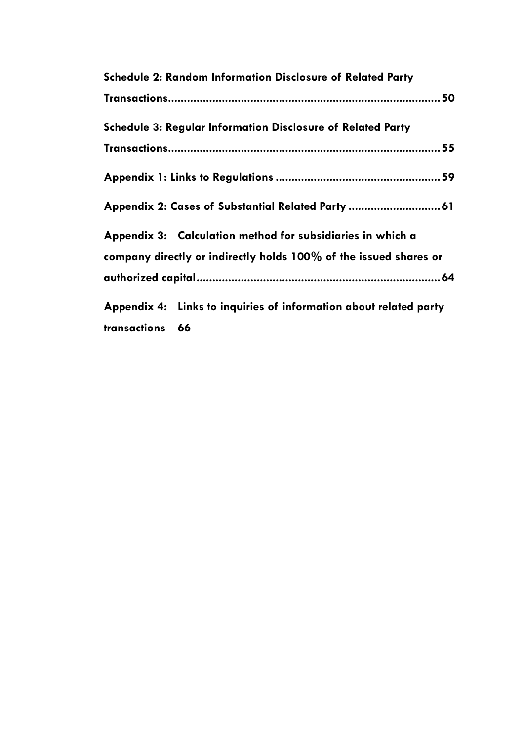**Schedule 2: Random Information Disclosure of Related Party Transactions....................................................................................50**

**Schedule 3: Regular Information Disclosure of Related Party Transactions....................................................................................55**

**Appendix 1: Links to Regulations ...................................................59**

**Appendix 2: Cases of Substantial Related Party ............................61**

**Appendix 3: Calculation method for subsidiaries in which a company directly or indirectly holds 100% of the issued shares or authorized capital............................................................................64**

**Appendix 4: Links to inquiries of information about related party transactions 66**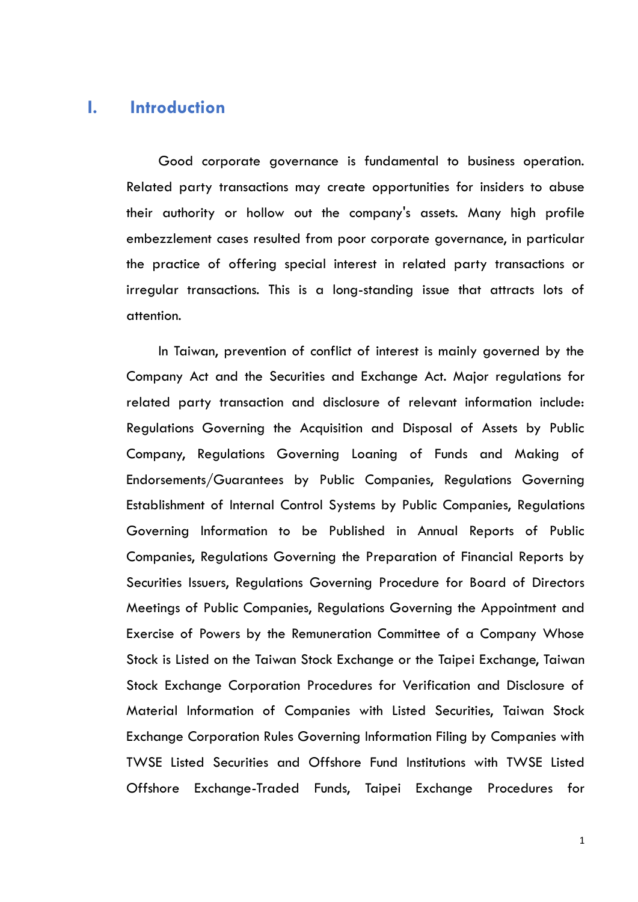# I. Introduction

Good corporate governance is fundamental to business operation. Related party transactions may create opportunities for insiders to abuse their authority or hollow out the company's assets. Many high profile embezzlement cases resulted from poor corporate governance, in particular the practice of offering special interest in related party transactions or irregular transactions. This is a long-standing issue that attracts lots of attention.

In Taiwan, prevention of conflict of interest is mainly governed by the Company Act and the Securities and Exchange Act. Major regulations for related party transaction and disclosure of relevant information include: Regulations Governing the Acquisition and Disposal of Assets by Public Company, Regulations Governing Loaning of Funds and Making of Endorsements/Guarantees by Public Companies, Regulations Governing Establishment of Internal Control Systems by Public Companies, Regulations Governing Information to be Published in Annual Reports of Public Companies, Regulations Governing the Preparation of Financial Reports by Securities Issuers, Regulations Governing Procedure for Board of Directors Meetings of Public Companies, Regulations Governing the Appointment and Exercise of Powers by the Remuneration Committee of a Company Whose Stock is Listed on the Taiwan Stock Exchange or the Taipei Exchange, Taiwan Stock Exchange Corporation Procedures for Verification and Disclosure of Material Information of Companies with Listed Securities, Taiwan Stock Exchange Corporation Rules Governing Information Filing by Companies with TWSE Listed Securities and Offshore Fund Institutions with TWSE Listed Offshore Exchange-Traded Funds, Taipei Exchange Procedures for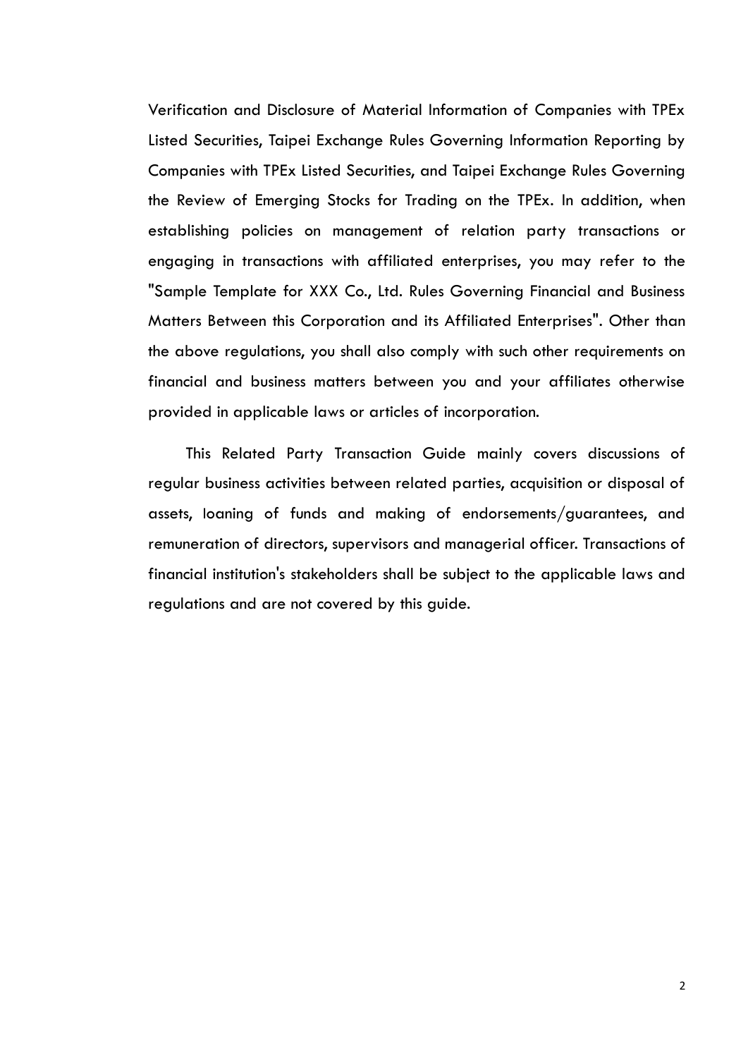Verification and Disclosure of Material Information of Companies with TPEx Listed Securities, Taipei Exchange Rules Governing Information Reporting by Companies with TPEx Listed Securities, and Taipei Exchange Rules Governing the Review of Emerging Stocks for Trading on the TPEx. In addition, when establishing policies on management of relation party transactions or engaging in transactions with affiliated enterprises, you may refer to the "Sample Template for XXX Co., Ltd. Rules Governing Financial and Business Matters Between this Corporation and its Affiliated Enterprises". Other than the above regulations, you shall also comply with such other requirements on financial and business matters between you and your affiliates otherwise provided in applicable laws or articles of incorporation.

This Related Party Transaction Guide mainly covers discussions of regular business activities between related parties, acquisition or disposal of assets, loaning of funds and making of endorsements/guarantees, and remuneration of directors, supervisors and managerial officer. Transactions of financial institution's stakeholders shall be subject to the applicable laws and regulations and are not covered by this guide.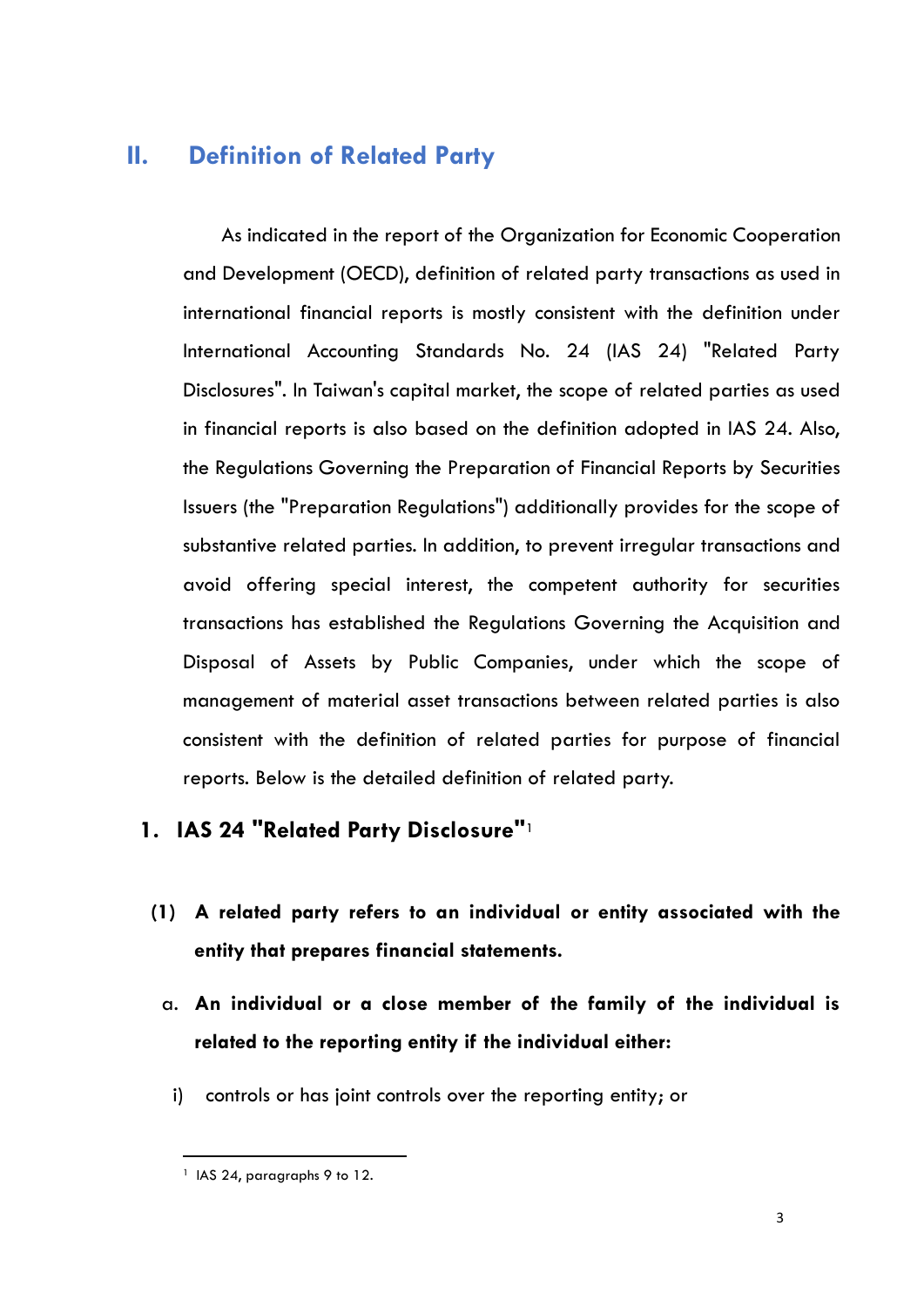## II. Definition of Related Party

As indicated in the report of the Organization for Economic Cooperation and Development (OECD), definition of related party transactions as used in international financial reports is mostly consistent with the definition under International Accounting Standards No. 24 (IAS 24) "Related Party Disclosures". In Taiwan's capital market, the scope of related parties as used in financial reports is also based on the definition adopted in IAS 24. Also, the Regulations Governing the Preparation of Financial Reports by Securities Issuers (the "Preparation Regulations") additionally provides for the scope of substantive related parties. In addition, to prevent irregular transactions and avoid offering special interest, the competent authority for securities transactions has established the Regulations Governing the Acquisition and Disposal of Assets by Public Companies, under which the scope of management of material asset transactions between related parties is also consistent with the definition of related parties for purpose of financial reports. Below is the detailed definition of related party.

### 1. IAS 24 "Related Party Disclosure"[1]

**(1) A related party refers to an individual or entity associated with the entity that prepares financial statements.**

a. **An individual or a close member of the family of the individual is related to the reporting entity if the individual either:**

i) controls or has joint controls over the reporting entity; or

---

[1] IAS 24, paragraphs 9 to 12.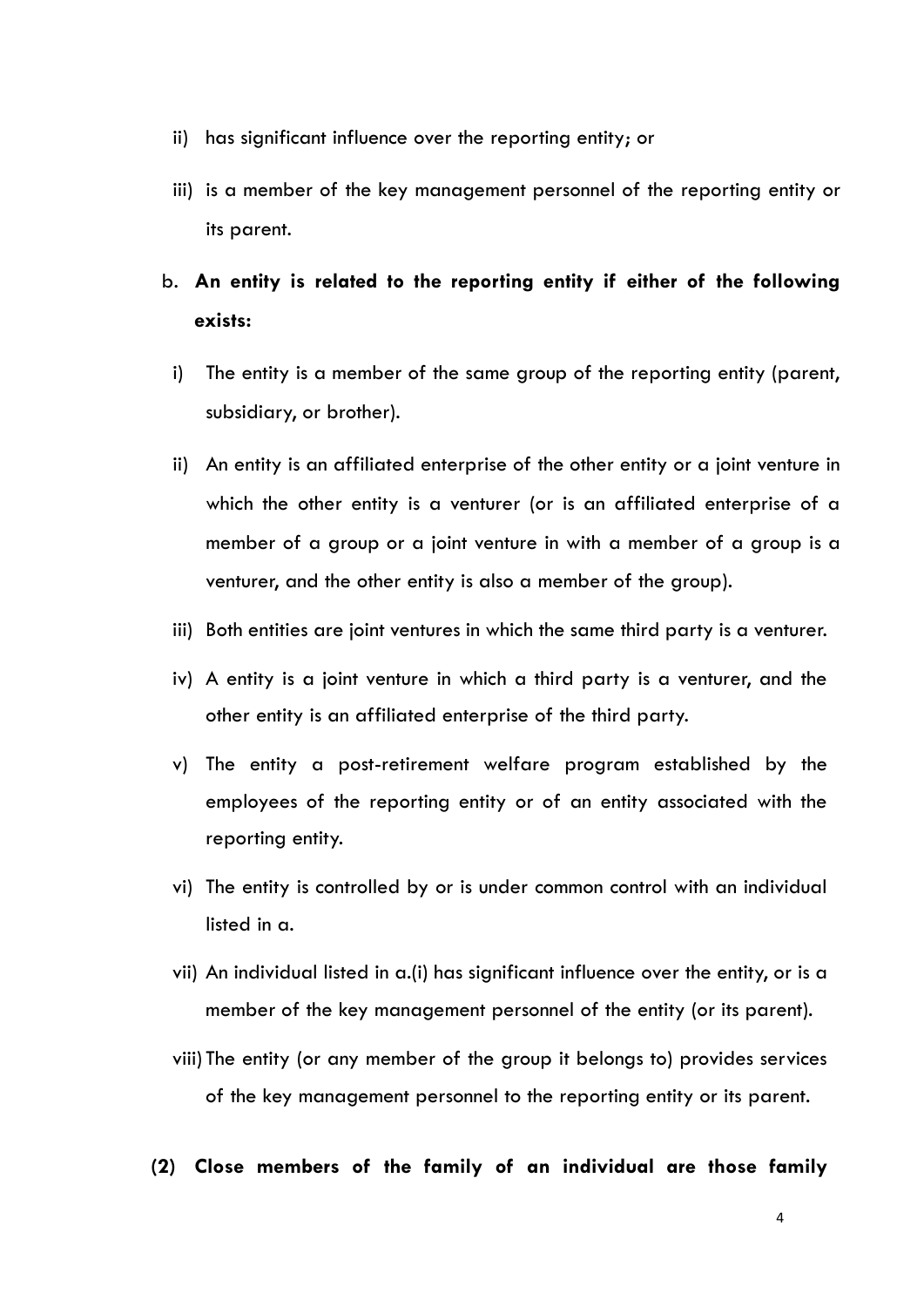ii) has significant influence over the reporting entity; or

iii) is a member of the key management personnel of the reporting entity or its parent.

b. **An entity is related to the reporting entity if either of the following exists:**

i) The entity is a member of the same group of the reporting entity (parent, subsidiary, or brother).

ii) An entity is an affiliated enterprise of the other entity or a joint venture in which the other entity is a venturer (or is an affiliated enterprise of a member of a group or a joint venture in with a member of a group is a venturer, and the other entity is also a member of the group).

iii) Both entities are joint ventures in which the same third party is a venturer.

iv) A entity is a joint venture in which a third party is a venturer, and the other entity is an affiliated enterprise of the third party.

v) The entity a post-retirement welfare program established by the employees of the reporting entity or of an entity associated with the reporting entity.

vi) The entity is controlled by or is under common control with an individual listed in a.

vii) An individual listed in a.(i) has significant influence over the entity, or is a member of the key management personnel of the entity (or its parent).

viii) The entity (or any member of the group it belongs to) provides services of the key management personnel to the reporting entity or its parent.

**(2) Close members of the family of an individual are those family**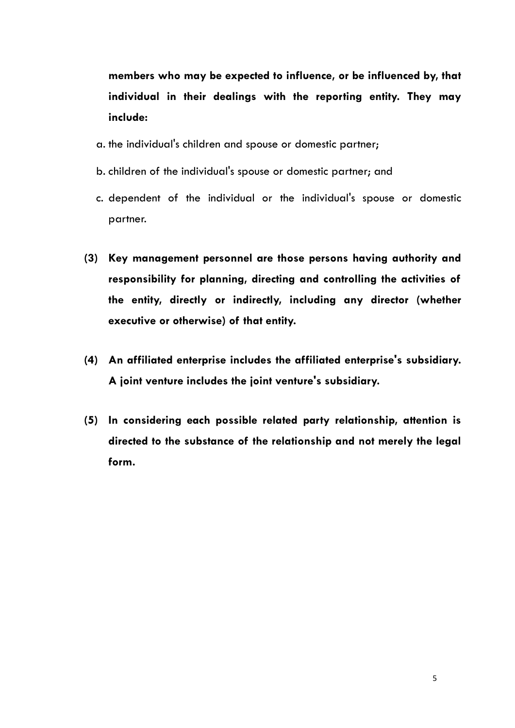**members who may be expected to influence, or be influenced by, that individual in their dealings with the reporting entity. They may include:**

a. the individual's children and spouse or domestic partner;

b. children of the individual's spouse or domestic partner; and

c. dependent of the individual or the individual's spouse or domestic partner.

**(3) Key management personnel are those persons having authority and responsibility for planning, directing and controlling the activities of the entity, directly or indirectly, including any director (whether executive or otherwise) of that entity.**

**(4) An affiliated enterprise includes the affiliated enterprise's subsidiary. A joint venture includes the joint venture's subsidiary.**

**(5) In considering each possible related party relationship, attention is directed to the substance of the relationship and not merely the legal form.**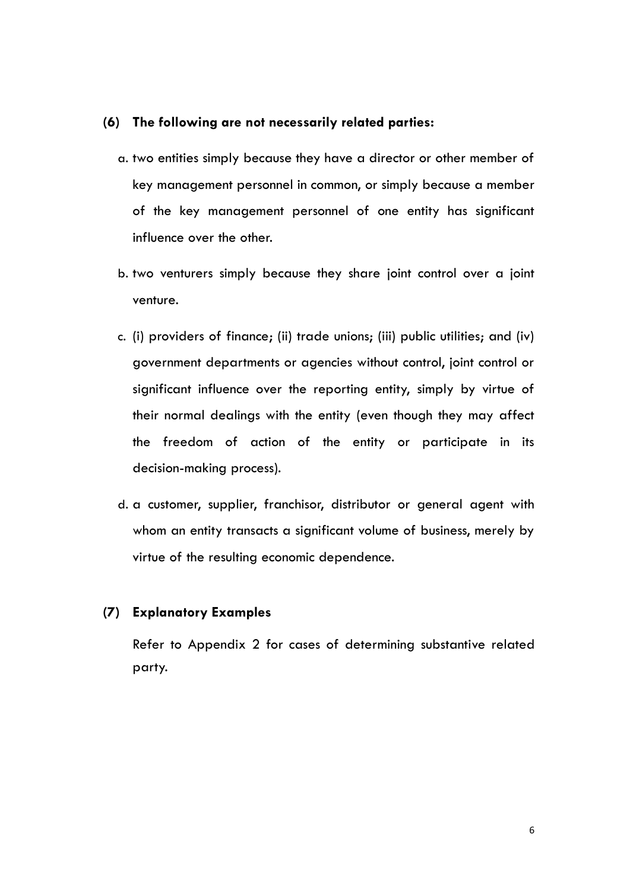**(6) The following are not necessarily related parties:**

a. two entities simply because they have a director or other member of key management personnel in common, or simply because a member of the key management personnel of one entity has significant influence over the other.

b. two venturers simply because they share joint control over a joint venture.

c. (i) providers of finance; (ii) trade unions; (iii) public utilities; and (iv) government departments or agencies without control, joint control or significant influence over the reporting entity, simply by virtue of their normal dealings with the entity (even though they may affect the freedom of action of the entity or participate in its decision-making process).

d. a customer, supplier, franchisor, distributor or general agent with whom an entity transacts a significant volume of business, merely by virtue of the resulting economic dependence.

**(7) Explanatory Examples**

Refer to Appendix 2 for cases of determining substantive related party.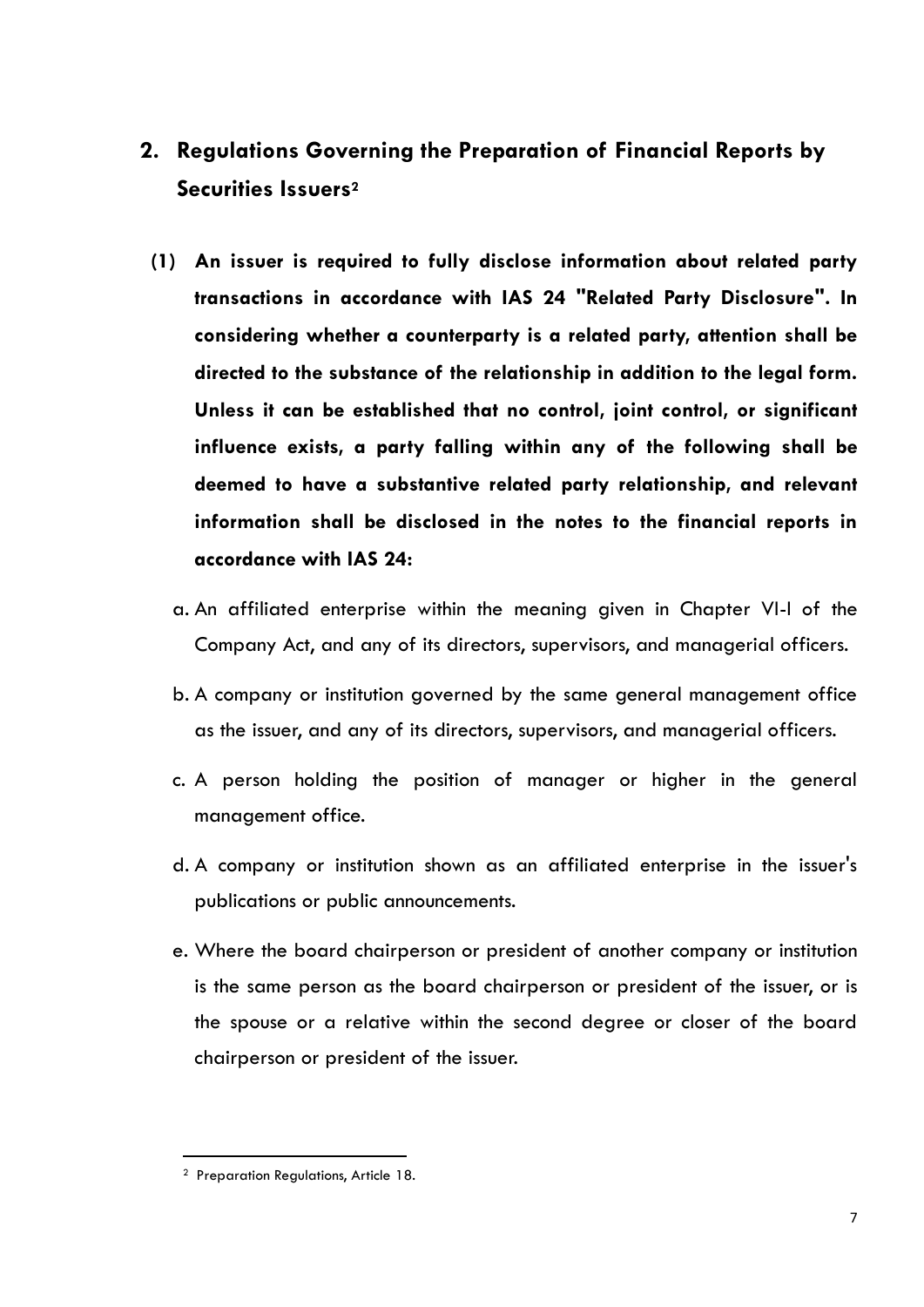## 2. Regulations Governing the Preparation of Financial Reports by Securities Issuers[2]

**(1) An issuer is required to fully disclose information about related party transactions in accordance with IAS 24 "Related Party Disclosure". In considering whether a counterparty is a related party, attention shall be directed to the substance of the relationship in addition to the legal form. Unless it can be established that no control, joint control, or significant influence exists, a party falling within any of the following shall be deemed to have a substantive related party relationship, and relevant information shall be disclosed in the notes to the financial reports in accordance with IAS 24:**

a. An affiliated enterprise within the meaning given in Chapter VI-I of the Company Act, and any of its directors, supervisors, and managerial officers.

b. A company or institution governed by the same general management office as the issuer, and any of its directors, supervisors, and managerial officers.

c. A person holding the position of manager or higher in the general management office.

d. A company or institution shown as an affiliated enterprise in the issuer's publications or public announcements.

e. Where the board chairperson or president of another company or institution is the same person as the board chairperson or president of the issuer, or is the spouse or a relative within the second degree or closer of the board chairperson or president of the issuer.

---

[2] Preparation Regulations, Article 18.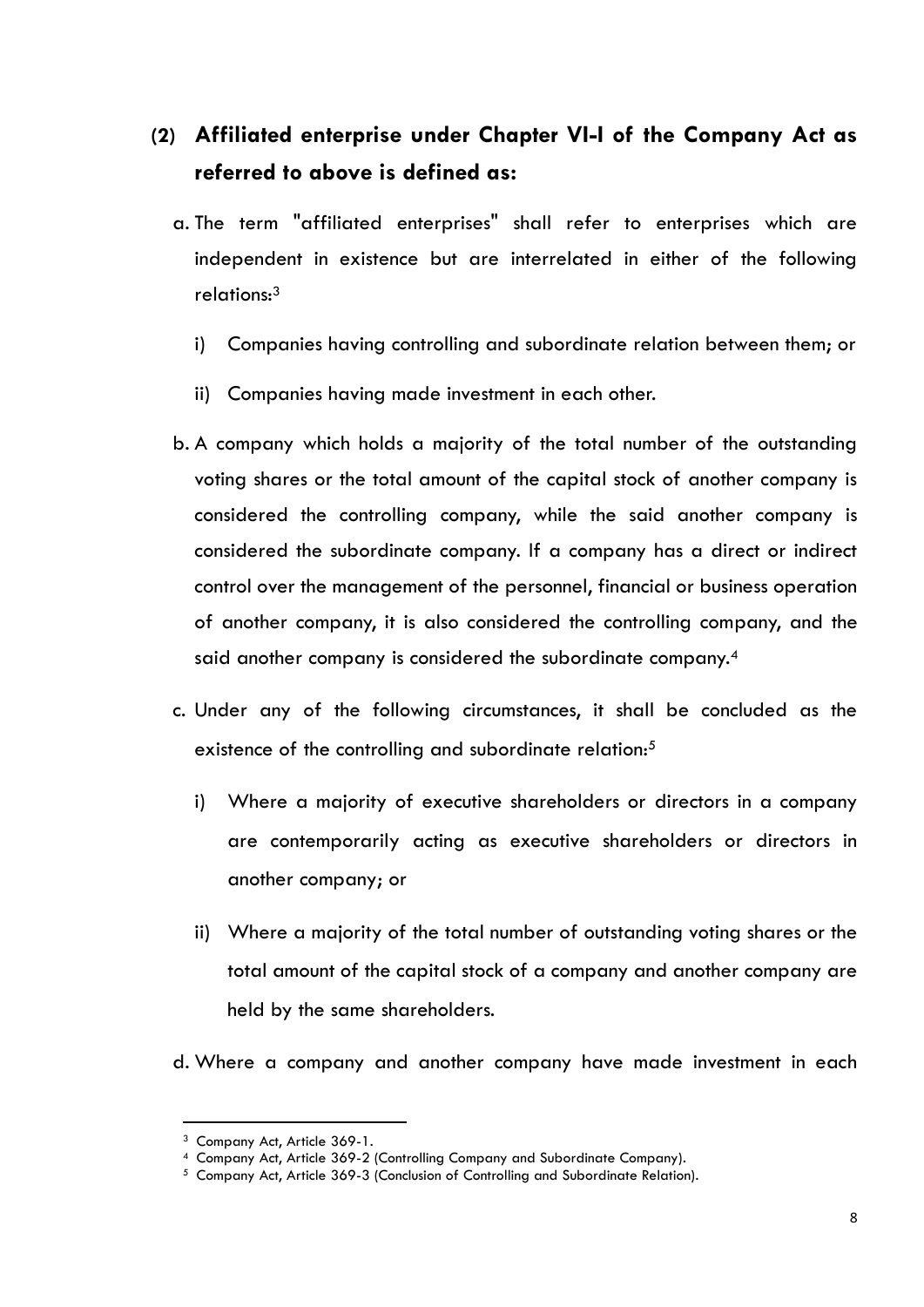### (2) Affiliated enterprise under Chapter VI-I of the Company Act as referred to above is defined as:

a. The term "affiliated enterprises" shall refer to enterprises which are independent in existence but are interrelated in either of the following relations:[3]

   i) Companies having controlling and subordinate relation between them; or

   ii) Companies having made investment in each other.

b. A company which holds a majority of the total number of the outstanding voting shares or the total amount of the capital stock of another company is considered the controlling company, while the said another company is considered the subordinate company. If a company has a direct or indirect control over the management of the personnel, financial or business operation of another company, it is also considered the controlling company, and the said another company is considered the subordinate company.[4]

c. Under any of the following circumstances, it shall be concluded as the existence of the controlling and subordinate relation:[5]

   i) Where a majority of executive shareholders or directors in a company are contemporarily acting as executive shareholders or directors in another company; or

   ii) Where a majority of the total number of outstanding voting shares or the total amount of the capital stock of a company and another company are held by the same shareholders.

d. Where a company and another company have made investment in each

---

[3] Company Act, Article 369-1.

[4] Company Act, Article 369-2 (Controlling Company and Subordinate Company).

[5] Company Act, Article 369-3 (Conclusion of Controlling and Subordinate Relation).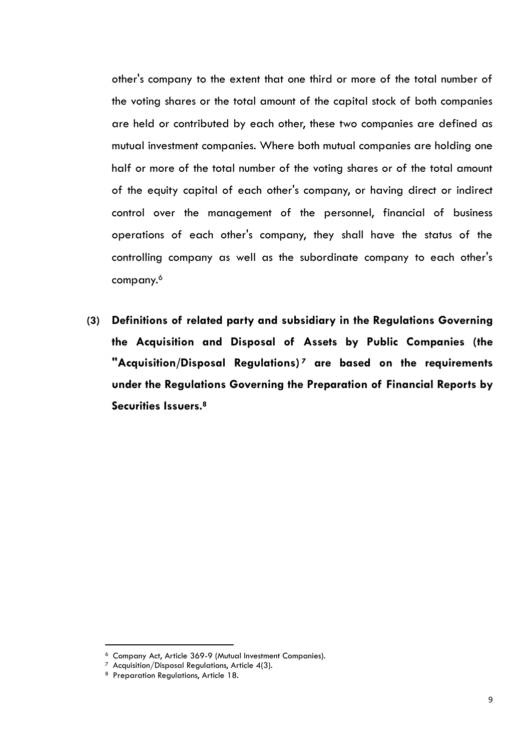other's company to the extent that one third or more of the total number of the voting shares or the total amount of the capital stock of both companies are held or contributed by each other, these two companies are defined as mutual investment companies. Where both mutual companies are holding one half or more of the total number of the voting shares or of the total amount of the equity capital of each other's company, or having direct or indirect control over the management of the personnel, financial of business operations of each other's company, they shall have the status of the controlling company as well as the subordinate company to each other's company.[6]

**(3) Definitions of related party and subsidiary in the Regulations Governing the Acquisition and Disposal of Assets by Public Companies (the "Acquisition/Disposal Regulations)[7] are based on the requirements under the Regulations Governing the Preparation of Financial Reports by Securities Issuers.[8]**

---

[6] Company Act, Article 369-9 (Mutual Investment Companies).

[7] Acquisition/Disposal Regulations, Article 4(3).

[8] Preparation Regulations, Article 18.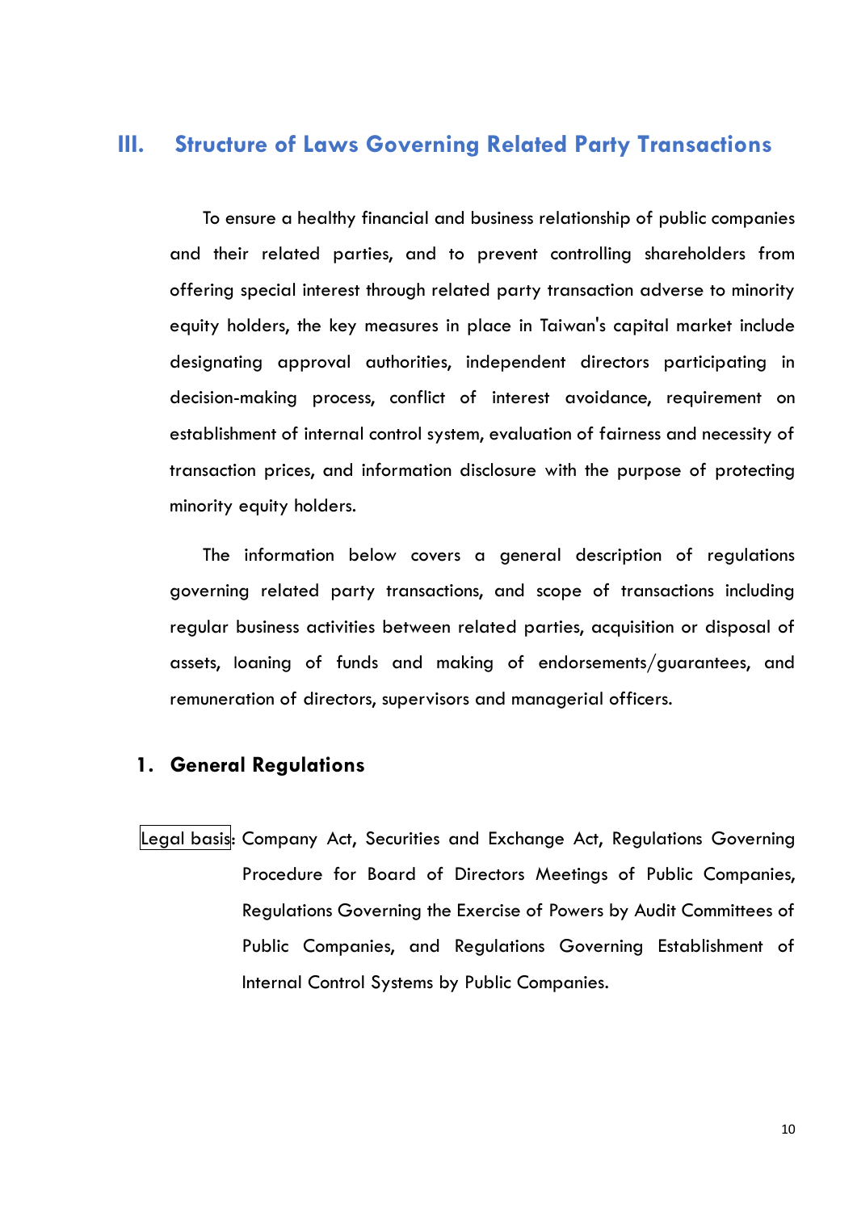# III. Structure of Laws Governing Related Party Transactions

To ensure a healthy financial and business relationship of public companies and their related parties, and to prevent controlling shareholders from offering special interest through related party transaction adverse to minority equity holders, the key measures in place in Taiwan's capital market include designating approval authorities, independent directors participating in decision-making process, conflict of interest avoidance, requirement on establishment of internal control system, evaluation of fairness and necessity of transaction prices, and information disclosure with the purpose of protecting minority equity holders.

The information below covers a general description of regulations governing related party transactions, and scope of transactions including regular business activities between related parties, acquisition or disposal of assets, loaning of funds and making of endorsements/guarantees, and remuneration of directors, supervisors and managerial officers.

## 1. General Regulations

Legal basis: Company Act, Securities and Exchange Act, Regulations Governing Procedure for Board of Directors Meetings of Public Companies, Regulations Governing the Exercise of Powers by Audit Committees of Public Companies, and Regulations Governing Establishment of Internal Control Systems by Public Companies.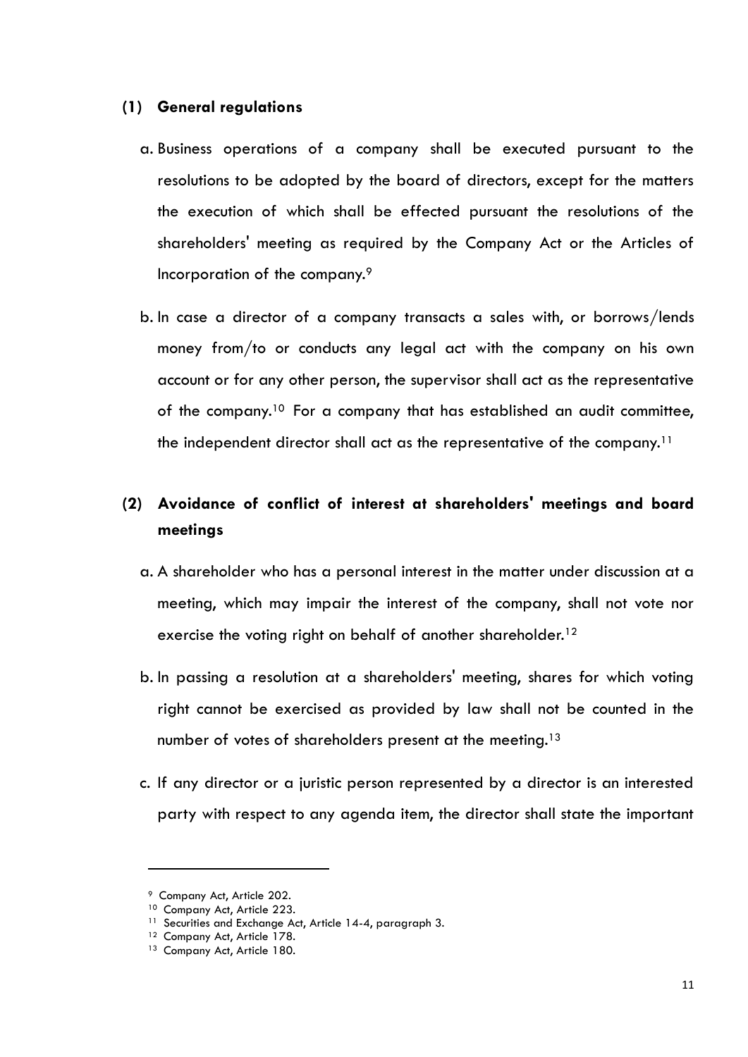**(1) General regulations**

a. Business operations of a company shall be executed pursuant to the resolutions to be adopted by the board of directors, except for the matters the execution of which shall be effected pursuant the resolutions of the shareholders' meeting as required by the Company Act or the Articles of Incorporation of the company.[9]

b. In case a director of a company transacts a sales with, or borrows/lends money from/to or conducts any legal act with the company on his own account or for any other person, the supervisor shall act as the representative of the company.[10] For a company that has established an audit committee, the independent director shall act as the representative of the company.[11]

**(2) Avoidance of conflict of interest at shareholders' meetings and board meetings**

a. A shareholder who has a personal interest in the matter under discussion at a meeting, which may impair the interest of the company, shall not vote nor exercise the voting right on behalf of another shareholder.[12]

b. In passing a resolution at a shareholders' meeting, shares for which voting right cannot be exercised as provided by law shall not be counted in the number of votes of shareholders present at the meeting.[13]

c. If any director or a juristic person represented by a director is an interested party with respect to any agenda item, the director shall state the important

---

[9] Company Act, Article 202.

[10] Company Act, Article 223.

[11] Securities and Exchange Act, Article 14-4, paragraph 3.

[12] Company Act, Article 178.

[13] Company Act, Article 180.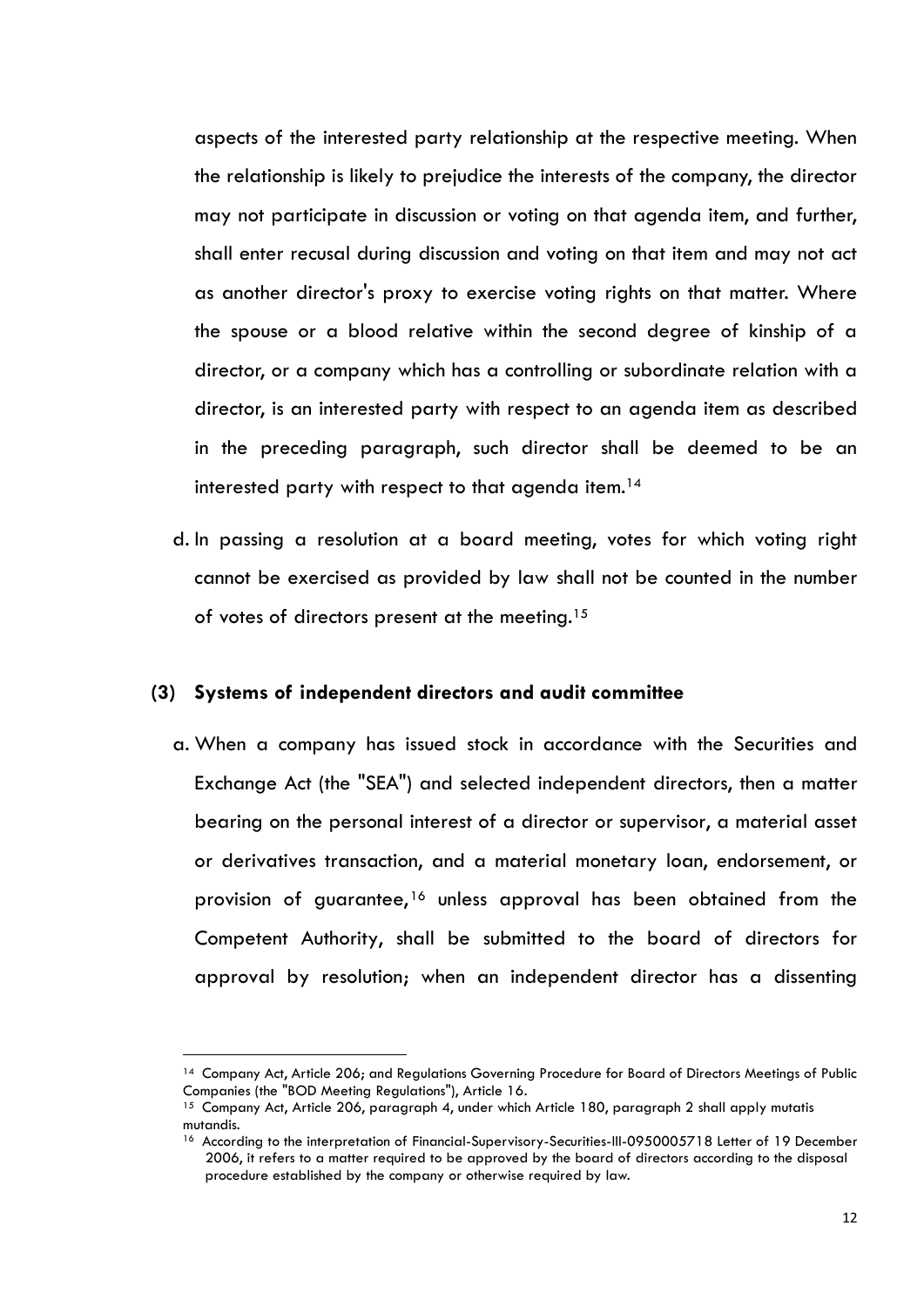aspects of the interested party relationship at the respective meeting. When the relationship is likely to prejudice the interests of the company, the director may not participate in discussion or voting on that agenda item, and further, shall enter recusal during discussion and voting on that item and may not act as another director's proxy to exercise voting rights on that matter. Where the spouse or a blood relative within the second degree of kinship of a director, or a company which has a controlling or subordinate relation with a director, is an interested party with respect to an agenda item as described in the preceding paragraph, such director shall be deemed to be an interested party with respect to that agenda item.[14]

d. In passing a resolution at a board meeting, votes for which voting right cannot be exercised as provided by law shall not be counted in the number of votes of directors present at the meeting.[15]

### (3) Systems of independent directors and audit committee

a. When a company has issued stock in accordance with the Securities and Exchange Act (the "SEA") and selected independent directors, then a matter bearing on the personal interest of a director or supervisor, a material asset or derivatives transaction, and a material monetary loan, endorsement, or provision of guarantee,[16] unless approval has been obtained from the Competent Authority, shall be submitted to the board of directors for approval by resolution; when an independent director has a dissenting

---

[14] Company Act, Article 206; and Regulations Governing Procedure for Board of Directors Meetings of Public Companies (the "BOD Meeting Regulations"), Article 16.

[15] Company Act, Article 206, paragraph 4, under which Article 180, paragraph 2 shall apply mutatis mutandis.

[16] According to the interpretation of Financial-Supervisory-Securities-III-0950005718 Letter of 19 December 2006, it refers to a matter required to be approved by the board of directors according to the disposal procedure established by the company or otherwise required by law.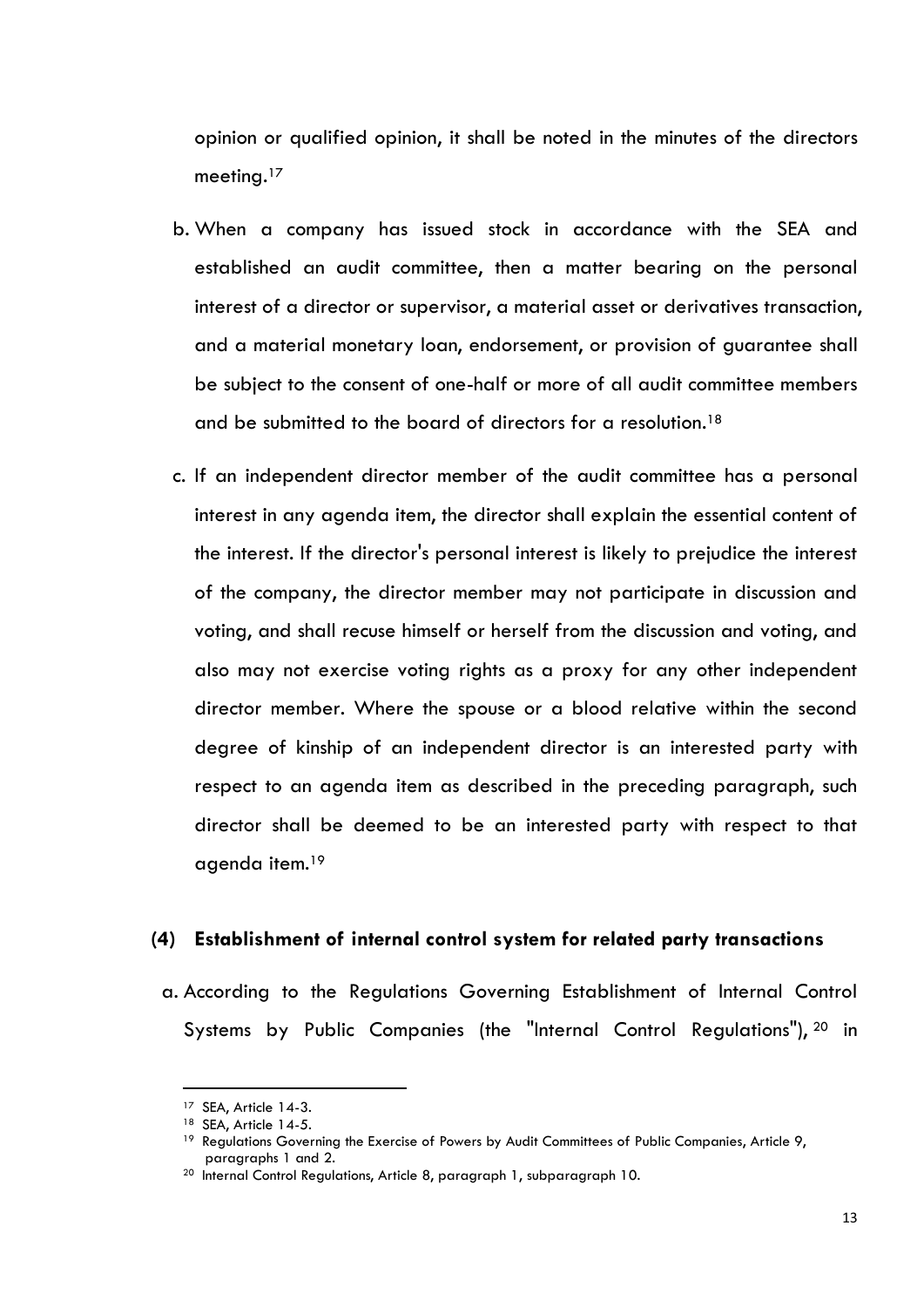opinion or qualified opinion, it shall be noted in the minutes of the directors meeting.[17]

b. When a company has issued stock in accordance with the SEA and established an audit committee, then a matter bearing on the personal interest of a director or supervisor, a material asset or derivatives transaction, and a material monetary loan, endorsement, or provision of guarantee shall be subject to the consent of one-half or more of all audit committee members and be submitted to the board of directors for a resolution.[18]

c. If an independent director member of the audit committee has a personal interest in any agenda item, the director shall explain the essential content of the interest. If the director's personal interest is likely to prejudice the interest of the company, the director member may not participate in discussion and voting, and shall recuse himself or herself from the discussion and voting, and also may not exercise voting rights as a proxy for any other independent director member. Where the spouse or a blood relative within the second degree of kinship of an independent director is an interested party with respect to an agenda item as described in the preceding paragraph, such director shall be deemed to be an interested party with respect to that agenda item.[19]

**(4) Establishment of internal control system for related party transactions**

a. According to the Regulations Governing Establishment of Internal Control Systems by Public Companies (the "Internal Control Regulations"),[20] in

---

[17] SEA, Article 14-3.

[18] SEA, Article 14-5.

[19] Regulations Governing the Exercise of Powers by Audit Committees of Public Companies, Article 9, paragraphs 1 and 2.

[20] Internal Control Regulations, Article 8, paragraph 1, subparagraph 10.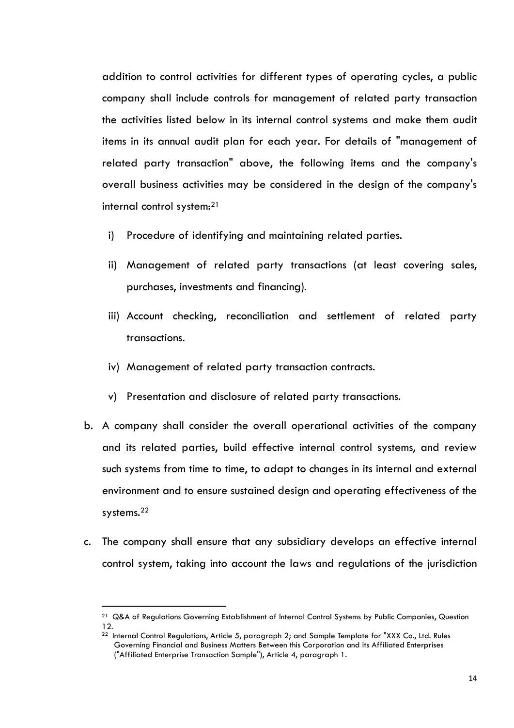addition to control activities for different types of operating cycles, a public company shall include controls for management of related party transaction the activities listed below in its internal control systems and make them audit items in its annual audit plan for each year. For details of "management of related party transaction" above, the following items and the company's overall business activities may be considered in the design of the company's internal control system:[21]

i) Procedure of identifying and maintaining related parties.

ii) Management of related party transactions (at least covering sales, purchases, investments and financing).

iii) Account checking, reconciliation and settlement of related party transactions.

iv) Management of related party transaction contracts.

v) Presentation and disclosure of related party transactions.

b. A company shall consider the overall operational activities of the company and its related parties, build effective internal control systems, and review such systems from time to time, to adapt to changes in its internal and external environment and to ensure sustained design and operating effectiveness of the systems.[22]

c. The company shall ensure that any subsidiary develops an effective internal control system, taking into account the laws and regulations of the jurisdiction

---

[21] Q&A of Regulations Governing Establishment of Internal Control Systems by Public Companies, Question 12.

[22] Internal Control Regulations, Article 5, paragraph 2; and Sample Template for "XXX Co., Ltd. Rules Governing Financial and Business Matters Between this Corporation and its Affiliated Enterprises ("Affiliated Enterprise Transaction Sample"), Article 4, paragraph 1.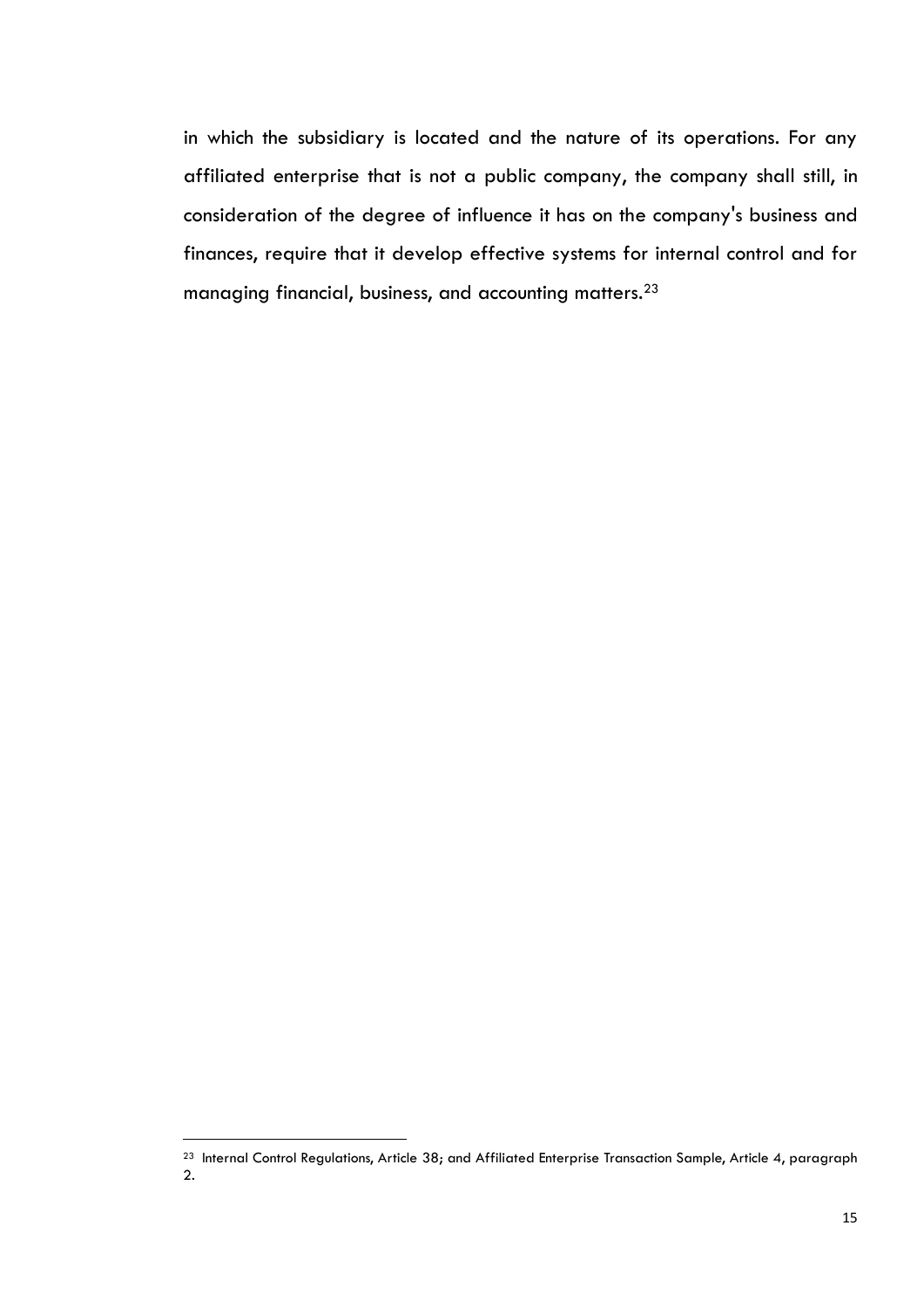in which the subsidiary is located and the nature of its operations. For any affiliated enterprise that is not a public company, the company shall still, in consideration of the degree of influence it has on the company's business and finances, require that it develop effective systems for internal control and for managing financial, business, and accounting matters.[23]

[23] Internal Control Regulations, Article 38; and Affiliated Enterprise Transaction Sample, Article 4, paragraph 2.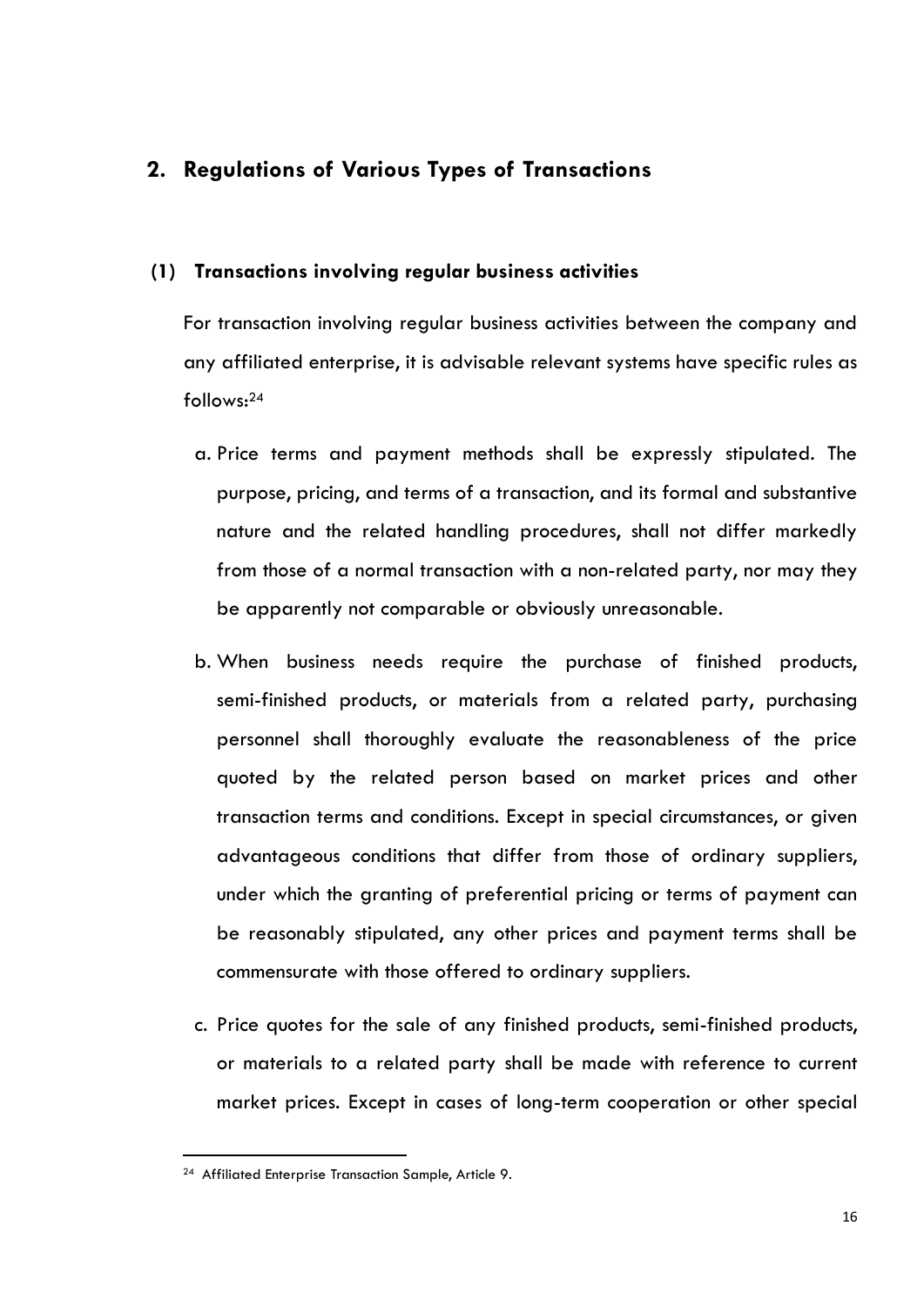## 2. Regulations of Various Types of Transactions

### (1) Transactions involving regular business activities

For transaction involving regular business activities between the company and any affiliated enterprise, it is advisable relevant systems have specific rules as follows:[24]

a. Price terms and payment methods shall be expressly stipulated. The purpose, pricing, and terms of a transaction, and its formal and substantive nature and the related handling procedures, shall not differ markedly from those of a normal transaction with a non-related party, nor may they be apparently not comparable or obviously unreasonable.

b. When business needs require the purchase of finished products, semi-finished products, or materials from a related party, purchasing personnel shall thoroughly evaluate the reasonableness of the price quoted by the related person based on market prices and other transaction terms and conditions. Except in special circumstances, or given advantageous conditions that differ from those of ordinary suppliers, under which the granting of preferential pricing or terms of payment can be reasonably stipulated, any other prices and payment terms shall be commensurate with those offered to ordinary suppliers.

c. Price quotes for the sale of any finished products, semi-finished products, or materials to a related party shall be made with reference to current market prices. Except in cases of long-term cooperation or other special

---

[24] Affiliated Enterprise Transaction Sample, Article 9.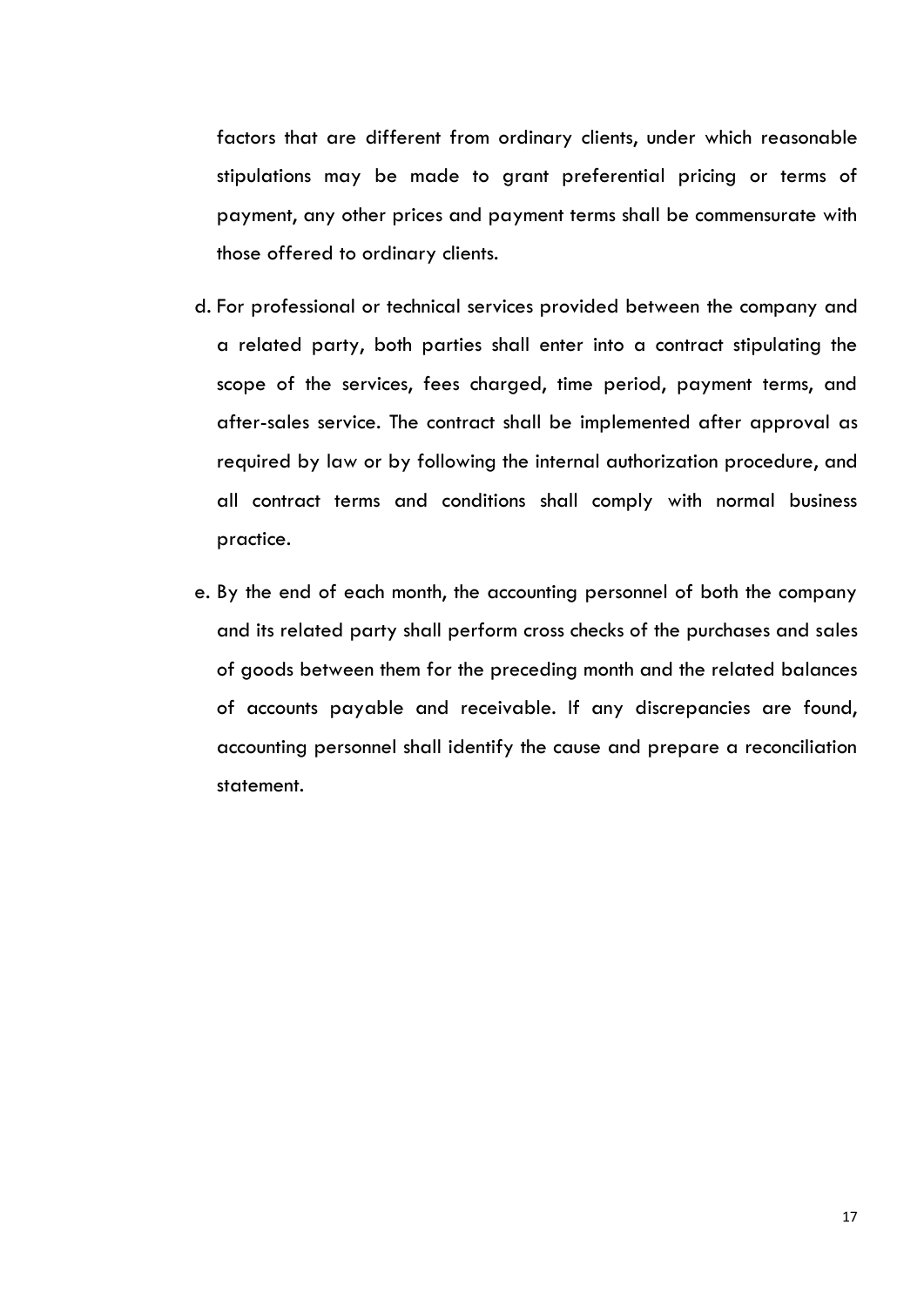factors that are different from ordinary clients, under which reasonable stipulations may be made to grant preferential pricing or terms of payment, any other prices and payment terms shall be commensurate with those offered to ordinary clients.

d. For professional or technical services provided between the company and a related party, both parties shall enter into a contract stipulating the scope of the services, fees charged, time period, payment terms, and after-sales service. The contract shall be implemented after approval as required by law or by following the internal authorization procedure, and all contract terms and conditions shall comply with normal business practice.

e. By the end of each month, the accounting personnel of both the company and its related party shall perform cross checks of the purchases and sales of goods between them for the preceding month and the related balances of accounts payable and receivable. If any discrepancies are found, accounting personnel shall identify the cause and prepare a reconciliation statement.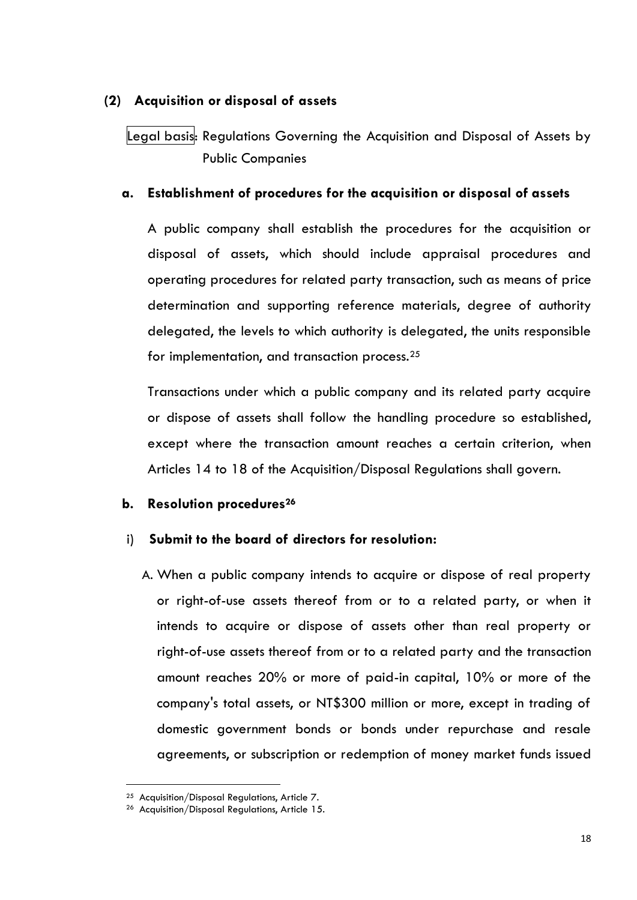### (2) Acquisition or disposal of assets

Legal basis: Regulations Governing the Acquisition and Disposal of Assets by Public Companies

#### a. Establishment of procedures for the acquisition or disposal of assets

A public company shall establish the procedures for the acquisition or disposal of assets, which should include appraisal procedures and operating procedures for related party transaction, such as means of price determination and supporting reference materials, degree of authority delegated, the levels to which authority is delegated, the units responsible for implementation, and transaction process.[25]

Transactions under which a public company and its related party acquire or dispose of assets shall follow the handling procedure so established, except where the transaction amount reaches a certain criterion, when Articles 14 to 18 of the Acquisition/Disposal Regulations shall govern.

#### b. Resolution procedures[26]

i) **Submit to the board of directors for resolution:**

A. When a public company intends to acquire or dispose of real property or right-of-use assets thereof from or to a related party, or when it intends to acquire or dispose of assets other than real property or right-of-use assets thereof from or to a related party and the transaction amount reaches 20% or more of paid-in capital, 10% or more of the company's total assets, or NT$300 million or more, except in trading of domestic government bonds or bonds under repurchase and resale agreements, or subscription or redemption of money market funds issued

[25] Acquisition/Disposal Regulations, Article 7.

[26] Acquisition/Disposal Regulations, Article 15.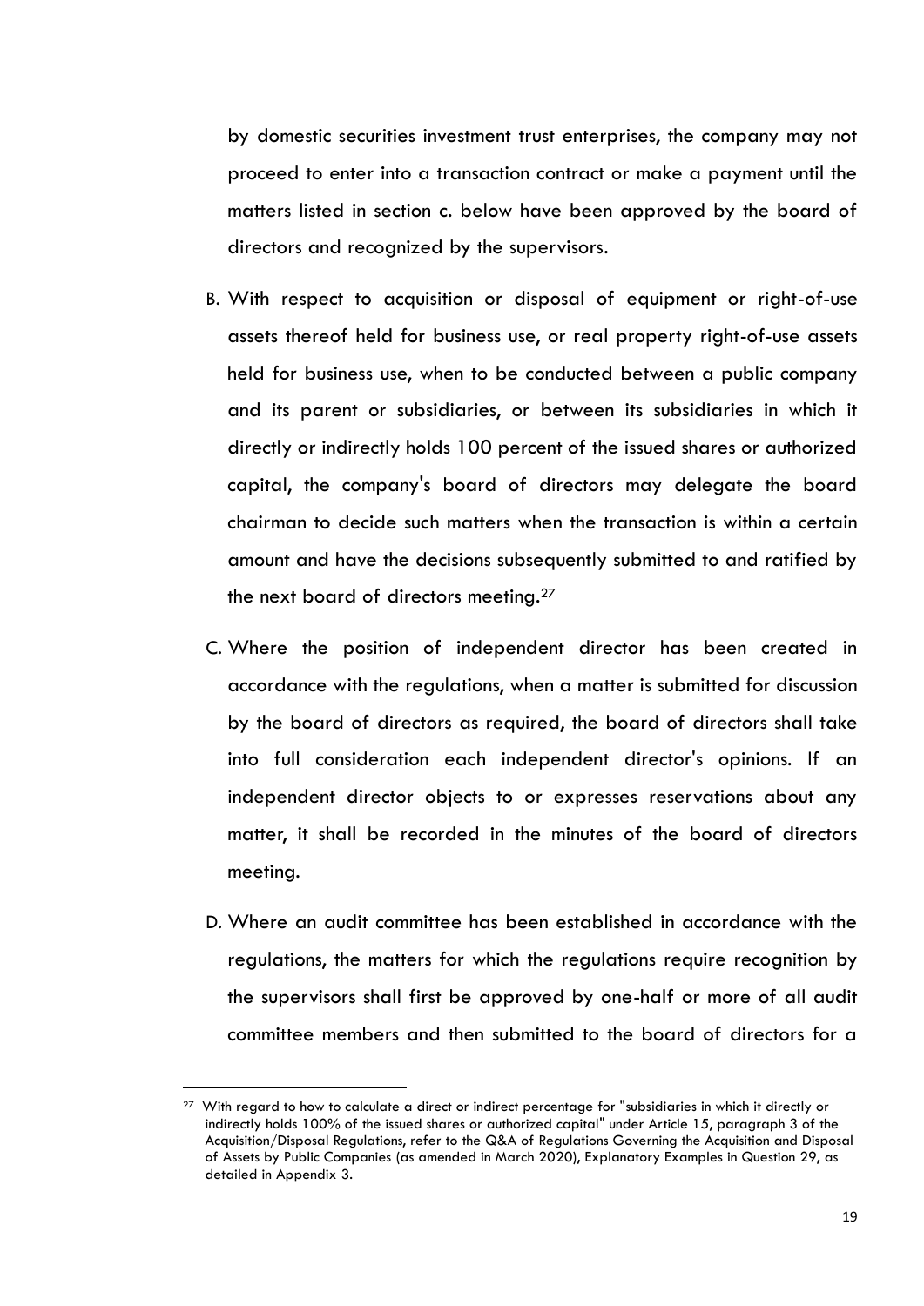by domestic securities investment trust enterprises, the company may not proceed to enter into a transaction contract or make a payment until the matters listed in section c. below have been approved by the board of directors and recognized by the supervisors.

B. With respect to acquisition or disposal of equipment or right-of-use assets thereof held for business use, or real property right-of-use assets held for business use, when to be conducted between a public company and its parent or subsidiaries, or between its subsidiaries in which it directly or indirectly holds 100 percent of the issued shares or authorized capital, the company's board of directors may delegate the board chairman to decide such matters when the transaction is within a certain amount and have the decisions subsequently submitted to and ratified by the next board of directors meeting.[27]

C. Where the position of independent director has been created in accordance with the regulations, when a matter is submitted for discussion by the board of directors as required, the board of directors shall take into full consideration each independent director's opinions. If an independent director objects to or expresses reservations about any matter, it shall be recorded in the minutes of the board of directors meeting.

D. Where an audit committee has been established in accordance with the regulations, the matters for which the regulations require recognition by the supervisors shall first be approved by one-half or more of all audit committee members and then submitted to the board of directors for a

[27] With regard to how to calculate a direct or indirect percentage for "subsidiaries in which it directly or indirectly holds 100% of the issued shares or authorized capital" under Article 15, paragraph 3 of the Acquisition/Disposal Regulations, refer to the Q&A of Regulations Governing the Acquisition and Disposal of Assets by Public Companies (as amended in March 2020), Explanatory Examples in Question 29, as detailed in Appendix 3.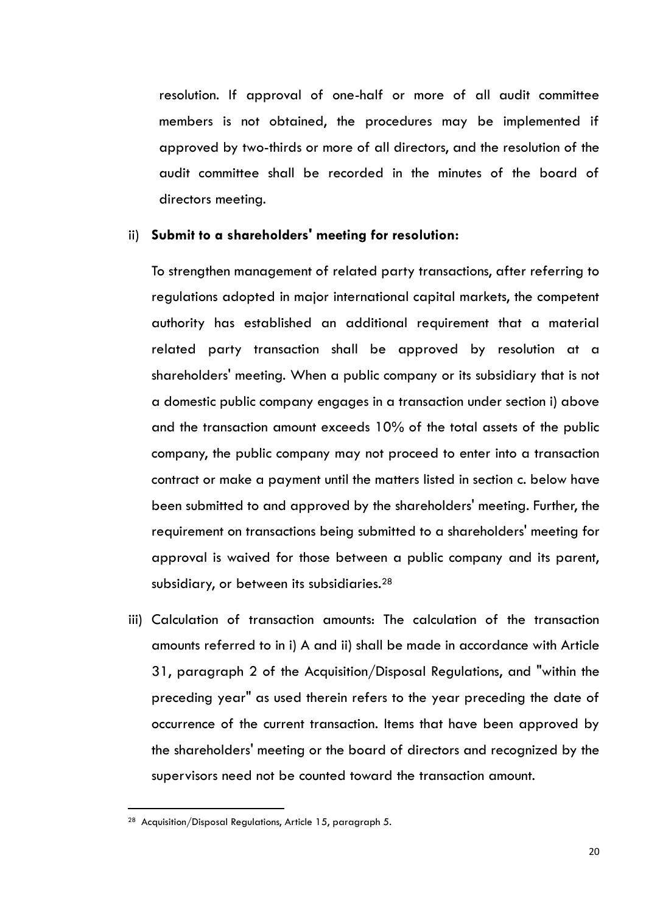resolution. If approval of one-half or more of all audit committee members is not obtained, the procedures may be implemented if approved by two-thirds or more of all directors, and the resolution of the audit committee shall be recorded in the minutes of the board of directors meeting.

ii) **Submit to a shareholders' meeting for resolution:**

To strengthen management of related party transactions, after referring to regulations adopted in major international capital markets, the competent authority has established an additional requirement that a material related party transaction shall be approved by resolution at a shareholders' meeting. When a public company or its subsidiary that is not a domestic public company engages in a transaction under section i) above and the transaction amount exceeds 10% of the total assets of the public company, the public company may not proceed to enter into a transaction contract or make a payment until the matters listed in section c. below have been submitted to and approved by the shareholders' meeting. Further, the requirement on transactions being submitted to a shareholders' meeting for approval is waived for those between a public company and its parent, subsidiary, or between its subsidiaries.[28]

iii) Calculation of transaction amounts: The calculation of the transaction amounts referred to in i) A and ii) shall be made in accordance with Article 31, paragraph 2 of the Acquisition/Disposal Regulations, and "within the preceding year" as used therein refers to the year preceding the date of occurrence of the current transaction. Items that have been approved by the shareholders' meeting or the board of directors and recognized by the supervisors need not be counted toward the transaction amount.

---

[28] Acquisition/Disposal Regulations, Article 15, paragraph 5.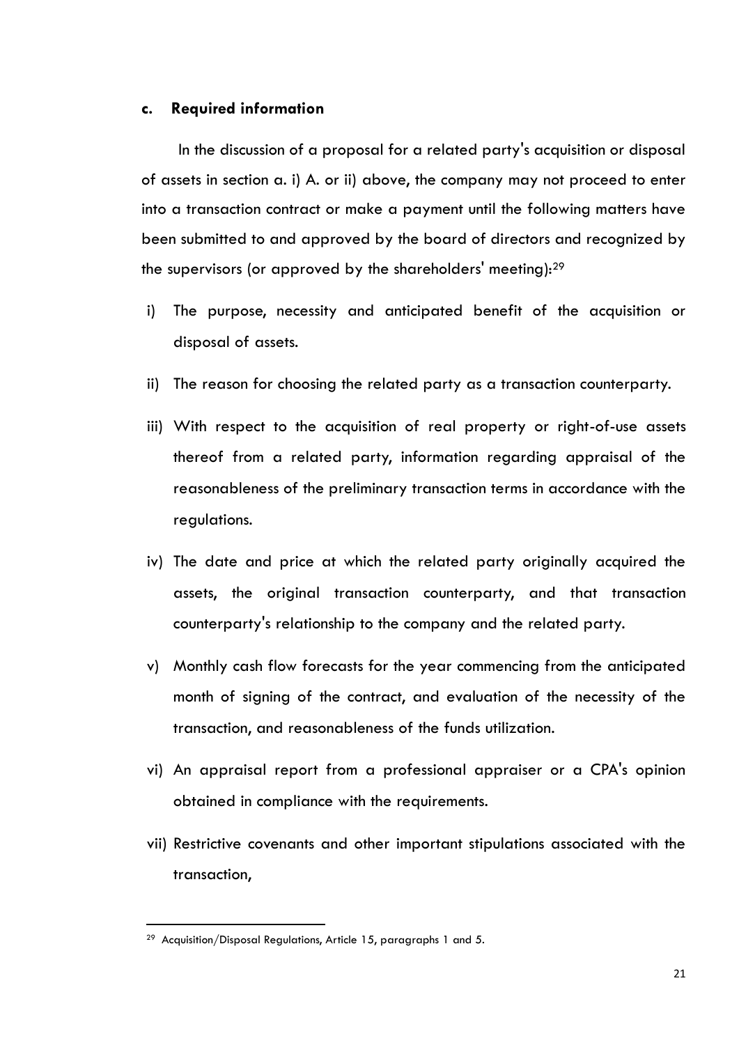#### c. Required information

In the discussion of a proposal for a related party's acquisition or disposal of assets in section a. i) A. or ii) above, the company may not proceed to enter into a transaction contract or make a payment until the following matters have been submitted to and approved by the board of directors and recognized by the supervisors (or approved by the shareholders' meeting):[29]

i) The purpose, necessity and anticipated benefit of the acquisition or disposal of assets.

ii) The reason for choosing the related party as a transaction counterparty.

iii) With respect to the acquisition of real property or right-of-use assets thereof from a related party, information regarding appraisal of the reasonableness of the preliminary transaction terms in accordance with the regulations.

iv) The date and price at which the related party originally acquired the assets, the original transaction counterparty, and that transaction counterparty's relationship to the company and the related party.

v) Monthly cash flow forecasts for the year commencing from the anticipated month of signing of the contract, and evaluation of the necessity of the transaction, and reasonableness of the funds utilization.

vi) An appraisal report from a professional appraiser or a CPA's opinion obtained in compliance with the requirements.

vii) Restrictive covenants and other important stipulations associated with the transaction,

---

[29] Acquisition/Disposal Regulations, Article 15, paragraphs 1 and 5.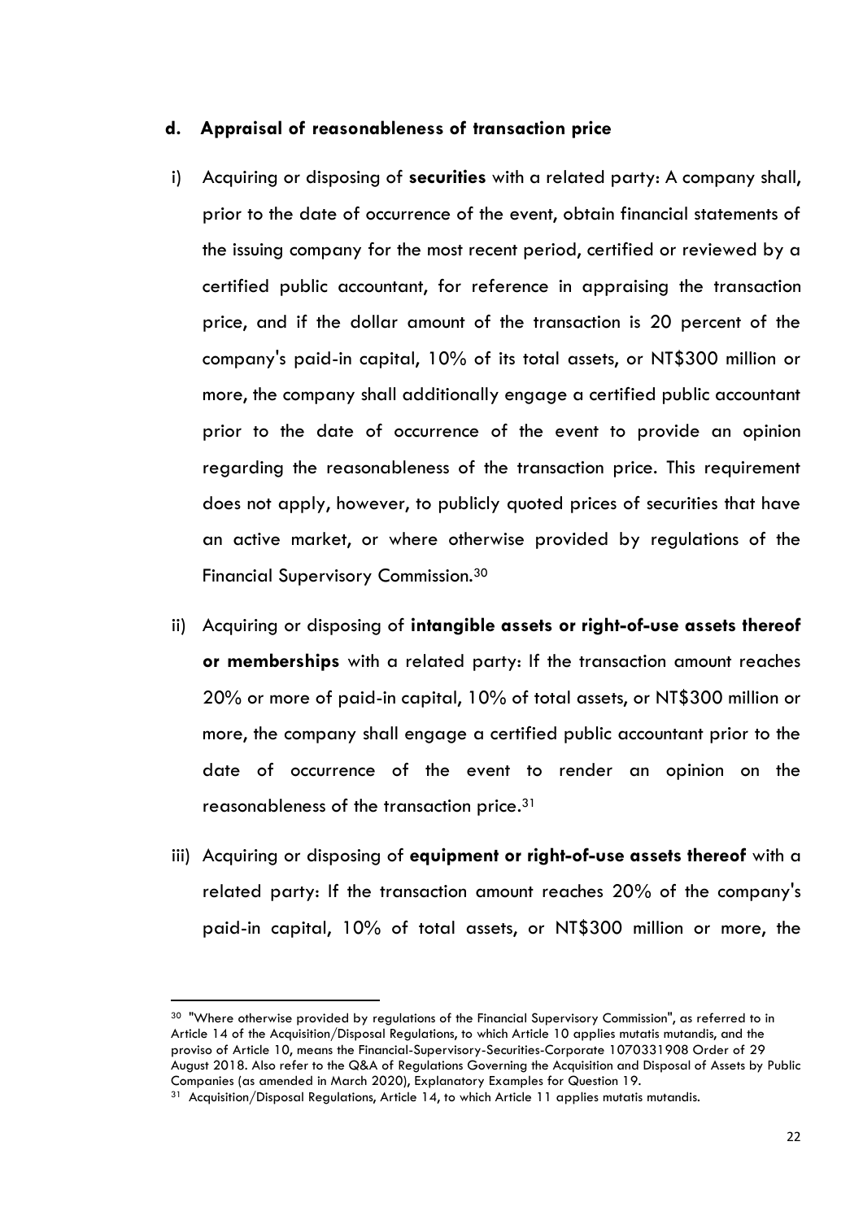### d. Appraisal of reasonableness of transaction price

i) Acquiring or disposing of **securities** with a related party: A company shall, prior to the date of occurrence of the event, obtain financial statements of the issuing company for the most recent period, certified or reviewed by a certified public accountant, for reference in appraising the transaction price, and if the dollar amount of the transaction is 20 percent of the company's paid-in capital, 10% of its total assets, or NT$300 million or more, the company shall additionally engage a certified public accountant prior to the date of occurrence of the event to provide an opinion regarding the reasonableness of the transaction price. This requirement does not apply, however, to publicly quoted prices of securities that have an active market, or where otherwise provided by regulations of the Financial Supervisory Commission.[30]

ii) Acquiring or disposing of **intangible assets or right-of-use assets thereof or memberships** with a related party: If the transaction amount reaches 20% or more of paid-in capital, 10% of total assets, or NT$300 million or more, the company shall engage a certified public accountant prior to the date of occurrence of the event to render an opinion on the reasonableness of the transaction price.[31]

iii) Acquiring or disposing of **equipment or right-of-use assets thereof** with a related party: If the transaction amount reaches 20% of the company's paid-in capital, 10% of total assets, or NT$300 million or more, the

---

[30] "Where otherwise provided by regulations of the Financial Supervisory Commission", as referred to in Article 14 of the Acquisition/Disposal Regulations, to which Article 10 applies mutatis mutandis, and the proviso of Article 10, means the Financial-Supervisory-Securities-Corporate 1070331908 Order of 29 August 2018. Also refer to the Q&A of Regulations Governing the Acquisition and Disposal of Assets by Public Companies (as amended in March 2020), Explanatory Examples for Question 19.

[31] Acquisition/Disposal Regulations, Article 14, to which Article 11 applies mutatis mutandis.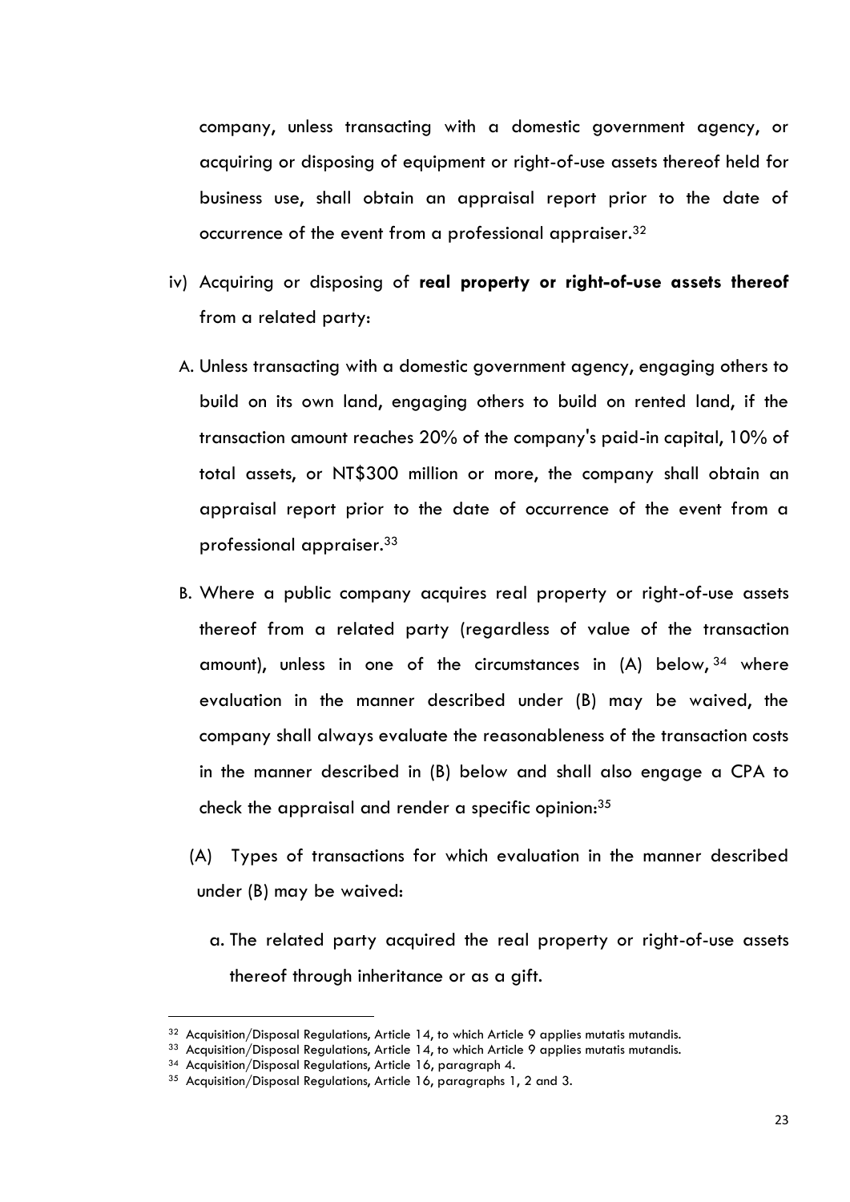company, unless transacting with a domestic government agency, or acquiring or disposing of equipment or right-of-use assets thereof held for business use, shall obtain an appraisal report prior to the date of occurrence of the event from a professional appraiser.[32]

iv) Acquiring or disposing of **real property or right-of-use assets thereof** from a related party:

A. Unless transacting with a domestic government agency, engaging others to build on its own land, engaging others to build on rented land, if the transaction amount reaches 20% of the company's paid-in capital, 10% of total assets, or NT$300 million or more, the company shall obtain an appraisal report prior to the date of occurrence of the event from a professional appraiser.[33]

B. Where a public company acquires real property or right-of-use assets thereof from a related party (regardless of value of the transaction amount), unless in one of the circumstances in (A) below,[34] where evaluation in the manner described under (B) may be waived, the company shall always evaluate the reasonableness of the transaction costs in the manner described in (B) below and shall also engage a CPA to check the appraisal and render a specific opinion:[35]

(A) Types of transactions for which evaluation in the manner described under (B) may be waived:

a. The related party acquired the real property or right-of-use assets thereof through inheritance or as a gift.

---

[32] Acquisition/Disposal Regulations, Article 14, to which Article 9 applies mutatis mutandis.

[33] Acquisition/Disposal Regulations, Article 14, to which Article 9 applies mutatis mutandis.

[34] Acquisition/Disposal Regulations, Article 16, paragraph 4.

[35] Acquisition/Disposal Regulations, Article 16, paragraphs 1, 2 and 3.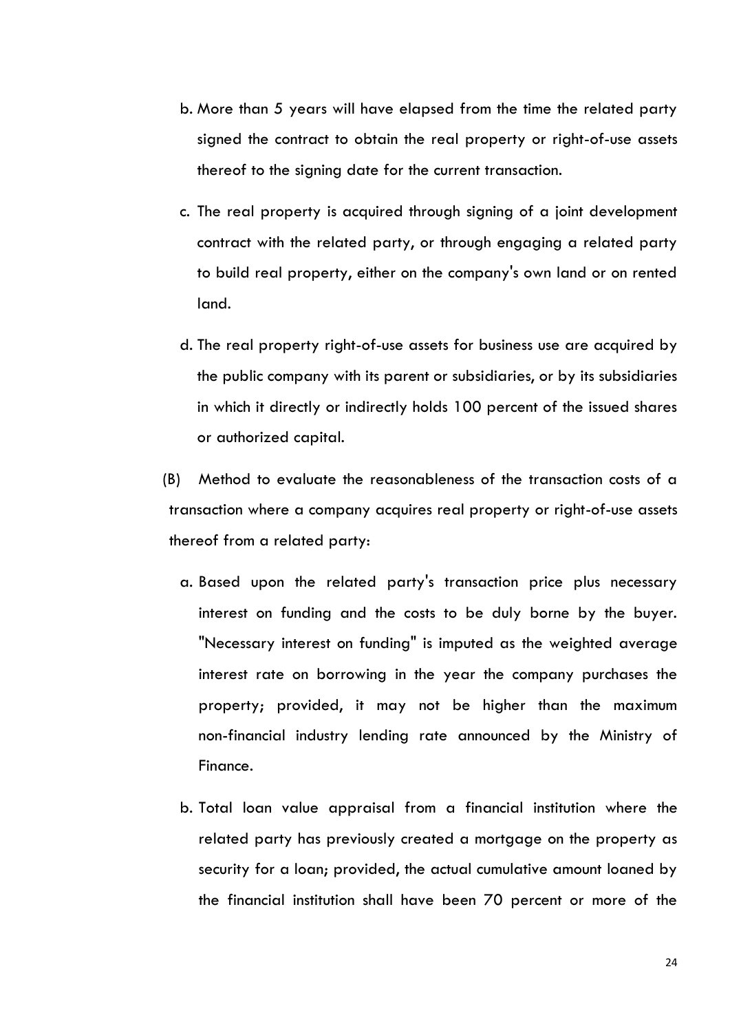b. More than 5 years will have elapsed from the time the related party signed the contract to obtain the real property or right-of-use assets thereof to the signing date for the current transaction.

c. The real property is acquired through signing of a joint development contract with the related party, or through engaging a related party to build real property, either on the company's own land or on rented land.

d. The real property right-of-use assets for business use are acquired by the public company with its parent or subsidiaries, or by its subsidiaries in which it directly or indirectly holds 100 percent of the issued shares or authorized capital.

(B) Method to evaluate the reasonableness of the transaction costs of a transaction where a company acquires real property or right-of-use assets thereof from a related party:

a. Based upon the related party's transaction price plus necessary interest on funding and the costs to be duly borne by the buyer. "Necessary interest on funding" is imputed as the weighted average interest rate on borrowing in the year the company purchases the property; provided, it may not be higher than the maximum non-financial industry lending rate announced by the Ministry of Finance.

b. Total loan value appraisal from a financial institution where the related party has previously created a mortgage on the property as security for a loan; provided, the actual cumulative amount loaned by the financial institution shall have been 70 percent or more of the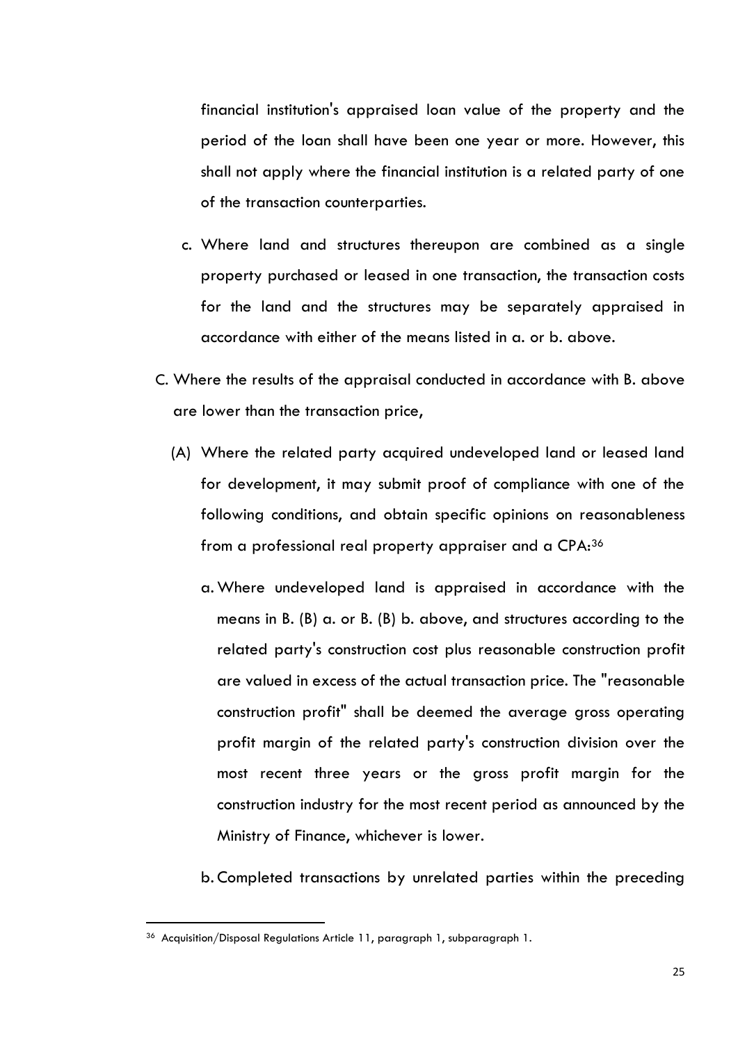financial institution's appraised loan value of the property and the period of the loan shall have been one year or more. However, this shall not apply where the financial institution is a related party of one of the transaction counterparties.

c. Where land and structures thereupon are combined as a single property purchased or leased in one transaction, the transaction costs for the land and the structures may be separately appraised in accordance with either of the means listed in a. or b. above.

C. Where the results of the appraisal conducted in accordance with B. above are lower than the transaction price,

(A) Where the related party acquired undeveloped land or leased land for development, it may submit proof of compliance with one of the following conditions, and obtain specific opinions on reasonableness from a professional real property appraiser and a CPA:[36]

a. Where undeveloped land is appraised in accordance with the means in B. (B) a. or B. (B) b. above, and structures according to the related party's construction cost plus reasonable construction profit are valued in excess of the actual transaction price. The "reasonable construction profit" shall be deemed the average gross operating profit margin of the related party's construction division over the most recent three years or the gross profit margin for the construction industry for the most recent period as announced by the Ministry of Finance, whichever is lower.

b. Completed transactions by unrelated parties within the preceding

---

[36] Acquisition/Disposal Regulations Article 11, paragraph 1, subparagraph 1.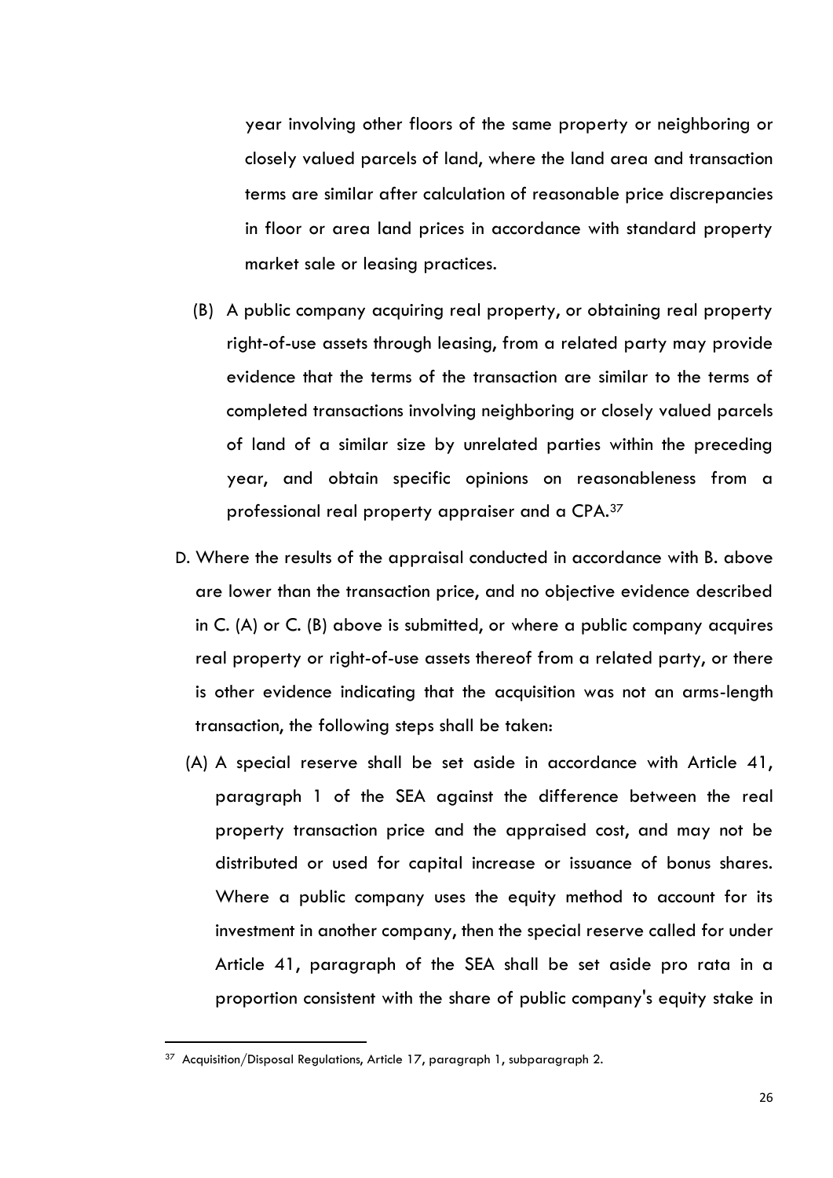year involving other floors of the same property or neighboring or closely valued parcels of land, where the land area and transaction terms are similar after calculation of reasonable price discrepancies in floor or area land prices in accordance with standard property market sale or leasing practices.

(B) A public company acquiring real property, or obtaining real property right-of-use assets through leasing, from a related party may provide evidence that the terms of the transaction are similar to the terms of completed transactions involving neighboring or closely valued parcels of land of a similar size by unrelated parties within the preceding year, and obtain specific opinions on reasonableness from a professional real property appraiser and a CPA.[37]

D. Where the results of the appraisal conducted in accordance with B. above are lower than the transaction price, and no objective evidence described in C. (A) or C. (B) above is submitted, or where a public company acquires real property or right-of-use assets thereof from a related party, or there is other evidence indicating that the acquisition was not an arms-length transaction, the following steps shall be taken:

(A) A special reserve shall be set aside in accordance with Article 41, paragraph 1 of the SEA against the difference between the real property transaction price and the appraised cost, and may not be distributed or used for capital increase or issuance of bonus shares. Where a public company uses the equity method to account for its investment in another company, then the special reserve called for under Article 41, paragraph of the SEA shall be set aside pro rata in a proportion consistent with the share of public company's equity stake in

---

[37] Acquisition/Disposal Regulations, Article 17, paragraph 1, subparagraph 2.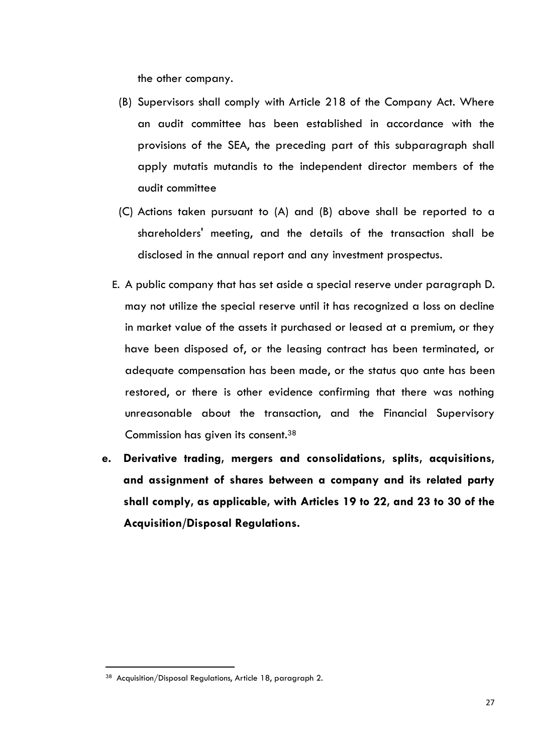the other company.

(B) Supervisors shall comply with Article 218 of the Company Act. Where an audit committee has been established in accordance with the provisions of the SEA, the preceding part of this subparagraph shall apply mutatis mutandis to the independent director members of the audit committee

(C) Actions taken pursuant to (A) and (B) above shall be reported to a shareholders' meeting, and the details of the transaction shall be disclosed in the annual report and any investment prospectus.

E. A public company that has set aside a special reserve under paragraph D. may not utilize the special reserve until it has recognized a loss on decline in market value of the assets it purchased or leased at a premium, or they have been disposed of, or the leasing contract has been terminated, or adequate compensation has been made, or the status quo ante has been restored, or there is other evidence confirming that there was nothing unreasonable about the transaction, and the Financial Supervisory Commission has given its consent.[38]

**e. Derivative trading, mergers and consolidations, splits, acquisitions, and assignment of shares between a company and its related party shall comply, as applicable, with Articles 19 to 22, and 23 to 30 of the Acquisition/Disposal Regulations.**

---

[38] Acquisition/Disposal Regulations, Article 18, paragraph 2.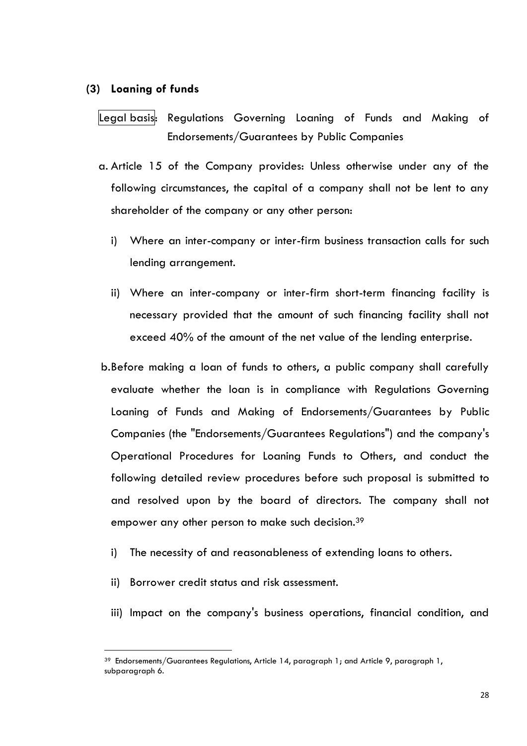### (3) **Loaning of funds**

Legal basis: Regulations Governing Loaning of Funds and Making of Endorsements/Guarantees by Public Companies

a. Article 15 of the Company provides: Unless otherwise under any of the following circumstances, the capital of a company shall not be lent to any shareholder of the company or any other person:

   i) Where an inter-company or inter-firm business transaction calls for such lending arrangement.

   ii) Where an inter-company or inter-firm short-term financing facility is necessary provided that the amount of such financing facility shall not exceed 40% of the amount of the net value of the lending enterprise.

b. Before making a loan of funds to others, a public company shall carefully evaluate whether the loan is in compliance with Regulations Governing Loaning of Funds and Making of Endorsements/Guarantees by Public Companies (the "Endorsements/Guarantees Regulations") and the company's Operational Procedures for Loaning Funds to Others, and conduct the following detailed review procedures before such proposal is submitted to and resolved upon by the board of directors. The company shall not empower any other person to make such decision.[39]

   i) The necessity of and reasonableness of extending loans to others.

   ii) Borrower credit status and risk assessment.

   iii) Impact on the company's business operations, financial condition, and

---

[39] Endorsements/Guarantees Regulations, Article 14, paragraph 1; and Article 9, paragraph 1, subparagraph 6.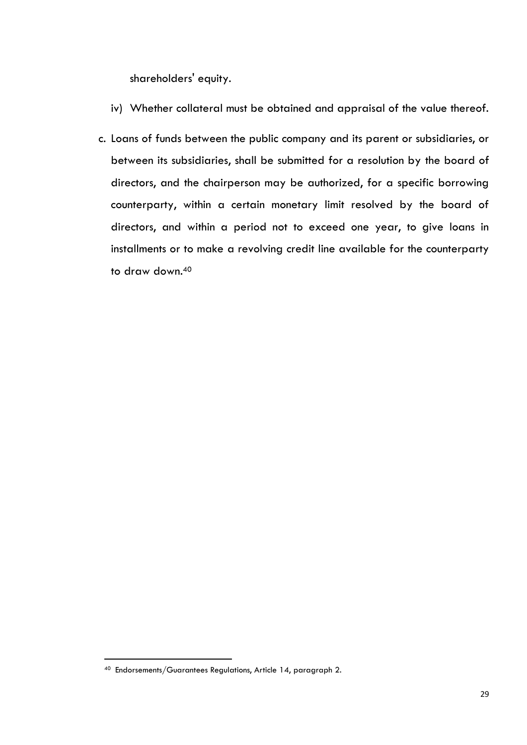shareholders' equity.

iv) Whether collateral must be obtained and appraisal of the value thereof.

c. Loans of funds between the public company and its parent or subsidiaries, or between its subsidiaries, shall be submitted for a resolution by the board of directors, and the chairperson may be authorized, for a specific borrowing counterparty, within a certain monetary limit resolved by the board of directors, and within a period not to exceed one year, to give loans in installments or to make a revolving credit line available for the counterparty to draw down.[40]

---

[40] Endorsements/Guarantees Regulations, Article 14, paragraph 2.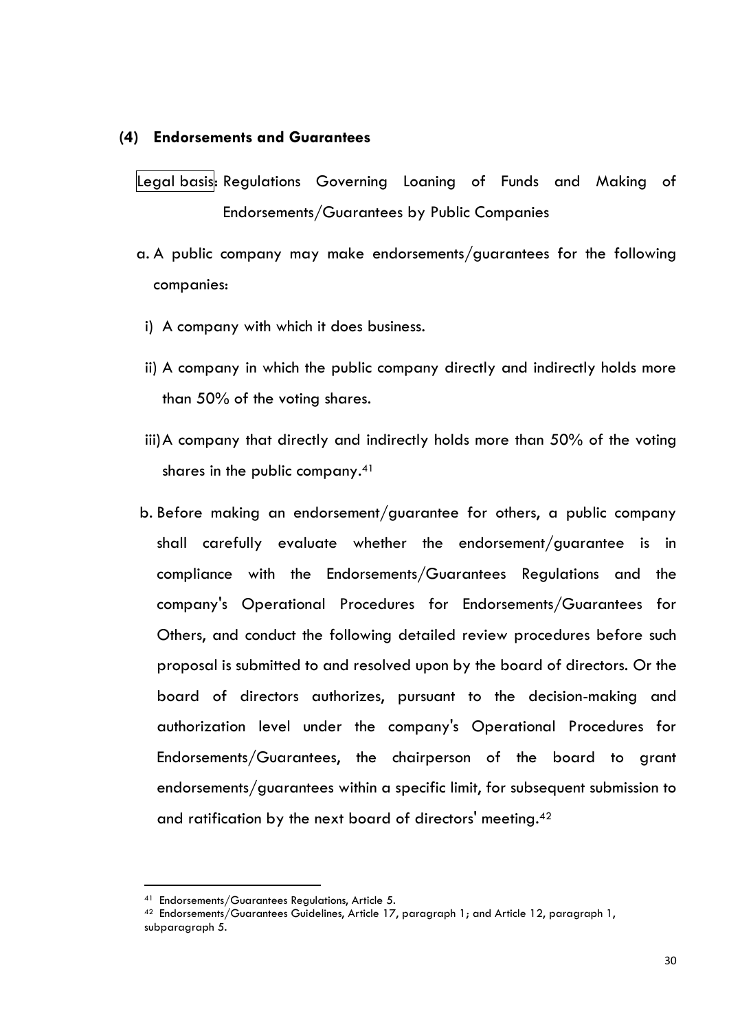### (4) Endorsements and Guarantees

Legal basis: Regulations Governing Loaning of Funds and Making of Endorsements/Guarantees by Public Companies

a. A public company may make endorsements/guarantees for the following companies:

   i) A company with which it does business.

   ii) A company in which the public company directly and indirectly holds more than 50% of the voting shares.

   iii) A company that directly and indirectly holds more than 50% of the voting shares in the public company.[41]

b. Before making an endorsement/guarantee for others, a public company shall carefully evaluate whether the endorsement/guarantee is in compliance with the Endorsements/Guarantees Regulations and the company's Operational Procedures for Endorsements/Guarantees for Others, and conduct the following detailed review procedures before such proposal is submitted to and resolved upon by the board of directors. Or the board of directors authorizes, pursuant to the decision-making and authorization level under the company's Operational Procedures for Endorsements/Guarantees, the chairperson of the board to grant endorsements/guarantees within a specific limit, for subsequent submission to and ratification by the next board of directors' meeting.[42]

---

[41] Endorsements/Guarantees Regulations, Article 5.

[42] Endorsements/Guarantees Guidelines, Article 17, paragraph 1; and Article 12, paragraph 1, subparagraph 5.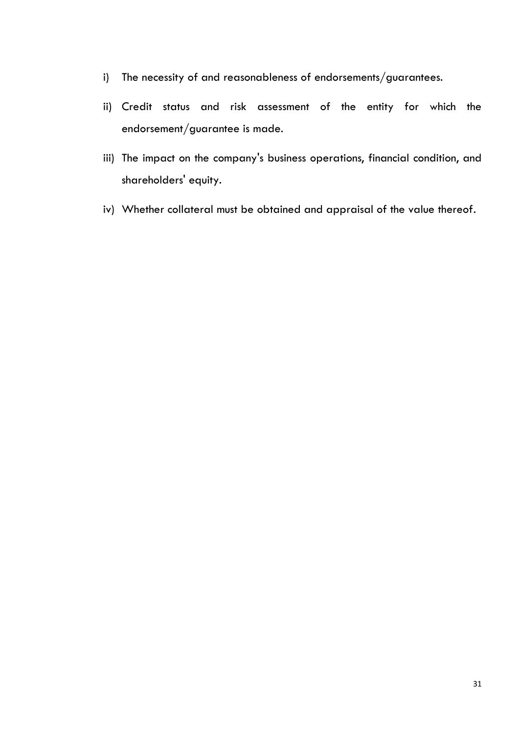i) The necessity of and reasonableness of endorsements/guarantees.

ii) Credit status and risk assessment of the entity for which the endorsement/guarantee is made.

iii) The impact on the company's business operations, financial condition, and shareholders' equity.

iv) Whether collateral must be obtained and appraisal of the value thereof.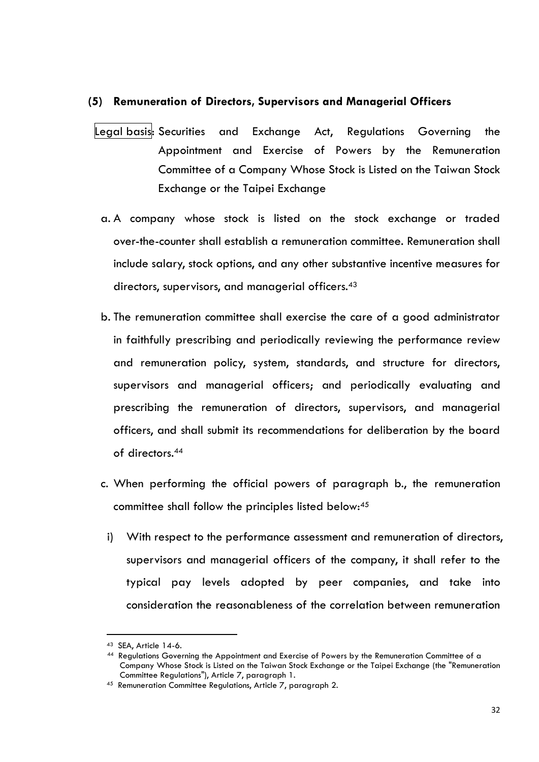### (5) Remuneration of Directors, Supervisors and Managerial Officers

Legal basis: Securities and Exchange Act, Regulations Governing the Appointment and Exercise of Powers by the Remuneration Committee of a Company Whose Stock is Listed on the Taiwan Stock Exchange or the Taipei Exchange

a. A company whose stock is listed on the stock exchange or traded over-the-counter shall establish a remuneration committee. Remuneration shall include salary, stock options, and any other substantive incentive measures for directors, supervisors, and managerial officers.[43]

b. The remuneration committee shall exercise the care of a good administrator in faithfully prescribing and periodically reviewing the performance review and remuneration policy, system, standards, and structure for directors, supervisors and managerial officers; and periodically evaluating and prescribing the remuneration of directors, supervisors, and managerial officers, and shall submit its recommendations for deliberation by the board of directors.[44]

c. When performing the official powers of paragraph b., the remuneration committee shall follow the principles listed below:[45]

  i) With respect to the performance assessment and remuneration of directors, supervisors and managerial officers of the company, it shall refer to the typical pay levels adopted by peer companies, and take into consideration the reasonableness of the correlation between remuneration

---

[43] SEA, Article 14-6.

[44] Regulations Governing the Appointment and Exercise of Powers by the Remuneration Committee of a Company Whose Stock is Listed on the Taiwan Stock Exchange or the Taipei Exchange (the "Remuneration Committee Regulations"), Article 7, paragraph 1.

[45] Remuneration Committee Regulations, Article 7, paragraph 2.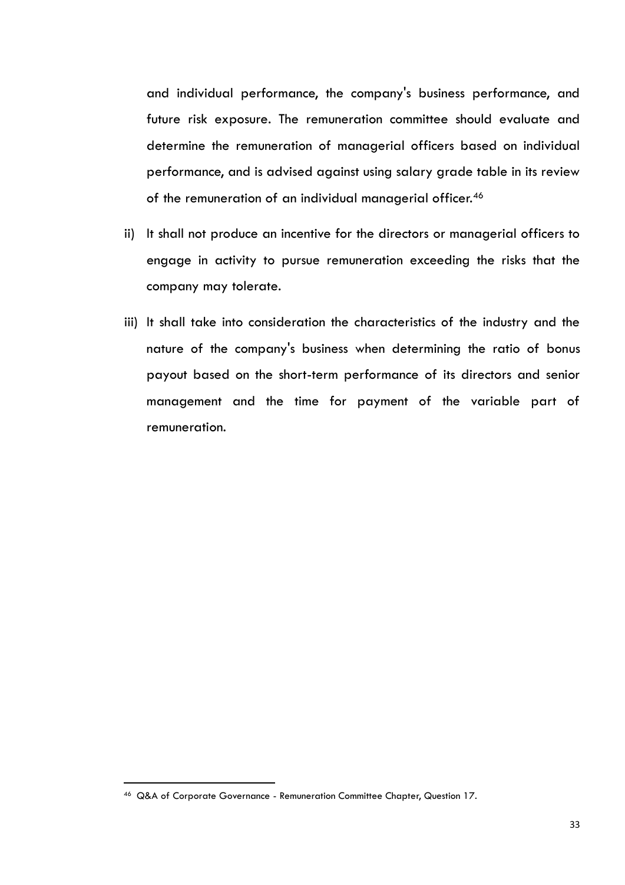and individual performance, the company's business performance, and future risk exposure. The remuneration committee should evaluate and determine the remuneration of managerial officers based on individual performance, and is advised against using salary grade table in its review of the remuneration of an individual managerial officer.[46]

ii) It shall not produce an incentive for the directors or managerial officers to engage in activity to pursue remuneration exceeding the risks that the company may tolerate.

iii) It shall take into consideration the characteristics of the industry and the nature of the company's business when determining the ratio of bonus payout based on the short-term performance of its directors and senior management and the time for payment of the variable part of remuneration.

---

[46] Q&A of Corporate Governance - Remuneration Committee Chapter, Question 17.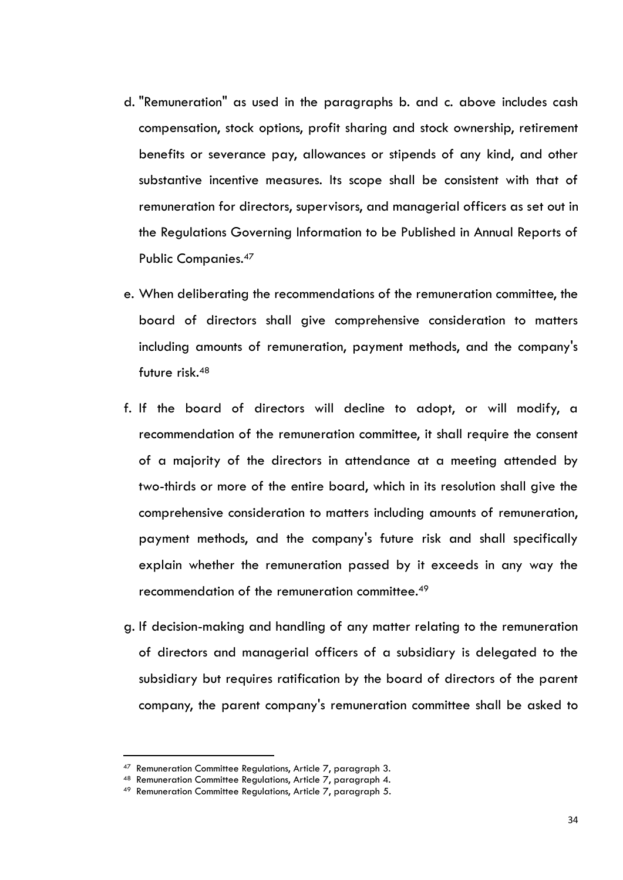d. "Remuneration" as used in the paragraphs b. and c. above includes cash compensation, stock options, profit sharing and stock ownership, retirement benefits or severance pay, allowances or stipends of any kind, and other substantive incentive measures. Its scope shall be consistent with that of remuneration for directors, supervisors, and managerial officers as set out in the Regulations Governing Information to be Published in Annual Reports of Public Companies.[47]

e. When deliberating the recommendations of the remuneration committee, the board of directors shall give comprehensive consideration to matters including amounts of remuneration, payment methods, and the company's future risk.[48]

f. If the board of directors will decline to adopt, or will modify, a recommendation of the remuneration committee, it shall require the consent of a majority of the directors in attendance at a meeting attended by two-thirds or more of the entire board, which in its resolution shall give the comprehensive consideration to matters including amounts of remuneration, payment methods, and the company's future risk and shall specifically explain whether the remuneration passed by it exceeds in any way the recommendation of the remuneration committee.[49]

g. If decision-making and handling of any matter relating to the remuneration of directors and managerial officers of a subsidiary is delegated to the subsidiary but requires ratification by the board of directors of the parent company, the parent company's remuneration committee shall be asked to

---

[47] Remuneration Committee Regulations, Article 7, paragraph 3.

[48] Remuneration Committee Regulations, Article 7, paragraph 4.

[49] Remuneration Committee Regulations, Article 7, paragraph 5.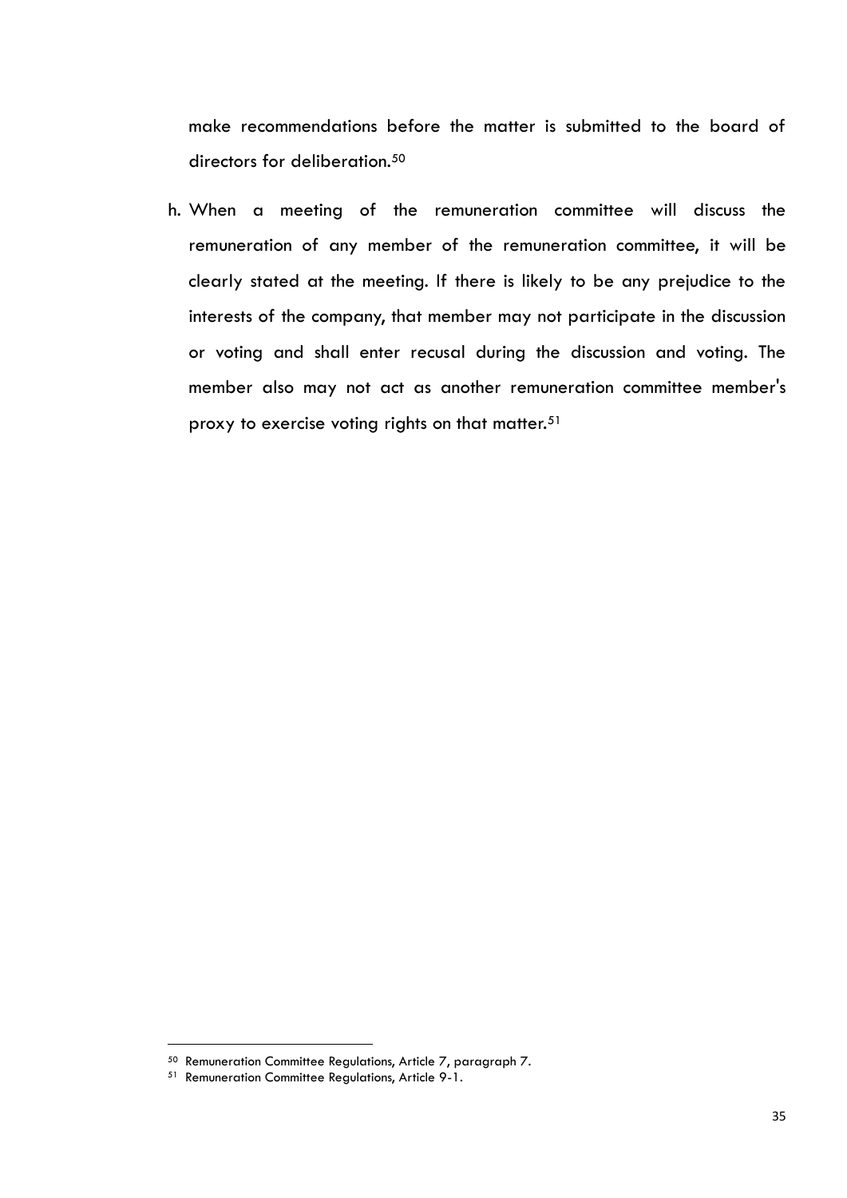make recommendations before the matter is submitted to the board of directors for deliberation.[50]

h. When a meeting of the remuneration committee will discuss the remuneration of any member of the remuneration committee, it will be clearly stated at the meeting. If there is likely to be any prejudice to the interests of the company, that member may not participate in the discussion or voting and shall enter recusal during the discussion and voting. The member also may not act as another remuneration committee member's proxy to exercise voting rights on that matter.[51]

[50] Remuneration Committee Regulations, Article 7, paragraph 7.

[51] Remuneration Committee Regulations, Article 9-1.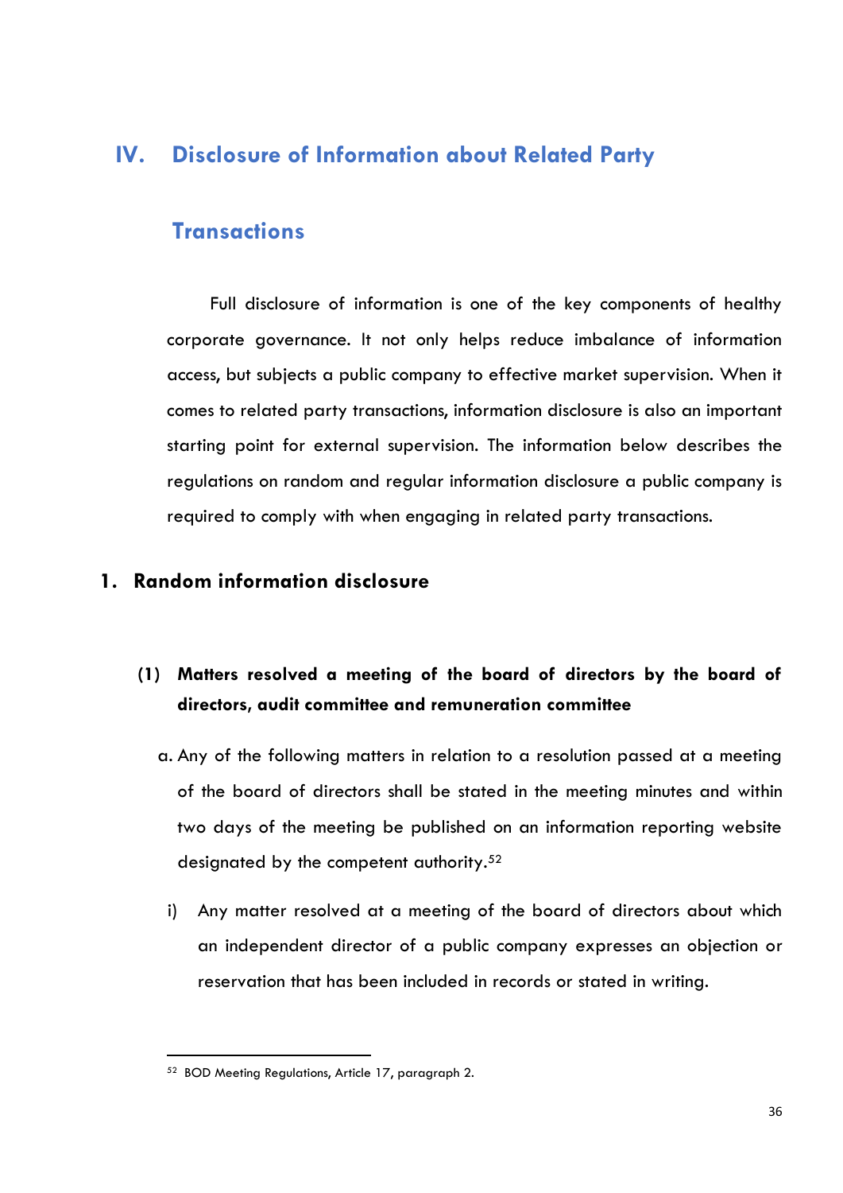# IV. Disclosure of Information about Related Party Transactions

Full disclosure of information is one of the key components of healthy corporate governance. It not only helps reduce imbalance of information access, but subjects a public company to effective market supervision. When it comes to related party transactions, information disclosure is also an important starting point for external supervision. The information below describes the regulations on random and regular information disclosure a public company is required to comply with when engaging in related party transactions.

## 1. Random information disclosure

### (1) Matters resolved a meeting of the board of directors by the board of directors, audit committee and remuneration committee

a. Any of the following matters in relation to a resolution passed at a meeting of the board of directors shall be stated in the meeting minutes and within two days of the meeting be published on an information reporting website designated by the competent authority.[52]

i) Any matter resolved at a meeting of the board of directors about which an independent director of a public company expresses an objection or reservation that has been included in records or stated in writing.

---

[52] BOD Meeting Regulations, Article 17, paragraph 2.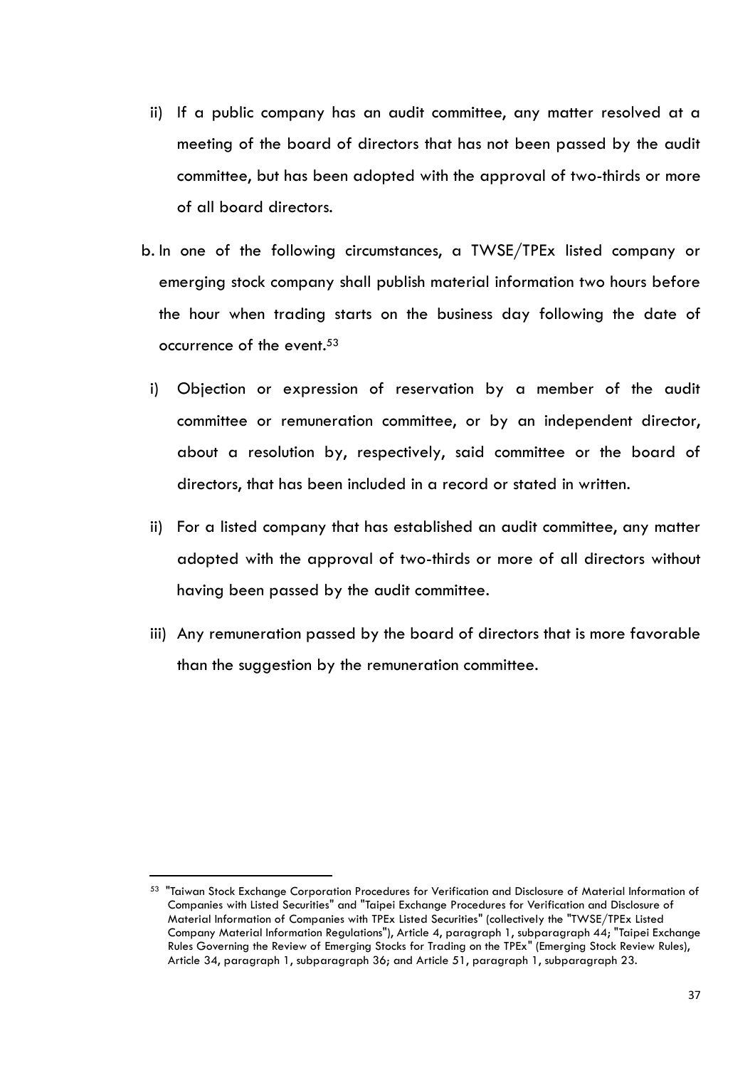ii) If a public company has an audit committee, any matter resolved at a meeting of the board of directors that has not been passed by the audit committee, but has been adopted with the approval of two-thirds or more of all board directors.

b. In one of the following circumstances, a TWSE/TPEx listed company or emerging stock company shall publish material information two hours before the hour when trading starts on the business day following the date of occurrence of the event.[53]

   i) Objection or expression of reservation by a member of the audit committee or remuneration committee, or by an independent director, about a resolution by, respectively, said committee or the board of directors, that has been included in a record or stated in written.

   ii) For a listed company that has established an audit committee, any matter adopted with the approval of two-thirds or more of all directors without having been passed by the audit committee.

   iii) Any remuneration passed by the board of directors that is more favorable than the suggestion by the remuneration committee.

---

[53] "Taiwan Stock Exchange Corporation Procedures for Verification and Disclosure of Material Information of Companies with Listed Securities" and "Taipei Exchange Procedures for Verification and Disclosure of Material Information of Companies with TPEx Listed Securities" (collectively the "TWSE/TPEx Listed Company Material Information Regulations"), Article 4, paragraph 1, subparagraph 44; "Taipei Exchange Rules Governing the Review of Emerging Stocks for Trading on the TPEx" (Emerging Stock Review Rules), Article 34, paragraph 1, subparagraph 36; and Article 51, paragraph 1, subparagraph 23.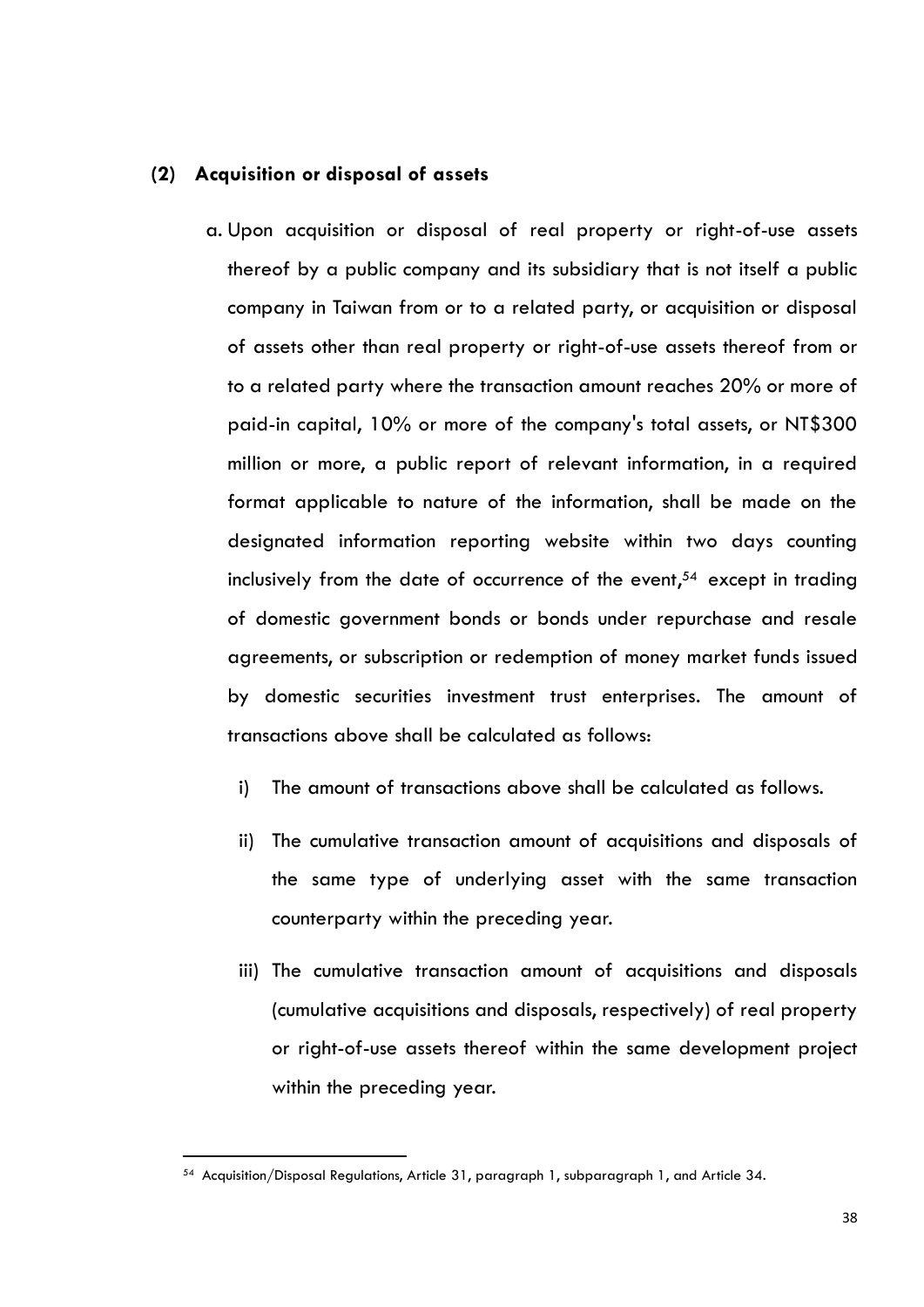### (2) Acquisition or disposal of assets

a. Upon acquisition or disposal of real property or right-of-use assets thereof by a public company and its subsidiary that is not itself a public company in Taiwan from or to a related party, or acquisition or disposal of assets other than real property or right-of-use assets thereof from or to a related party where the transaction amount reaches 20% or more of paid-in capital, 10% or more of the company's total assets, or NT$300 million or more, a public report of relevant information, in a required format applicable to nature of the information, shall be made on the designated information reporting website within two days counting inclusively from the date of occurrence of the event,[54] except in trading of domestic government bonds or bonds under repurchase and resale agreements, or subscription or redemption of money market funds issued by domestic securities investment trust enterprises. The amount of transactions above shall be calculated as follows:

   i) The amount of transactions above shall be calculated as follows.

   ii) The cumulative transaction amount of acquisitions and disposals of the same type of underlying asset with the same transaction counterparty within the preceding year.

   iii) The cumulative transaction amount of acquisitions and disposals (cumulative acquisitions and disposals, respectively) of real property or right-of-use assets thereof within the same development project within the preceding year.

---

[54] Acquisition/Disposal Regulations, Article 31, paragraph 1, subparagraph 1, and Article 34.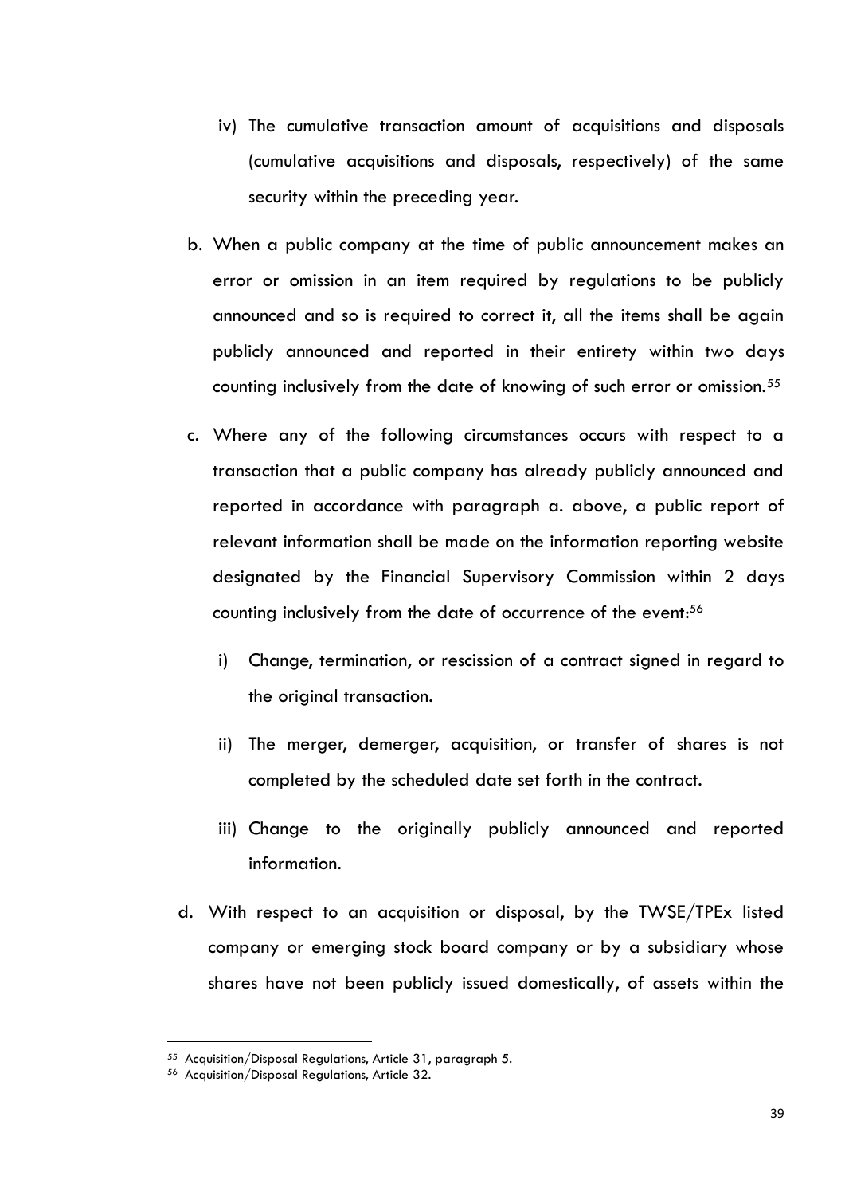iv) The cumulative transaction amount of acquisitions and disposals (cumulative acquisitions and disposals, respectively) of the same security within the preceding year.

b. When a public company at the time of public announcement makes an error or omission in an item required by regulations to be publicly announced and so is required to correct it, all the items shall be again publicly announced and reported in their entirety within two days counting inclusively from the date of knowing of such error or omission.[55]

c. Where any of the following circumstances occurs with respect to a transaction that a public company has already publicly announced and reported in accordance with paragraph a. above, a public report of relevant information shall be made on the information reporting website designated by the Financial Supervisory Commission within 2 days counting inclusively from the date of occurrence of the event:[56]

   i) Change, termination, or rescission of a contract signed in regard to the original transaction.

   ii) The merger, demerger, acquisition, or transfer of shares is not completed by the scheduled date set forth in the contract.

   iii) Change to the originally publicly announced and reported information.

d. With respect to an acquisition or disposal, by the TWSE/TPEx listed company or emerging stock board company or by a subsidiary whose shares have not been publicly issued domestically, of assets within the

---

[55] Acquisition/Disposal Regulations, Article 31, paragraph 5.

[56] Acquisition/Disposal Regulations, Article 32.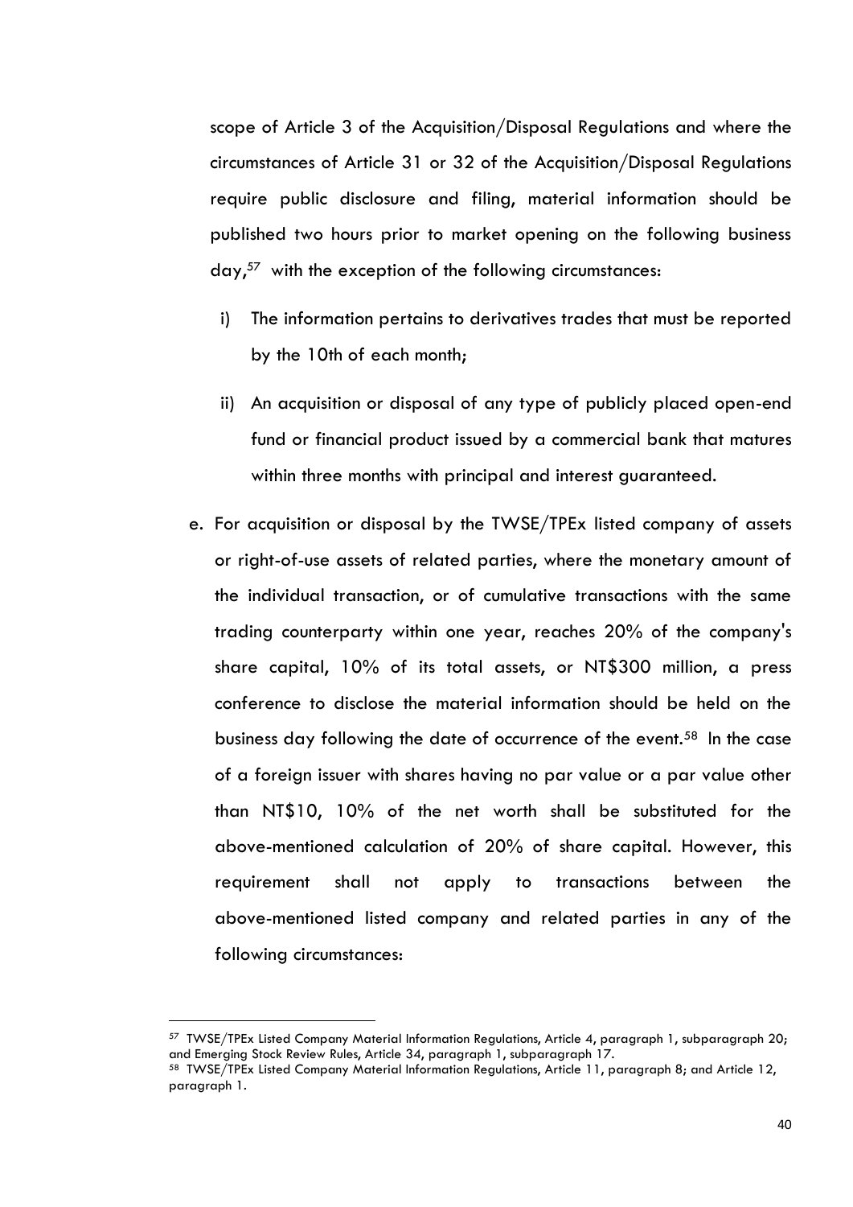scope of Article 3 of the Acquisition/Disposal Regulations and where the circumstances of Article 31 or 32 of the Acquisition/Disposal Regulations require public disclosure and filing, material information should be published two hours prior to market opening on the following business day,[57] with the exception of the following circumstances:

i) The information pertains to derivatives trades that must be reported by the 10th of each month;

ii) An acquisition or disposal of any type of publicly placed open-end fund or financial product issued by a commercial bank that matures within three months with principal and interest guaranteed.

e. For acquisition or disposal by the TWSE/TPEx listed company of assets or right-of-use assets of related parties, where the monetary amount of the individual transaction, or of cumulative transactions with the same trading counterparty within one year, reaches 20% of the company's share capital, 10% of its total assets, or NT$300 million, a press conference to disclose the material information should be held on the business day following the date of occurrence of the event.[58] In the case of a foreign issuer with shares having no par value or a par value other than NT$10, 10% of the net worth shall be substituted for the above-mentioned calculation of 20% of share capital. However, this requirement shall not apply to transactions between the above-mentioned listed company and related parties in any of the following circumstances:

---

[57] TWSE/TPEx Listed Company Material Information Regulations, Article 4, paragraph 1, subparagraph 20; and Emerging Stock Review Rules, Article 34, paragraph 1, subparagraph 17.

[58] TWSE/TPEx Listed Company Material Information Regulations, Article 11, paragraph 8; and Article 12, paragraph 1.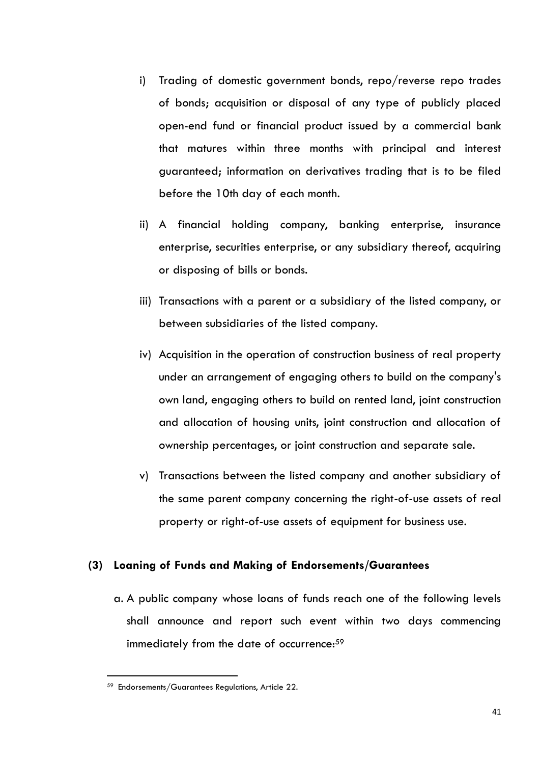i) Trading of domestic government bonds, repo/reverse repo trades of bonds; acquisition or disposal of any type of publicly placed open-end fund or financial product issued by a commercial bank that matures within three months with principal and interest guaranteed; information on derivatives trading that is to be filed before the 10th day of each month.

ii) A financial holding company, banking enterprise, insurance enterprise, securities enterprise, or any subsidiary thereof, acquiring or disposing of bills or bonds.

iii) Transactions with a parent or a subsidiary of the listed company, or between subsidiaries of the listed company.

iv) Acquisition in the operation of construction business of real property under an arrangement of engaging others to build on the company's own land, engaging others to build on rented land, joint construction and allocation of housing units, joint construction and allocation of ownership percentages, or joint construction and separate sale.

v) Transactions between the listed company and another subsidiary of the same parent company concerning the right-of-use assets of real property or right-of-use assets of equipment for business use.

### (3) Loaning of Funds and Making of Endorsements/Guarantees

a. A public company whose loans of funds reach one of the following levels shall announce and report such event within two days commencing immediately from the date of occurrence:[59]

---

[59] Endorsements/Guarantees Regulations, Article 22.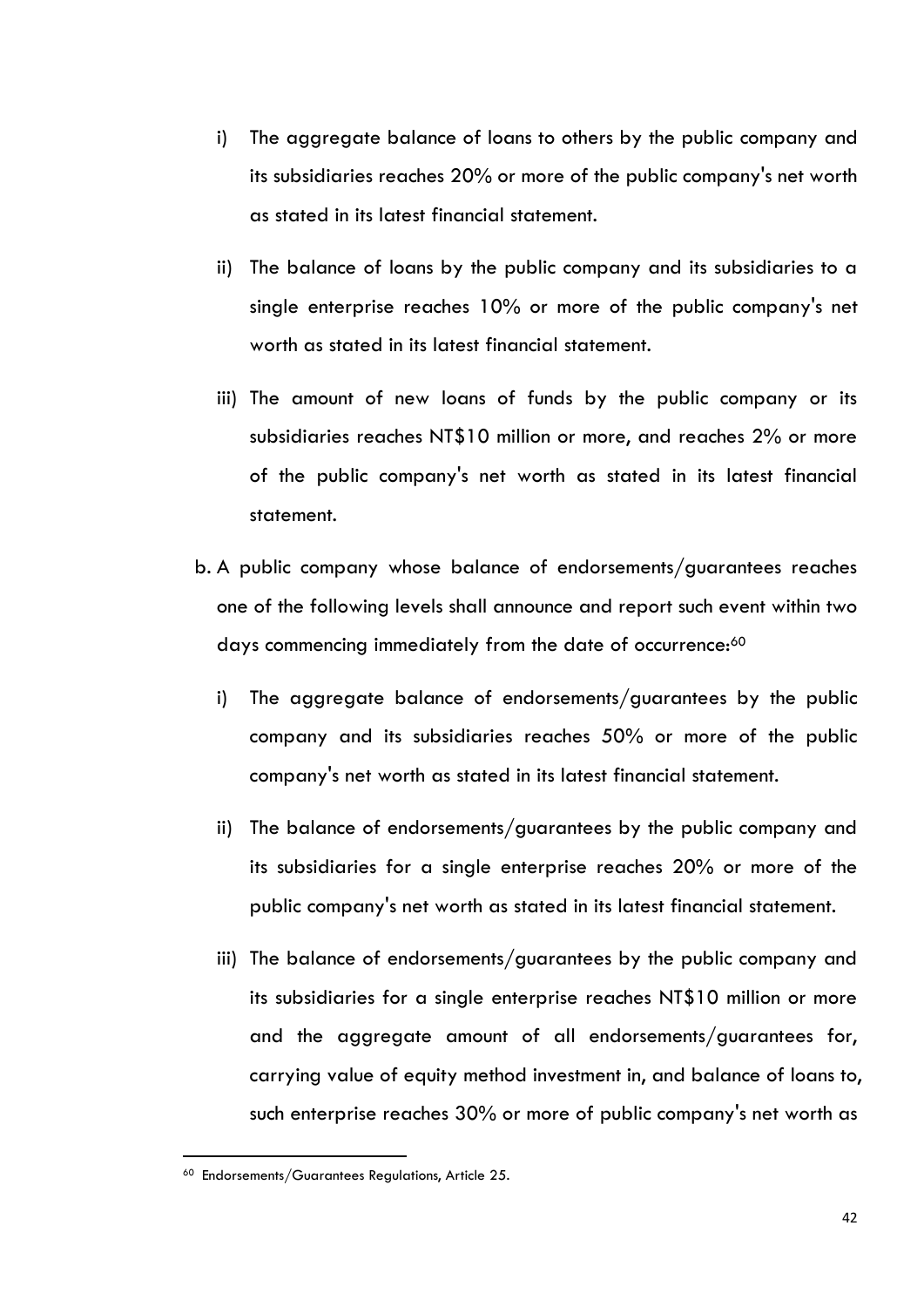i) The aggregate balance of loans to others by the public company and its subsidiaries reaches 20% or more of the public company's net worth as stated in its latest financial statement.

ii) The balance of loans by the public company and its subsidiaries to a single enterprise reaches 10% or more of the public company's net worth as stated in its latest financial statement.

iii) The amount of new loans of funds by the public company or its subsidiaries reaches NT$10 million or more, and reaches 2% or more of the public company's net worth as stated in its latest financial statement.

b. A public company whose balance of endorsements/guarantees reaches one of the following levels shall announce and report such event within two days commencing immediately from the date of occurrence:[60]

i) The aggregate balance of endorsements/guarantees by the public company and its subsidiaries reaches 50% or more of the public company's net worth as stated in its latest financial statement.

ii) The balance of endorsements/guarantees by the public company and its subsidiaries for a single enterprise reaches 20% or more of the public company's net worth as stated in its latest financial statement.

iii) The balance of endorsements/guarantees by the public company and its subsidiaries for a single enterprise reaches NT$10 million or more and the aggregate amount of all endorsements/guarantees for, carrying value of equity method investment in, and balance of loans to, such enterprise reaches 30% or more of public company's net worth as

[60] Endorsements/Guarantees Regulations, Article 25.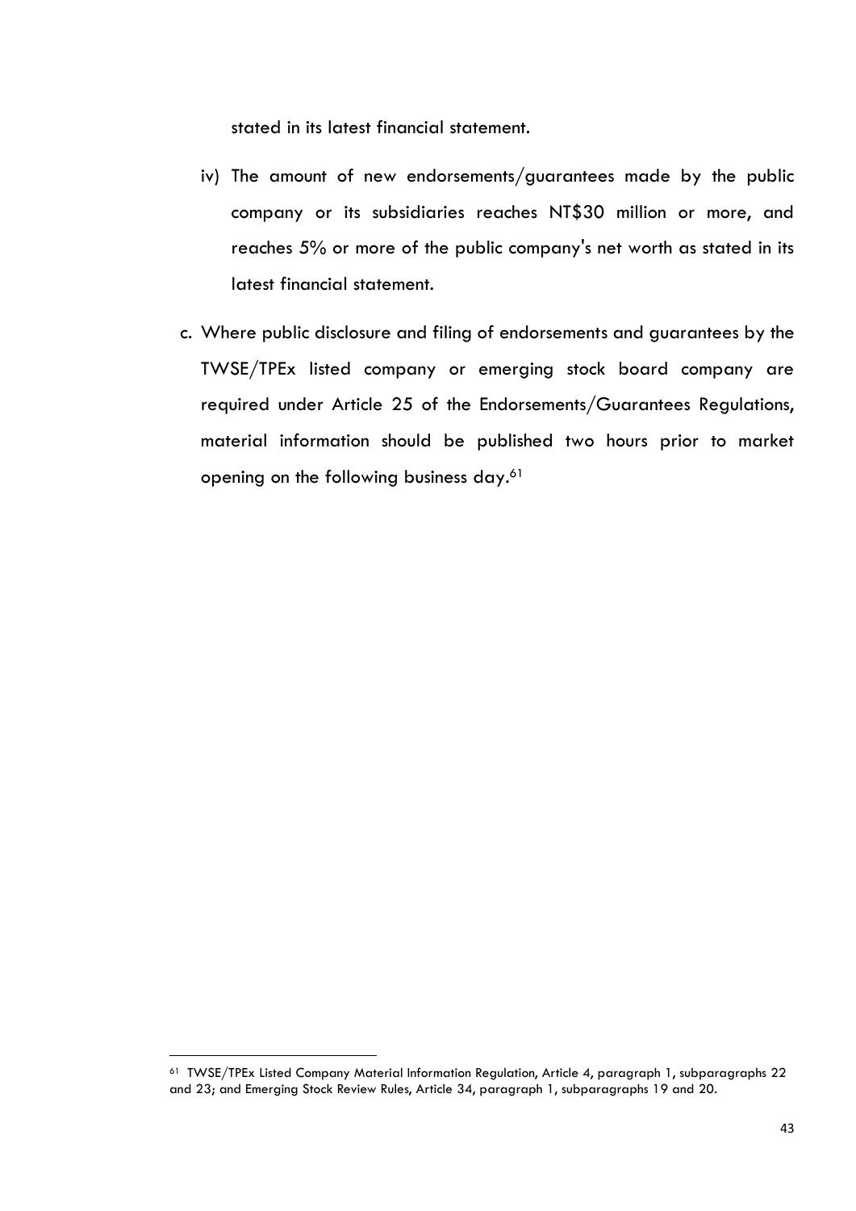stated in its latest financial statement.

iv) The amount of new endorsements/guarantees made by the public company or its subsidiaries reaches NT$30 million or more, and reaches 5% or more of the public company's net worth as stated in its latest financial statement.

c. Where public disclosure and filing of endorsements and guarantees by the TWSE/TPEx listed company or emerging stock board company are required under Article 25 of the Endorsements/Guarantees Regulations, material information should be published two hours prior to market opening on the following business day.[61]

---

[61] TWSE/TPEx Listed Company Material Information Regulation, Article 4, paragraph 1, subparagraphs 22 and 23; and Emerging Stock Review Rules, Article 34, paragraph 1, subparagraphs 19 and 20.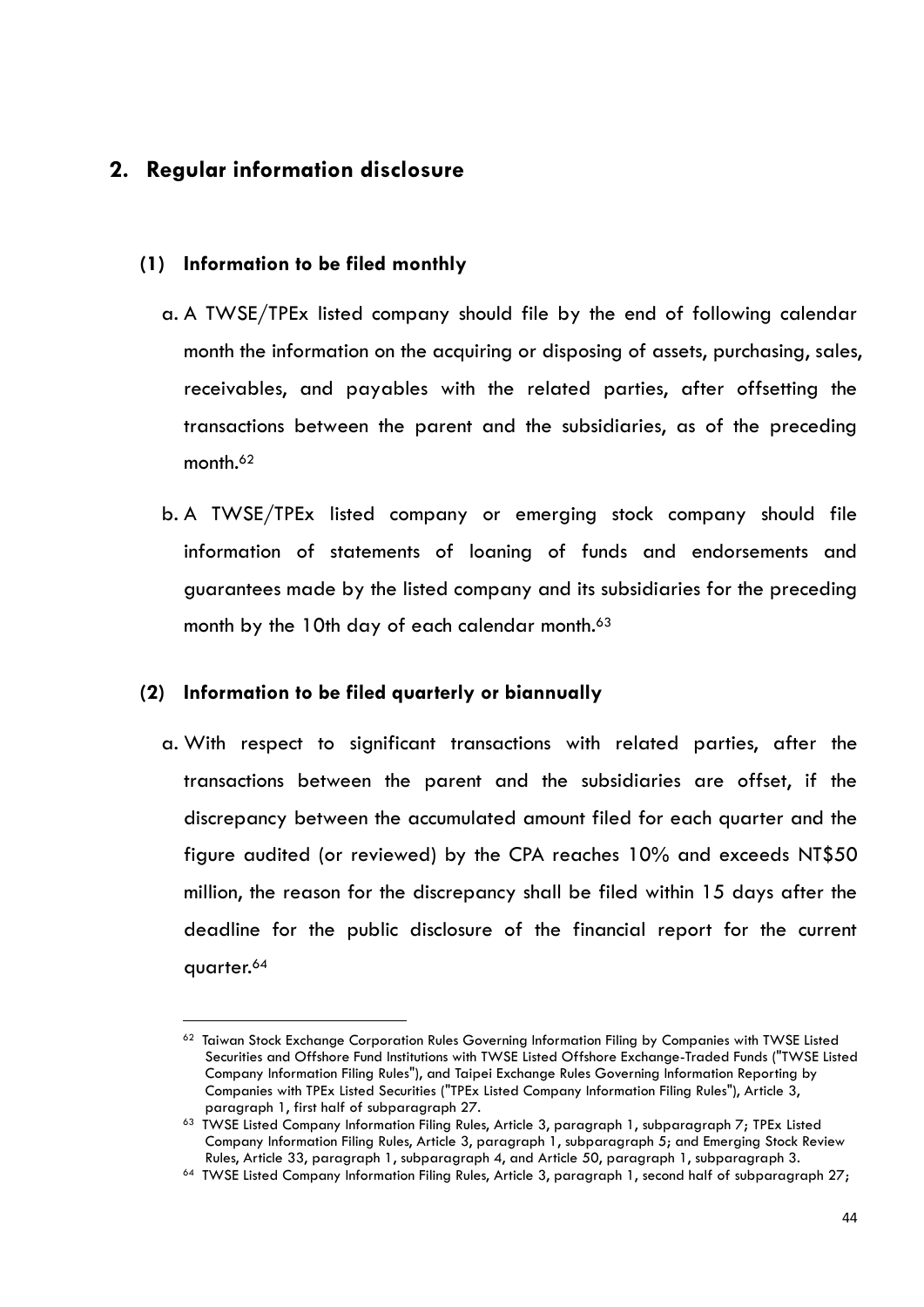## 2. Regular information disclosure

### (1) Information to be filed monthly

a. A TWSE/TPEx listed company should file by the end of following calendar month the information on the acquiring or disposing of assets, purchasing, sales, receivables, and payables with the related parties, after offsetting the transactions between the parent and the subsidiaries, as of the preceding month.[62]

b. A TWSE/TPEx listed company or emerging stock company should file information of statements of loaning of funds and endorsements and guarantees made by the listed company and its subsidiaries for the preceding month by the 10th day of each calendar month.[63]

### (2) Information to be filed quarterly or biannually

a. With respect to significant transactions with related parties, after the transactions between the parent and the subsidiaries are offset, if the discrepancy between the accumulated amount filed for each quarter and the figure audited (or reviewed) by the CPA reaches 10% and exceeds NT$50 million, the reason for the discrepancy shall be filed within 15 days after the deadline for the public disclosure of the financial report for the current quarter.[64]

---

[62] Taiwan Stock Exchange Corporation Rules Governing Information Filing by Companies with TWSE Listed Securities and Offshore Fund Institutions with TWSE Listed Offshore Exchange-Traded Funds ("TWSE Listed Company Information Filing Rules"), and Taipei Exchange Rules Governing Information Reporting by Companies with TPEx Listed Securities ("TPEx Listed Company Information Filing Rules"), Article 3, paragraph 1, first half of subparagraph 27.

[63] TWSE Listed Company Information Filing Rules, Article 3, paragraph 1, subparagraph 7; TPEx Listed Company Information Filing Rules, Article 3, paragraph 1, subparagraph 5; and Emerging Stock Review Rules, Article 33, paragraph 1, subparagraph 4, and Article 50, paragraph 1, subparagraph 3.

[64] TWSE Listed Company Information Filing Rules, Article 3, paragraph 1, second half of subparagraph 27;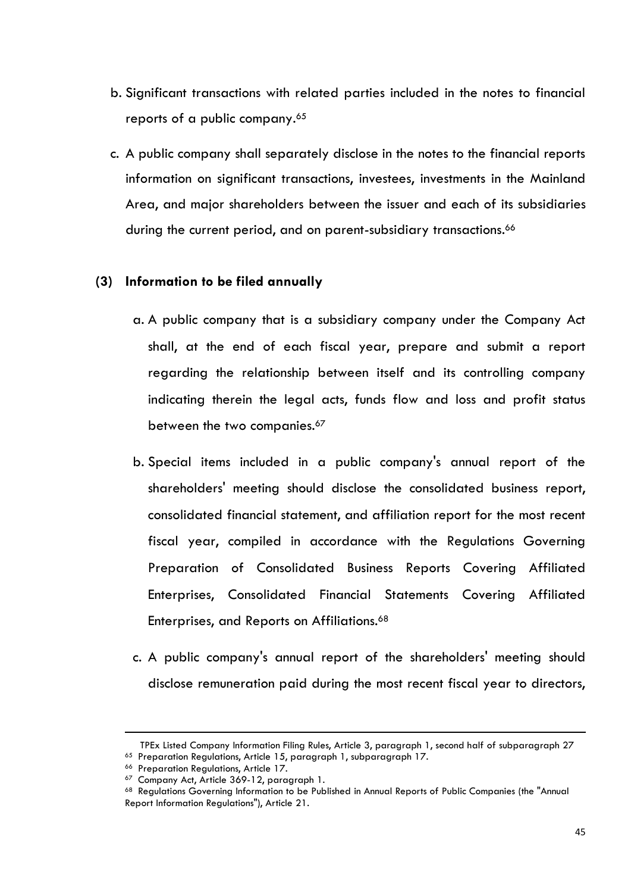b. Significant transactions with related parties included in the notes to financial reports of a public company.[65]

c. A public company shall separately disclose in the notes to the financial reports information on significant transactions, investees, investments in the Mainland Area, and major shareholders between the issuer and each of its subsidiaries during the current period, and on parent-subsidiary transactions.[66]

**(3) Information to be filed annually**

a. A public company that is a subsidiary company under the Company Act shall, at the end of each fiscal year, prepare and submit a report regarding the relationship between itself and its controlling company indicating therein the legal acts, funds flow and loss and profit status between the two companies.[67]

b. Special items included in a public company's annual report of the shareholders' meeting should disclose the consolidated business report, consolidated financial statement, and affiliation report for the most recent fiscal year, compiled in accordance with the Regulations Governing Preparation of Consolidated Business Reports Covering Affiliated Enterprises, Consolidated Financial Statements Covering Affiliated Enterprises, and Reports on Affiliations.[68]

c. A public company's annual report of the shareholders' meeting should disclose remuneration paid during the most recent fiscal year to directors,

---

TPEx Listed Company Information Filing Rules, Article 3, paragraph 1, second half of subparagraph 27

[65] Preparation Regulations, Article 15, paragraph 1, subparagraph 17.

[66] Preparation Regulations, Article 17.

[67] Company Act, Article 369-12, paragraph 1.

[68] Regulations Governing Information to be Published in Annual Reports of Public Companies (the "Annual Report Information Regulations"), Article 21.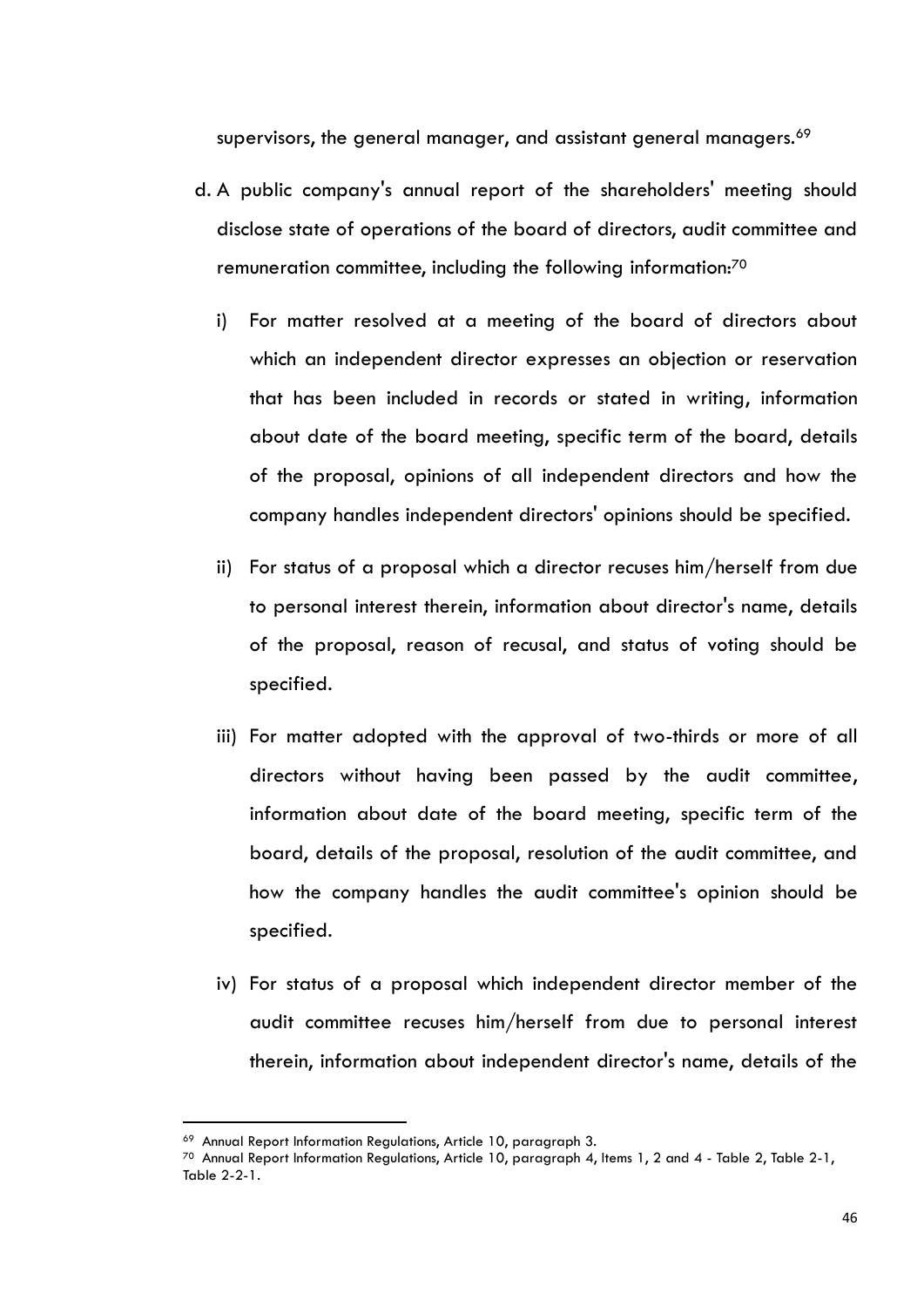supervisors, the general manager, and assistant general managers.[69]

d. A public company's annual report of the shareholders' meeting should disclose state of operations of the board of directors, audit committee and remuneration committee, including the following information:[70]

   i) For matter resolved at a meeting of the board of directors about which an independent director expresses an objection or reservation that has been included in records or stated in writing, information about date of the board meeting, specific term of the board, details of the proposal, opinions of all independent directors and how the company handles independent directors' opinions should be specified.

   ii) For status of a proposal which a director recuses him/herself from due to personal interest therein, information about director's name, details of the proposal, reason of recusal, and status of voting should be specified.

   iii) For matter adopted with the approval of two-thirds or more of all directors without having been passed by the audit committee, information about date of the board meeting, specific term of the board, details of the proposal, resolution of the audit committee, and how the company handles the audit committee's opinion should be specified.

   iv) For status of a proposal which independent director member of the audit committee recuses him/herself from due to personal interest therein, information about independent director's name, details of the

---

[69] Annual Report Information Regulations, Article 10, paragraph 3.

[70] Annual Report Information Regulations, Article 10, paragraph 4, Items 1, 2 and 4 - Table 2, Table 2-1, Table 2-2-1.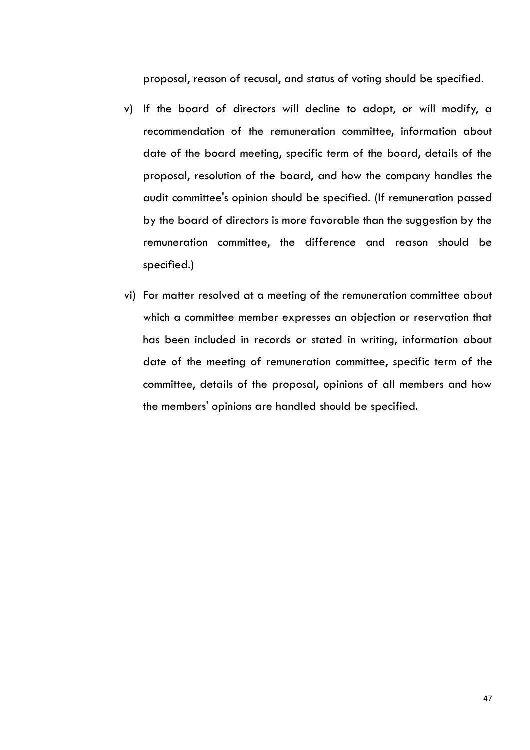proposal, reason of recusal, and status of voting should be specified.

v) If the board of directors will decline to adopt, or will modify, a recommendation of the remuneration committee, information about date of the board meeting, specific term of the board, details of the proposal, resolution of the board, and how the company handles the audit committee's opinion should be specified. (If remuneration passed by the board of directors is more favorable than the suggestion by the remuneration committee, the difference and reason should be specified.)

vi) For matter resolved at a meeting of the remuneration committee about which a committee member expresses an objection or reservation that has been included in records or stated in writing, information about date of the meeting of remuneration committee, specific term of the committee, details of the proposal, opinions of all members and how the members' opinions are handled should be specified.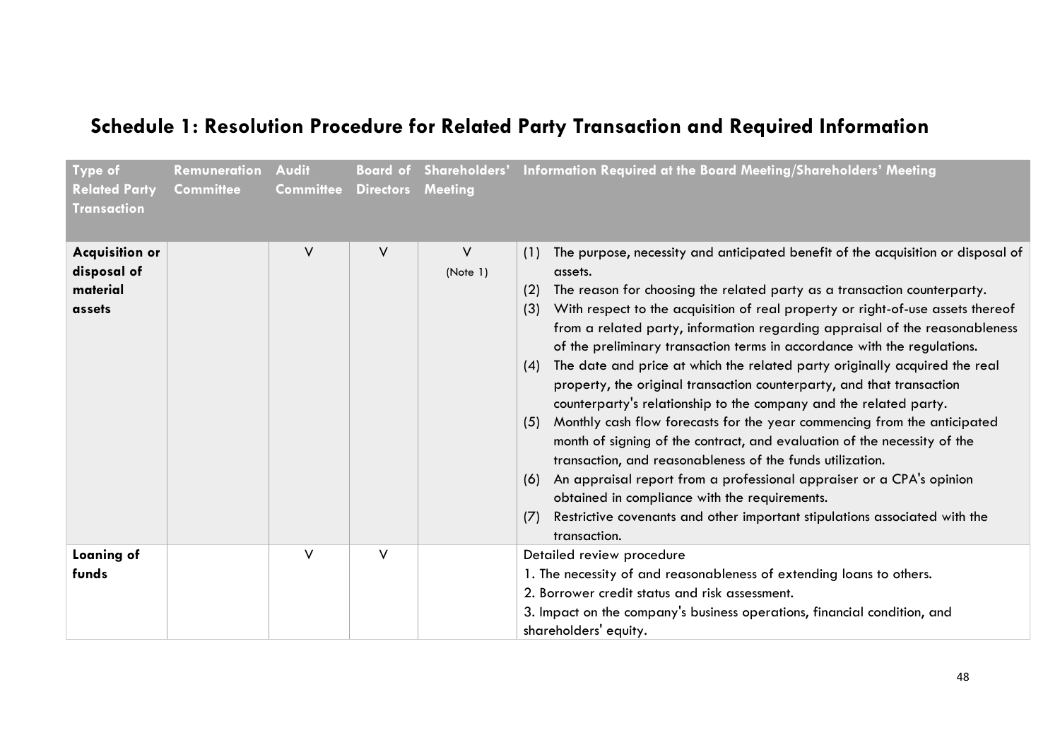# Schedule 1: Resolution Procedure for Related Party Transaction and Required Information

| Type of Related Party Transaction | Remuneration Committee | Audit Committee | Board of Directors | Shareholders' Meeting | Information Required at the Board Meeting/Shareholders' Meeting |
|---|---|---|---|---|---|
| **Acquisition or disposal of material assets** | | V | V | V (Note 1) | (1) The purpose, necessity and anticipated benefit of the acquisition or disposal of assets.<br>(2) The reason for choosing the related party as a transaction counterparty.<br>(3) With respect to the acquisition of real property or right-of-use assets thereof from a related party, information regarding appraisal of the reasonableness of the preliminary transaction terms in accordance with the regulations.<br>(4) The date and price at which the related party originally acquired the real property, the original transaction counterparty, and that transaction counterparty's relationship to the company and the related party.<br>(5) Monthly cash flow forecasts for the year commencing from the anticipated month of signing of the contract, and evaluation of the necessity of the transaction, and reasonableness of the funds utilization.<br>(6) An appraisal report from a professional appraiser or a CPA's opinion obtained in compliance with the requirements.<br>(7) Restrictive covenants and other important stipulations associated with the transaction. |
| **Loaning of funds** | | V | V | | Detailed review procedure<br>1. The necessity of and reasonableness of extending loans to others.<br>2. Borrower credit status and risk assessment.<br>3. Impact on the company's business operations, financial condition, and shareholders' equity. |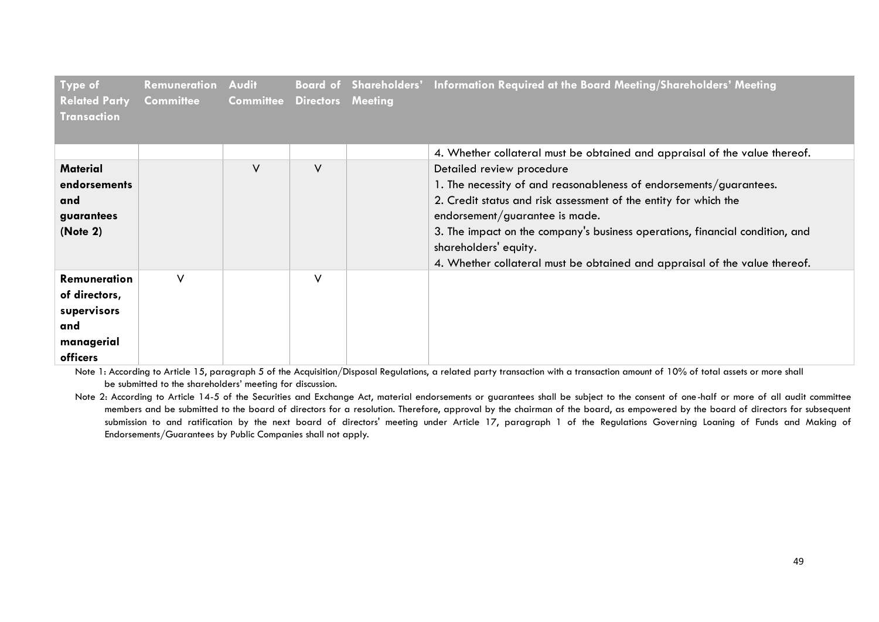| Type of Related Party Transaction | Remuneration Committee | Audit Committee | Board of Directors | Shareholders' Meeting | Information Required at the Board Meeting/Shareholders' Meeting |
|---|---|---|---|---|---|
| | | | | | 4. Whether collateral must be obtained and appraisal of the value thereof. |
| **Material endorsements and guarantees (Note 2)** | | V | V | | Detailed review procedure<br>1. The necessity of and reasonableness of endorsements/guarantees.<br>2. Credit status and risk assessment of the entity for which the endorsement/guarantee is made.<br>3. The impact on the company's business operations, financial condition, and shareholders' equity.<br>4. Whether collateral must be obtained and appraisal of the value thereof. |
| **Remuneration of directors, supervisors and managerial officers** | V | | V | | |

Note 1: According to Article 15, paragraph 5 of the Acquisition/Disposal Regulations, a related party transaction with a transaction amount of 10% of total assets or more shall be submitted to the shareholders' meeting for discussion.

Note 2: According to Article 14-5 of the Securities and Exchange Act, material endorsements or guarantees shall be subject to the consent of one-half or more of all audit committee members and be submitted to the board of directors for a resolution. Therefore, approval by the chairman of the board, as empowered by the board of directors for subsequent submission to and ratification by the next board of directors' meeting under Article 17, paragraph 1 of the Regulations Governing Loaning of Funds and Making of Endorsements/Guarantees by Public Companies shall not apply.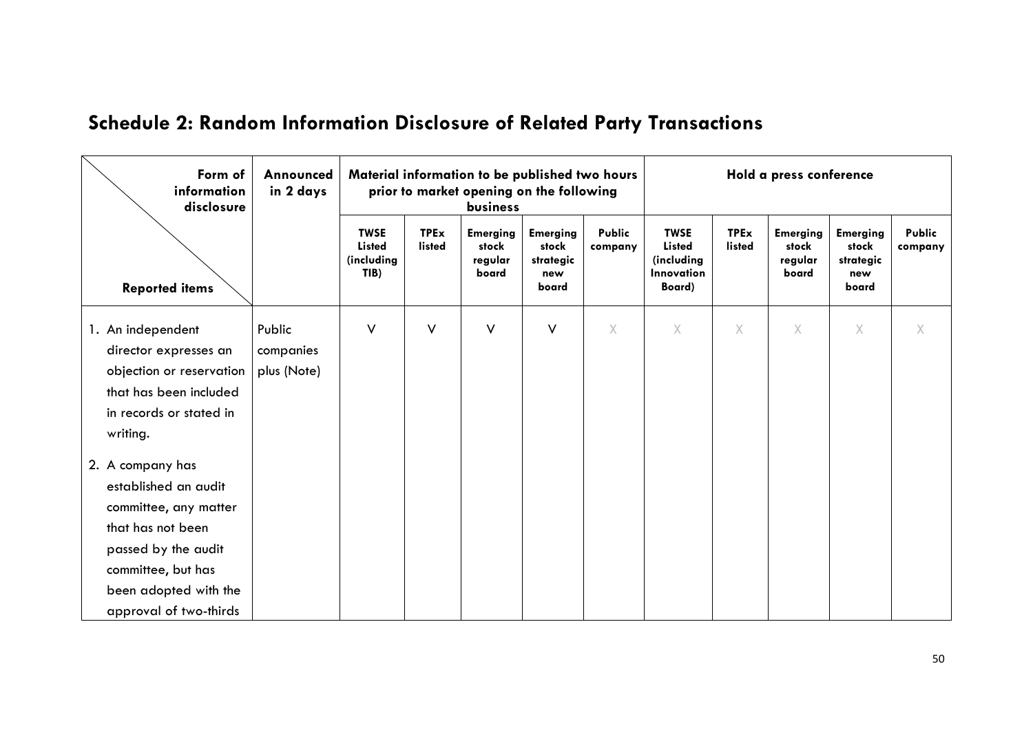## Schedule 2: Random Information Disclosure of Related Party Transactions

| Form of information disclosure / Reported items | Announced in 2 days | Material information to be published two hours prior to market opening on the following business | | | | | Hold a press conference | | | | |
|---|---|---|---|---|---|---|---|---|---|---|---|
| | | TWSE Listed (including TIB) | TPEx listed | Emerging stock regular board | Emerging stock strategic new board | Public company | TWSE Listed (including Innovation Board) | TPEx listed | Emerging stock regular board | Emerging stock strategic new board | Public company |
| 1. An independent director expresses an objection or reservation that has been included in records or stated in writing.<br><br>2. A company has established an audit committee, any matter that has not been passed by the audit committee, but has been adopted with the approval of two-thirds | Public companies plus (Note) | V | V | V | V | X | X | X | X | X | X |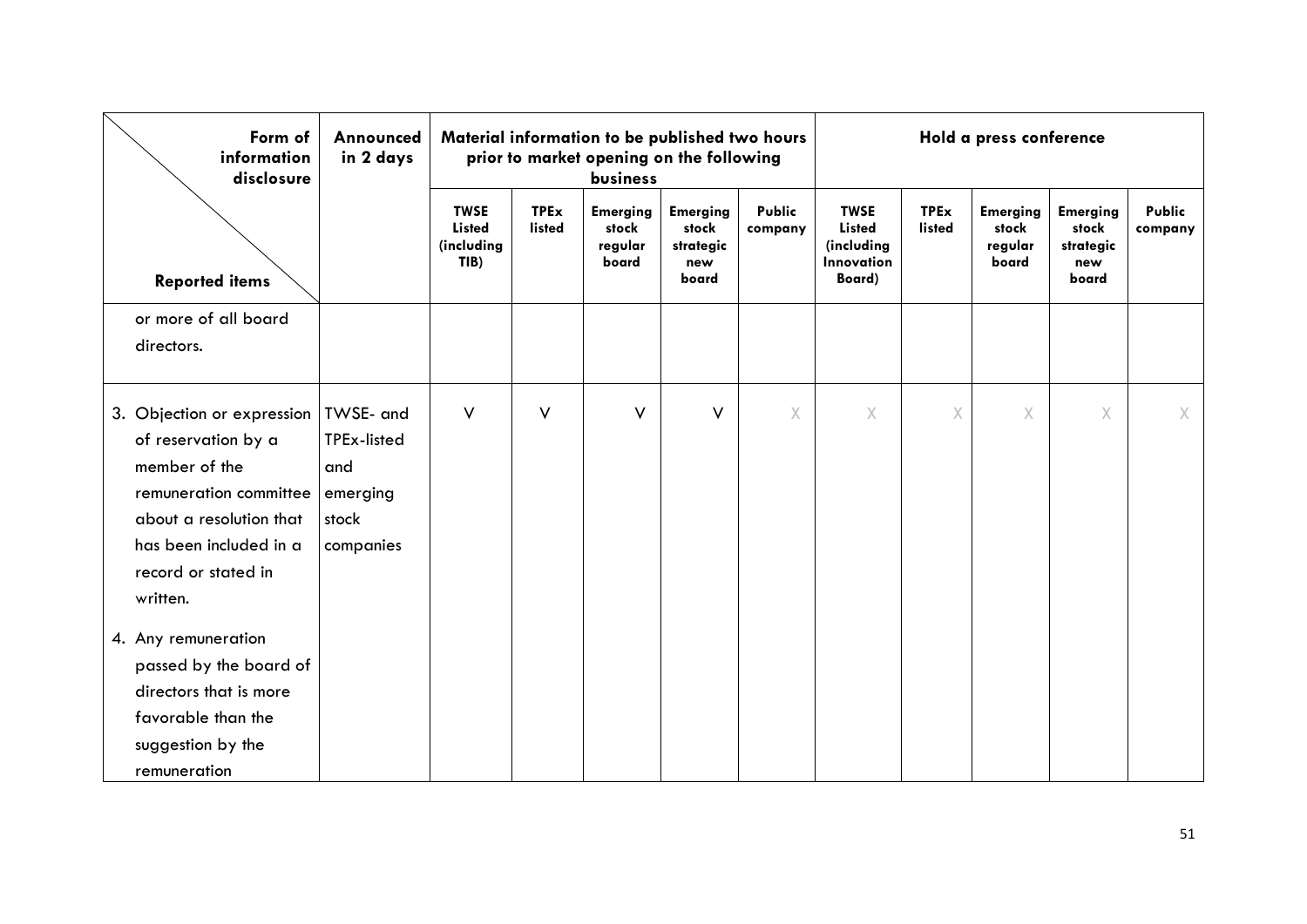| Form of information disclosure / Reported items | Announced in 2 days | Material information to be published two hours prior to market opening on the following business | | | | | Hold a press conference | | | | |
|---|---|---|---|---|---|---|---|---|---|---|---|
| | | TWSE Listed (including TIB) | TPEx listed | Emerging stock regular board | Emerging stock strategic new board | Public company | TWSE Listed (including Innovation Board) | TPEx listed | Emerging stock regular board | Emerging stock strategic new board | Public company |
| or more of all board directors. | | | | | | | | | | | |
| 3. Objection or expression of reservation by a member of the remuneration committee about a resolution that has been included in a record or stated in written.<br><br>4. Any remuneration passed by the board of directors that is more favorable than the suggestion by the remuneration | TWSE- and TPEx-listed and emerging stock companies | V | V | V | V | X | X | X | X | X | X |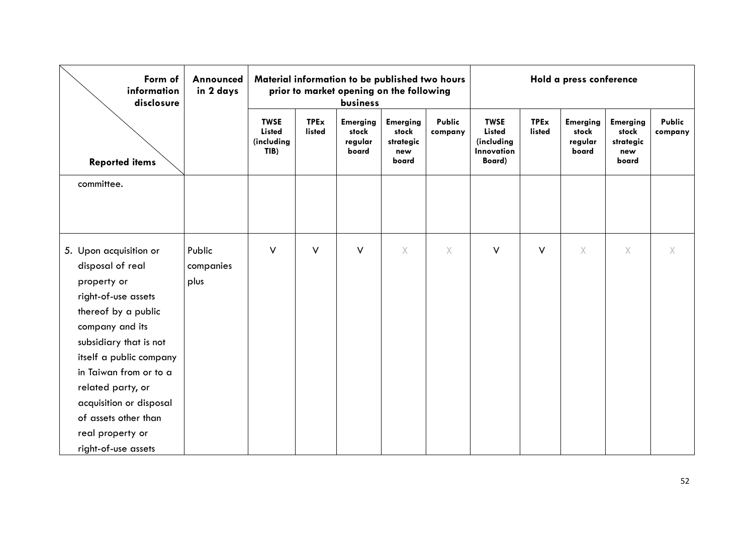| Form of information disclosure / Reported items | Announced in 2 days | Material information to be published two hours prior to market opening on the following business | | | | | Hold a press conference | | | | |
|---|---|---|---|---|---|---|---|---|---|---|---|
| | | TWSE Listed (including TIB) | TPEx listed | Emerging stock regular board | Emerging stock strategic new board | Public company | TWSE Listed (including Innovation Board) | TPEx listed | Emerging stock regular board | Emerging stock strategic new board | Public company |
| committee. | | | | | | | | | | | |
| 5. Upon acquisition or disposal of real property or right-of-use assets thereof by a public company and its subsidiary that is not itself a public company in Taiwan from or to a related party, or acquisition or disposal of assets other than real property or right-of-use assets | Public companies plus | V | V | V | X | X | V | V | X | X | X |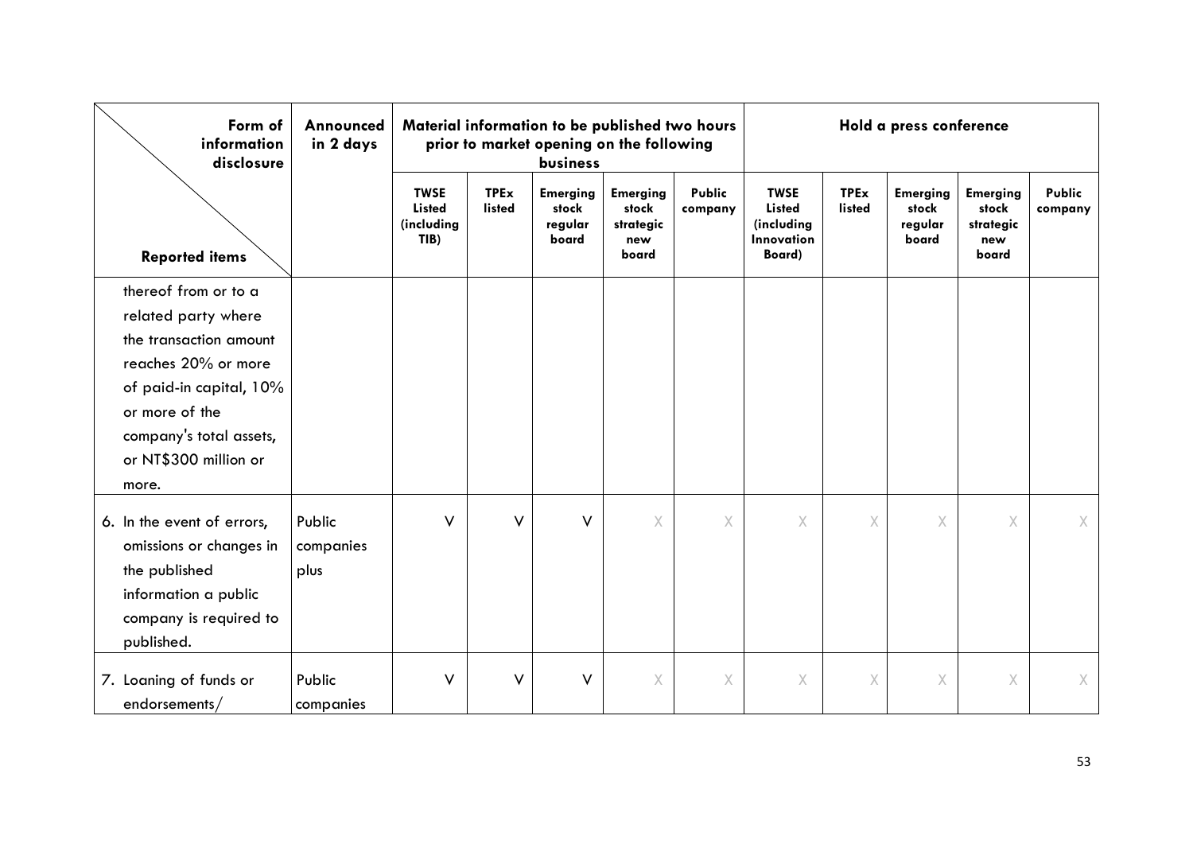| Form of information disclosure / Reported items | Announced in 2 days | Material information to be published two hours prior to market opening on the following business | | | | | Hold a press conference | | | | |
|---|---|---|---|---|---|---|---|---|---|---|---|
| | | TWSE Listed (including TIB) | TPEx listed | Emerging stock regular board | Emerging stock strategic new board | Public company | TWSE Listed (including Innovation Board) | TPEx listed | Emerging stock regular board | Emerging stock strategic new board | Public company |
| thereof from or to a related party where the transaction amount reaches 20% or more of paid-in capital, 10% or more of the company's total assets, or NT$300 million or more. | | | | | | | | | | | |
| 6. In the event of errors, omissions or changes in the published information a public company is required to published. | Public companies plus | V | V | V | X | X | X | X | X | X | X |
| 7. Loaning of funds or endorsements/ | Public companies | V | V | V | X | X | X | X | X | X | X |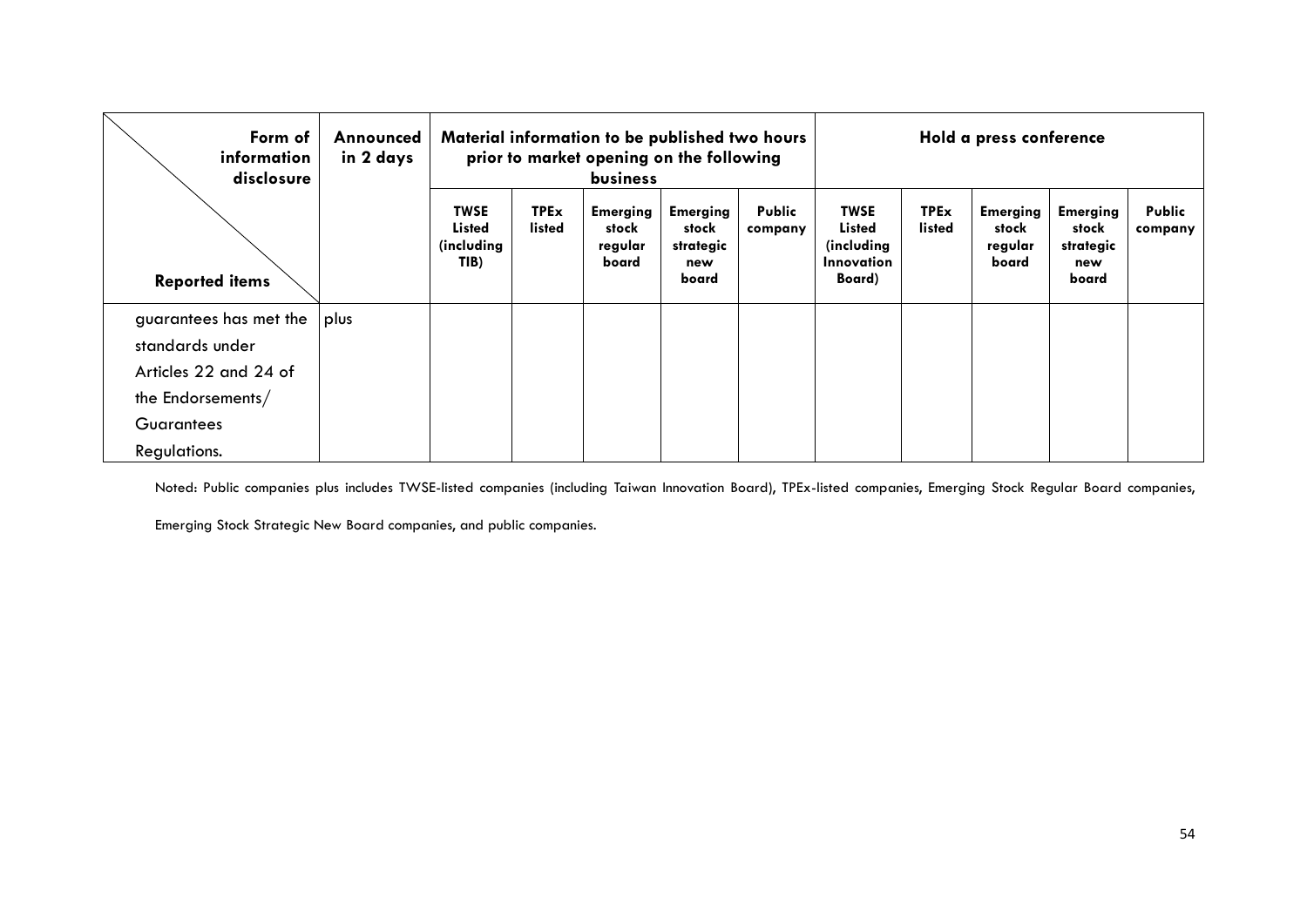| Form of information disclosure / Reported items | Announced in 2 days | Material information to be published two hours prior to market opening on the following business | | | | | Hold a press conference | | | | |
|---|---|---|---|---|---|---|---|---|---|---|---|
| | | TWSE Listed (including TIB) | TPEx listed | Emerging stock regular board | Emerging stock strategic new board | Public company | TWSE Listed (including Innovation Board) | TPEx listed | Emerging stock regular board | Emerging stock strategic new board | Public company |
| guarantees has met the standards under Articles 22 and 24 of the Endorsements/ Guarantees Regulations. | plus | | | | | | | | | | |

Noted: Public companies plus includes TWSE-listed companies (including Taiwan Innovation Board), TPEx-listed companies, Emerging Stock Regular Board companies, Emerging Stock Strategic New Board companies, and public companies.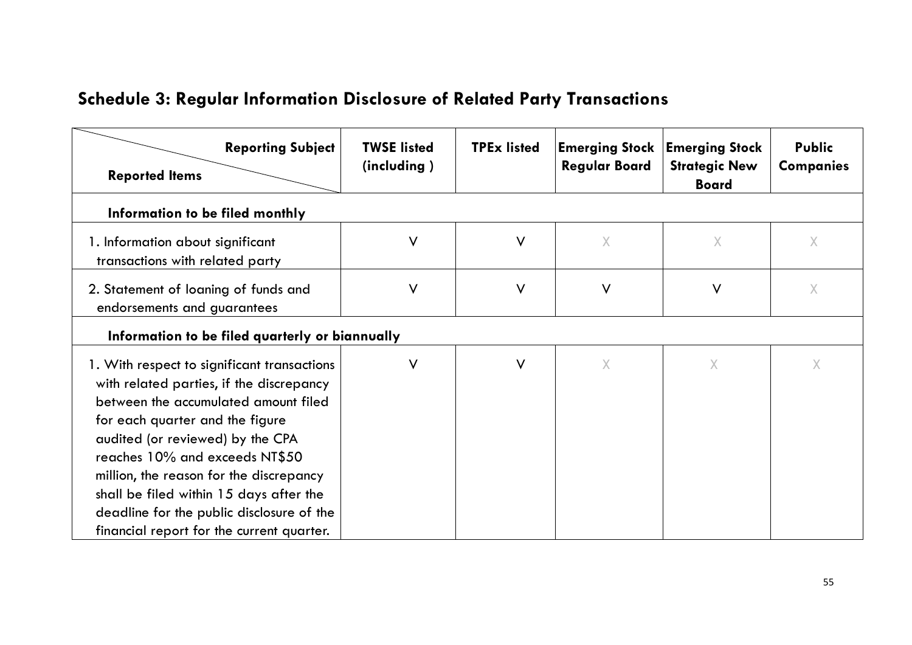## Schedule 3: Regular Information Disclosure of Related Party Transactions

| Reporting Subject / Reported Items | TWSE listed (including ) | TPEx listed | Emerging Stock Regular Board | Emerging Stock Strategic New Board | Public Companies |
|---|---|---|---|---|---|
| **Information to be filed monthly** | | | | | |
| 1. Information about significant transactions with related party | V | V | X | X | X |
| 2. Statement of loaning of funds and endorsements and guarantees | V | V | V | V | X |
| **Information to be filed quarterly or biannually** | | | | | |
| 1. With respect to significant transactions with related parties, if the discrepancy between the accumulated amount filed for each quarter and the figure audited (or reviewed) by the CPA reaches 10% and exceeds NT$50 million, the reason for the discrepancy shall be filed within 15 days after the deadline for the public disclosure of the financial report for the current quarter. | V | V | X | X | X |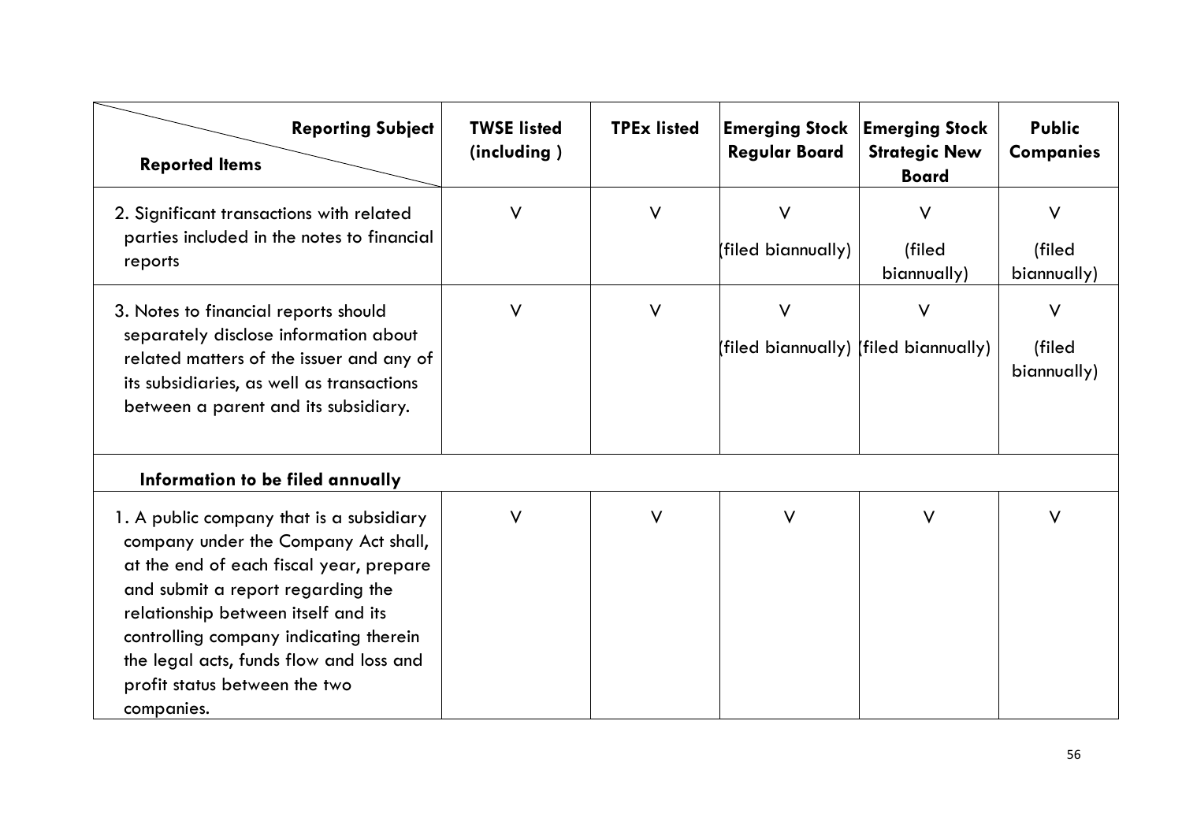| Reported Items \ Reporting Subject | TWSE listed (including ) | TPEx listed | Emerging Stock Regular Board | Emerging Stock Strategic New Board | Public Companies |
|---|---|---|---|---|---|
| 2. Significant transactions with related parties included in the notes to financial reports | V | V | V (filed biannually) | V (filed biannually) | V (filed biannually) |
| 3. Notes to financial reports should separately disclose information about related matters of the issuer and any of its subsidiaries, as well as transactions between a parent and its subsidiary. | V | V | V (filed biannually) | V (filed biannually) | V (filed biannually) |
| **Information to be filed annually** | | | | | |
| 1. A public company that is a subsidiary company under the Company Act shall, at the end of each fiscal year, prepare and submit a report regarding the relationship between itself and its controlling company indicating therein the legal acts, funds flow and loss and profit status between the two companies. | V | V | V | V | V |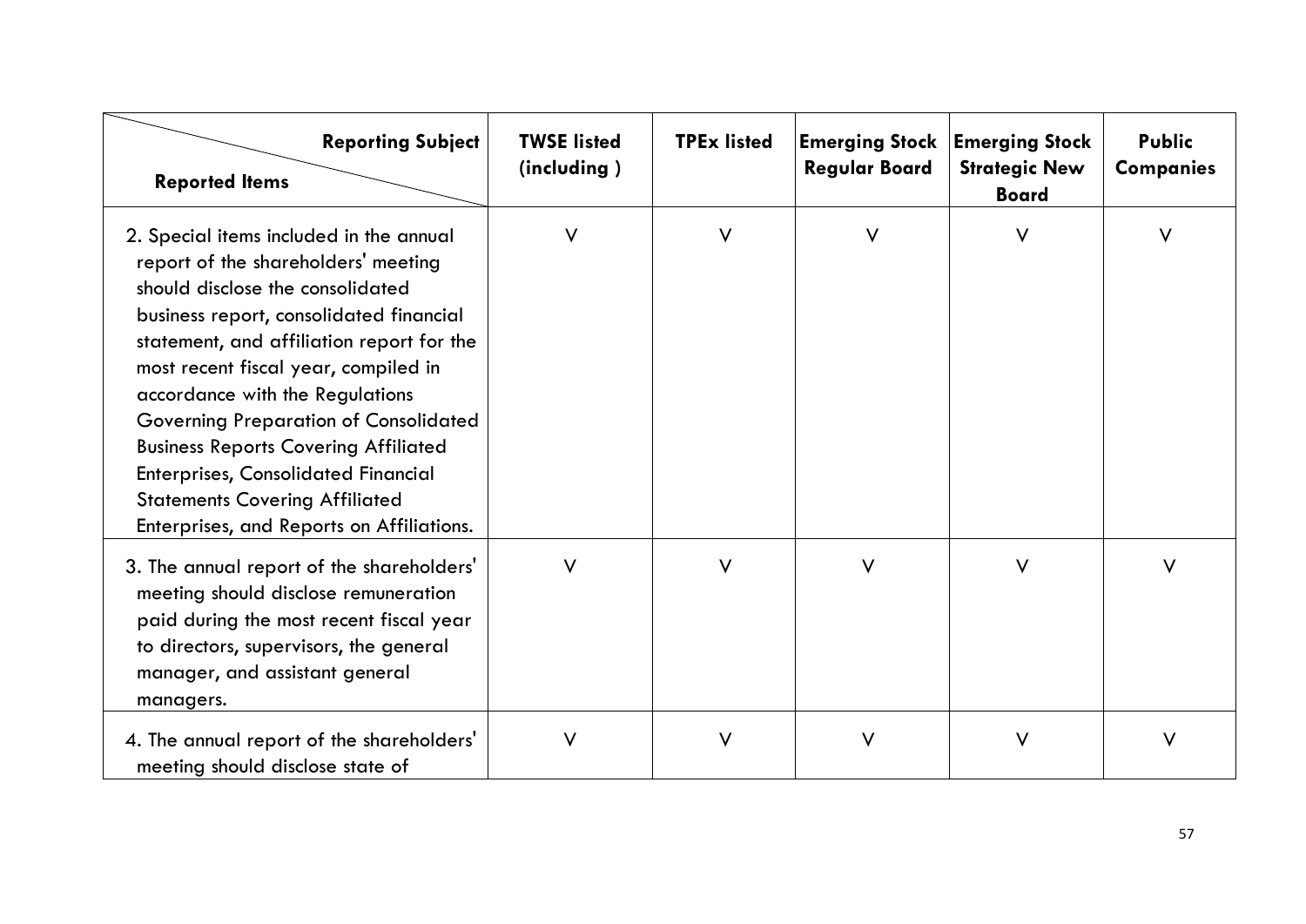| Reporting Subject / Reported Items | TWSE listed (including ) | TPEx listed | Emerging Stock Regular Board | Emerging Stock Strategic New Board | Public Companies |
|---|---|---|---|---|---|
| 2. Special items included in the annual report of the shareholders' meeting should disclose the consolidated business report, consolidated financial statement, and affiliation report for the most recent fiscal year, compiled in accordance with the Regulations Governing Preparation of Consolidated Business Reports Covering Affiliated Enterprises, Consolidated Financial Statements Covering Affiliated Enterprises, and Reports on Affiliations. | V | V | V | V | V |
| 3. The annual report of the shareholders' meeting should disclose remuneration paid during the most recent fiscal year to directors, supervisors, the general manager, and assistant general managers. | V | V | V | V | V |
| 4. The annual report of the shareholders' meeting should disclose state of | V | V | V | V | V |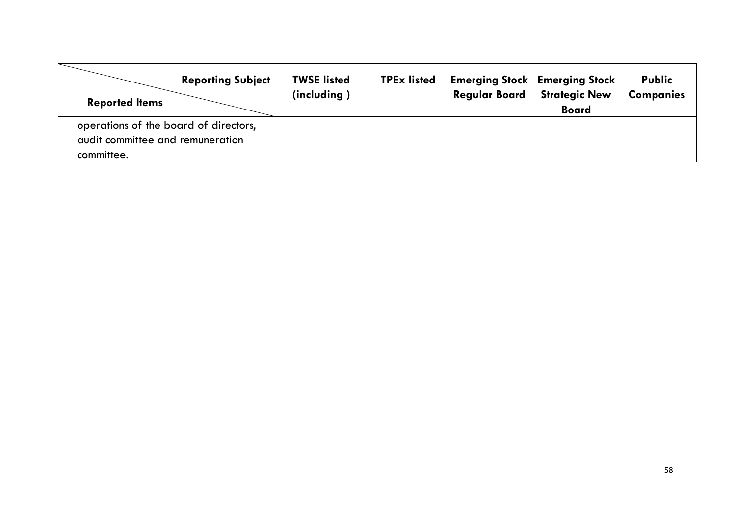| Reporting Subject / Reported Items | TWSE listed (including ) | TPEx listed | Emerging Stock Regular Board | Emerging Stock Strategic New Board | Public Companies |
|---|---|---|---|---|---|
| operations of the board of directors, audit committee and remuneration committee. | | | | | |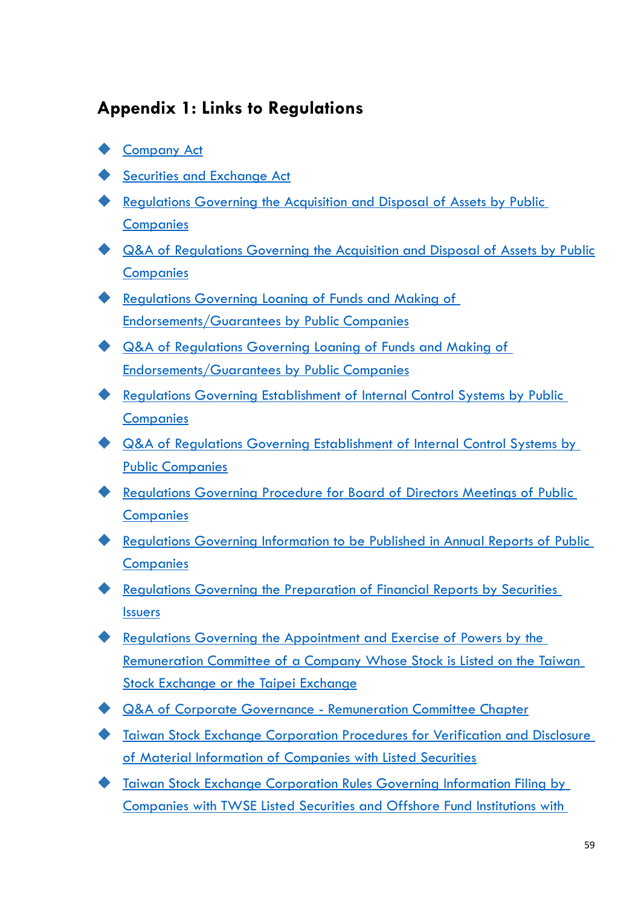## Appendix 1: Links to Regulations

- Company Act
- Securities and Exchange Act
- Regulations Governing the Acquisition and Disposal of Assets by Public Companies
- Q&A of Regulations Governing the Acquisition and Disposal of Assets by Public Companies
- Regulations Governing Loaning of Funds and Making of Endorsements/Guarantees by Public Companies
- Q&A of Regulations Governing Loaning of Funds and Making of Endorsements/Guarantees by Public Companies
- Regulations Governing Establishment of Internal Control Systems by Public Companies
- Q&A of Regulations Governing Establishment of Internal Control Systems by Public Companies
- Regulations Governing Procedure for Board of Directors Meetings of Public Companies
- Regulations Governing Information to be Published in Annual Reports of Public Companies
- Regulations Governing the Preparation of Financial Reports by Securities Issuers
- Regulations Governing the Appointment and Exercise of Powers by the Remuneration Committee of a Company Whose Stock is Listed on the Taiwan Stock Exchange or the Taipei Exchange
- Q&A of Corporate Governance - Remuneration Committee Chapter
- Taiwan Stock Exchange Corporation Procedures for Verification and Disclosure of Material Information of Companies with Listed Securities
- Taiwan Stock Exchange Corporation Rules Governing Information Filing by Companies with TWSE Listed Securities and Offshore Fund Institutions with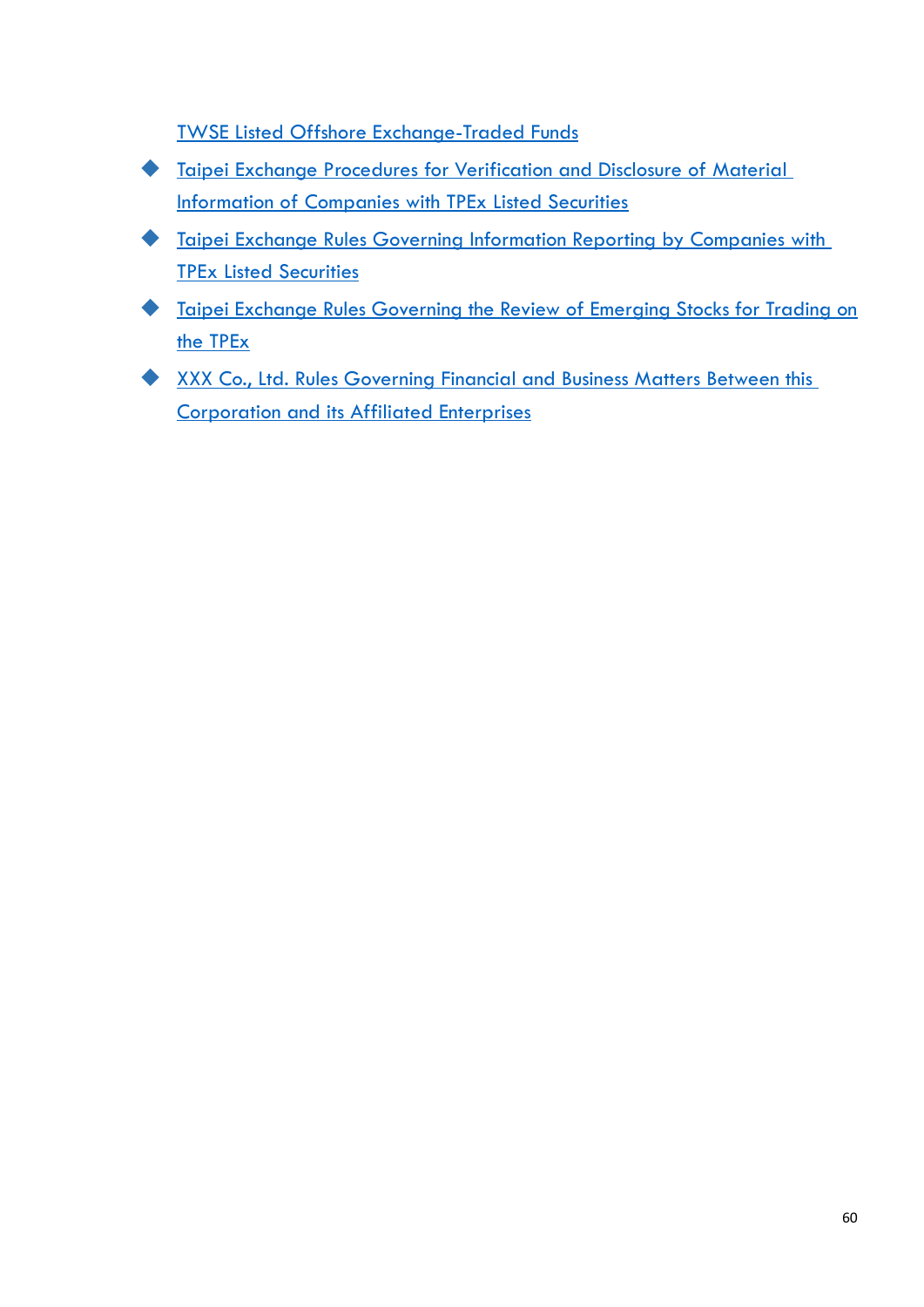TWSE Listed Offshore Exchange-Traded Funds

- Taipei Exchange Procedures for Verification and Disclosure of Material Information of Companies with TPEx Listed Securities
- Taipei Exchange Rules Governing Information Reporting by Companies with TPEx Listed Securities
- Taipei Exchange Rules Governing the Review of Emerging Stocks for Trading on the TPEx
- XXX Co., Ltd. Rules Governing Financial and Business Matters Between this Corporation and its Affiliated Enterprises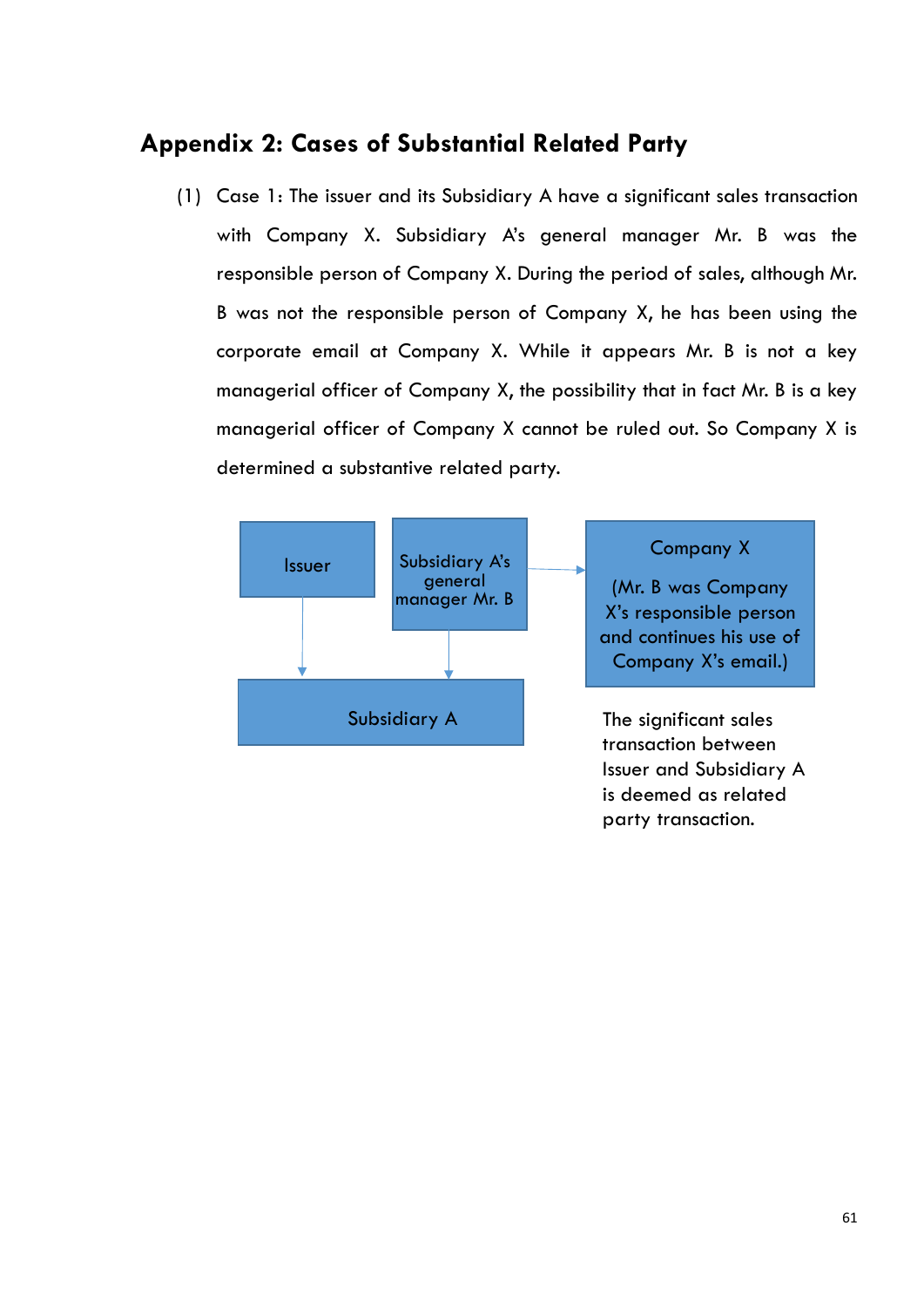## Appendix 2: Cases of Substantial Related Party

(1) Case 1: The issuer and its Subsidiary A have a significant sales transaction with Company X. Subsidiary A's general manager Mr. B was the responsible person of Company X. During the period of sales, although Mr. B was not the responsible person of Company X, he has been using the corporate email at Company X. While it appears Mr. B is not a key managerial officer of Company X, the possibility that in fact Mr. B is a key managerial officer of Company X cannot be ruled out. So Company X is determined a substantive related party.

Issuer

Subsidiary A's general manager Mr. B

Company X

(Mr. B was Company X's responsible person and continues his use of Company X's email.)

Subsidiary A

The significant sales transaction between Issuer and Subsidiary A is deemed as related party transaction.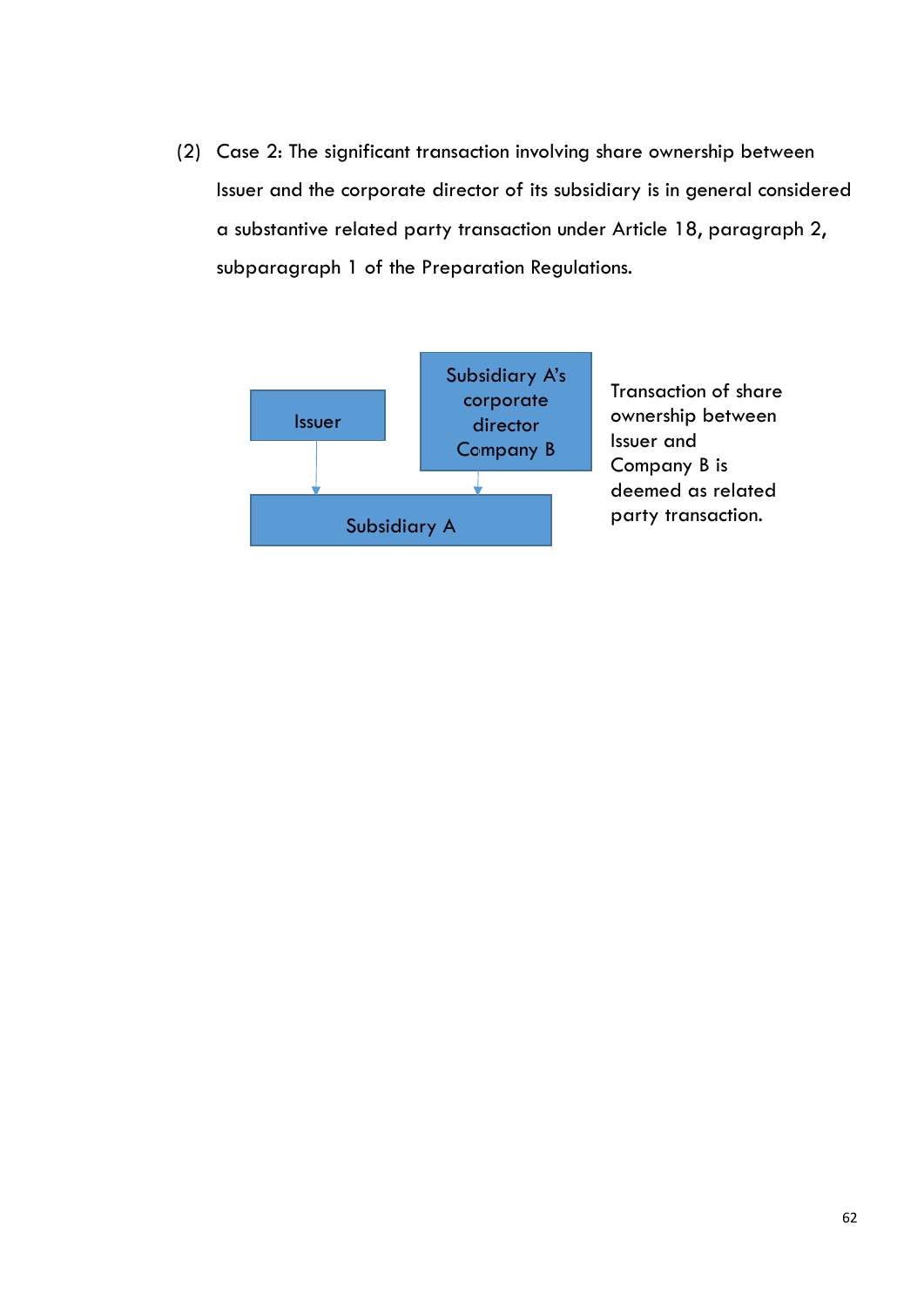(2) Case 2: The significant transaction involving share ownership between Issuer and the corporate director of its subsidiary is in general considered a substantive related party transaction under Article 18, paragraph 2, subparagraph 1 of the Preparation Regulations.

Issuer

Subsidiary A's corporate director Company B

Subsidiary A

Transaction of share ownership between Issuer and Company B is deemed as related party transaction.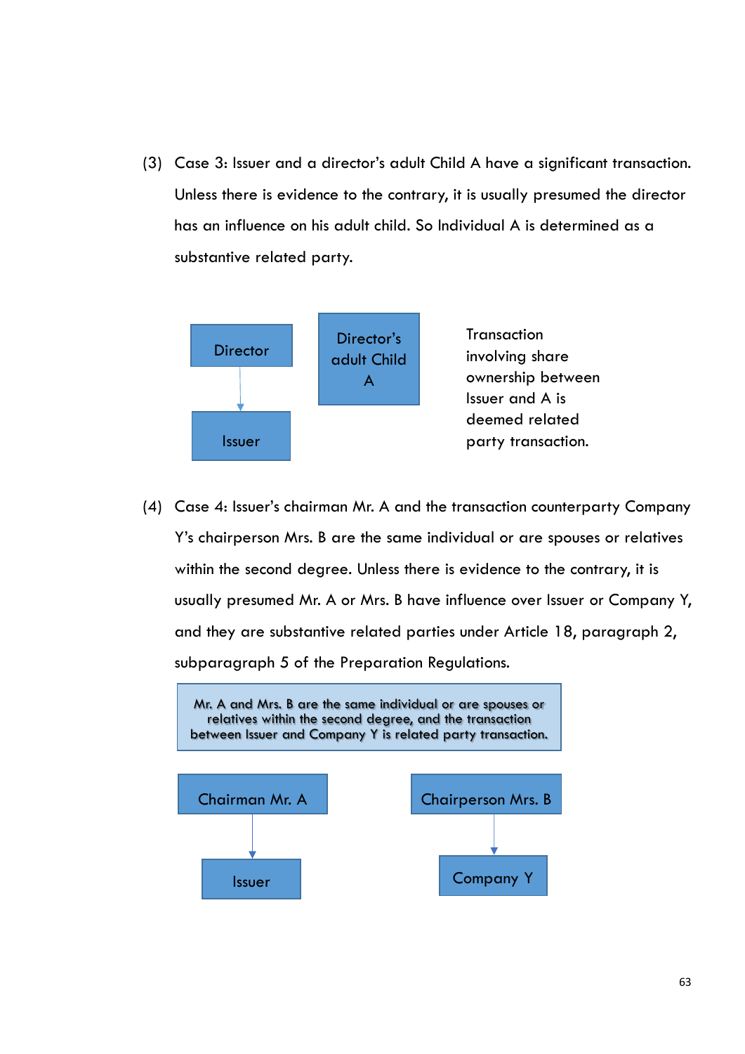(3) Case 3: Issuer and a director's adult Child A have a significant transaction. Unless there is evidence to the contrary, it is usually presumed the director has an influence on his adult child. So Individual A is determined as a substantive related party.

Director → Issuer

Director's adult Child A

Transaction involving share ownership between Issuer and A is deemed related party transaction.

(4) Case 4: Issuer's chairman Mr. A and the transaction counterparty Company Y's chairperson Mrs. B are the same individual or are spouses or relatives within the second degree. Unless there is evidence to the contrary, it is usually presumed Mr. A or Mrs. B have influence over Issuer or Company Y, and they are substantive related parties under Article 18, paragraph 2, subparagraph 5 of the Preparation Regulations.

Mr. A and Mrs. B are the same individual or are spouses or relatives within the second degree, and the transaction between Issuer and Company Y is related party transaction.

Chairman Mr. A → Issuer

Chairperson Mrs. B → Company Y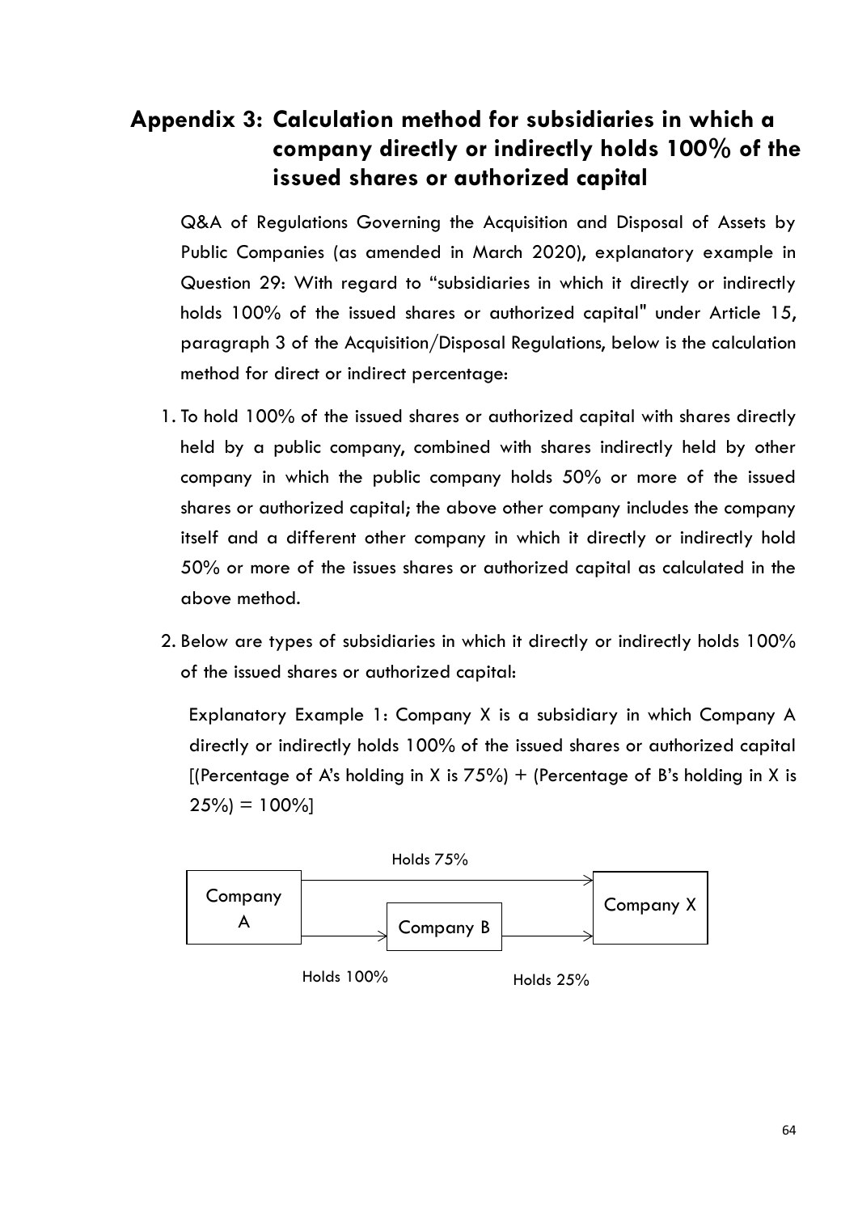# Appendix 3: Calculation method for subsidiaries in which a company directly or indirectly holds 100% of the issued shares or authorized capital

Q&A of Regulations Governing the Acquisition and Disposal of Assets by Public Companies (as amended in March 2020), explanatory example in Question 29: With regard to "subsidiaries in which it directly or indirectly holds 100% of the issued shares or authorized capital" under Article 15, paragraph 3 of the Acquisition/Disposal Regulations, below is the calculation method for direct or indirect percentage:

1. To hold 100% of the issued shares or authorized capital with shares directly held by a public company, combined with shares indirectly held by other company in which the public company holds 50% or more of the issued shares or authorized capital; the above other company includes the company itself and a different other company in which it directly or indirectly hold 50% or more of the issues shares or authorized capital as calculated in the above method.

2. Below are types of subsidiaries in which it directly or indirectly holds 100% of the issued shares or authorized capital:

   Explanatory Example 1: Company X is a subsidiary in which Company A directly or indirectly holds 100% of the issued shares or authorized capital [(Percentage of A's holding in X is 75%) + (Percentage of B's holding in X is 25%) = 100%]

   Holds 75%

   Company A → Company X

   Company A → Company B → Company X

   Holds 100% Holds 25%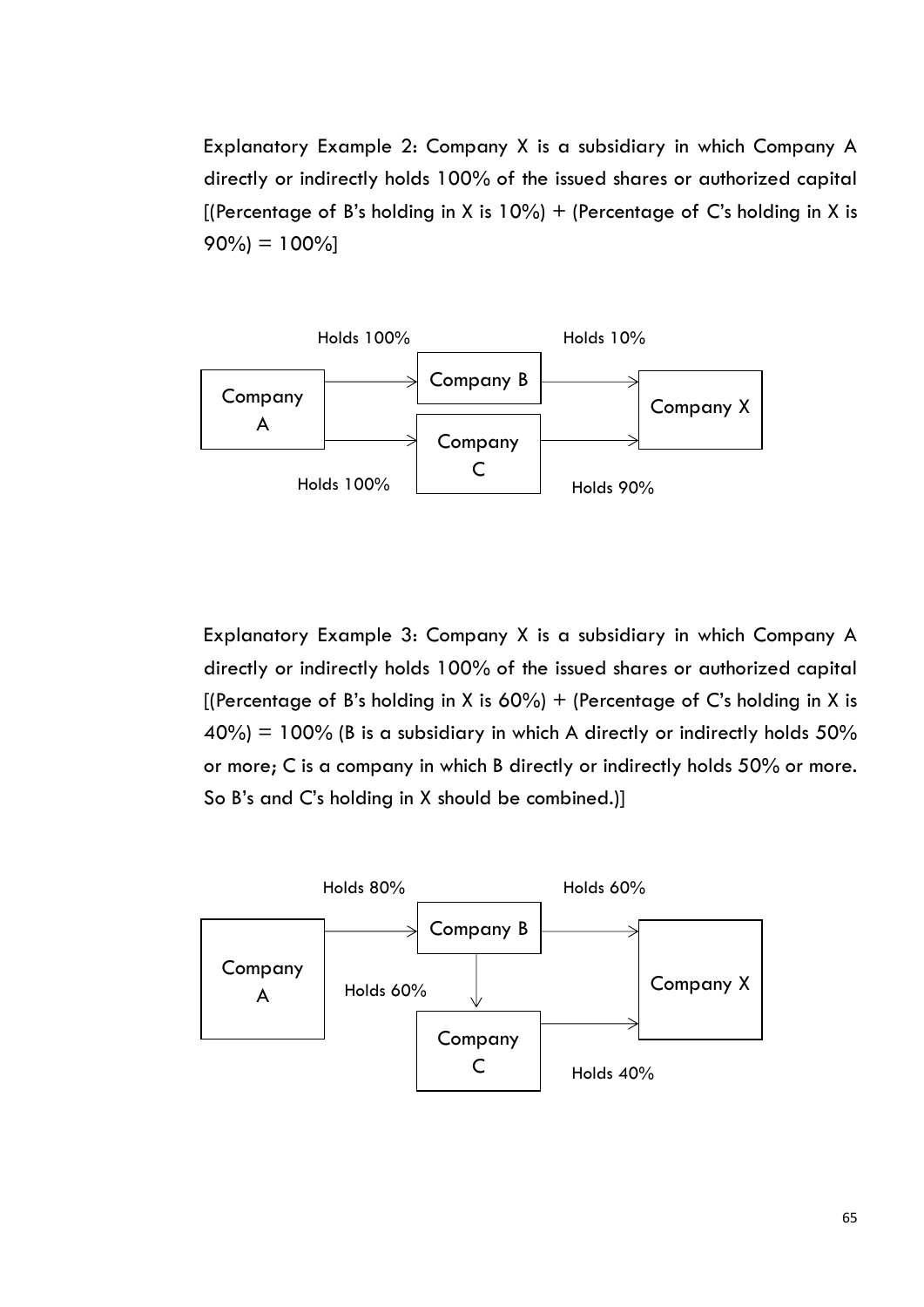Explanatory Example 2: Company X is a subsidiary in which Company A directly or indirectly holds 100% of the issued shares or authorized capital [(Percentage of B's holding in X is 10%) + (Percentage of C's holding in X is 90%) = 100%]

Holds 100% | Holds 10%

Company A | Company B | Company X

Company C

Holds 100% | Holds 90%

Explanatory Example 3: Company X is a subsidiary in which Company A directly or indirectly holds 100% of the issued shares or authorized capital [(Percentage of B's holding in X is 60%) + (Percentage of C's holding in X is 40%) = 100% (B is a subsidiary in which A directly or indirectly holds 50% or more; C is a company in which B directly or indirectly holds 50% or more. So B's and C's holding in X should be combined.)]

Holds 80% | Holds 60%

Company A | Company B | Company X

Holds 60%

Company C

Holds 40%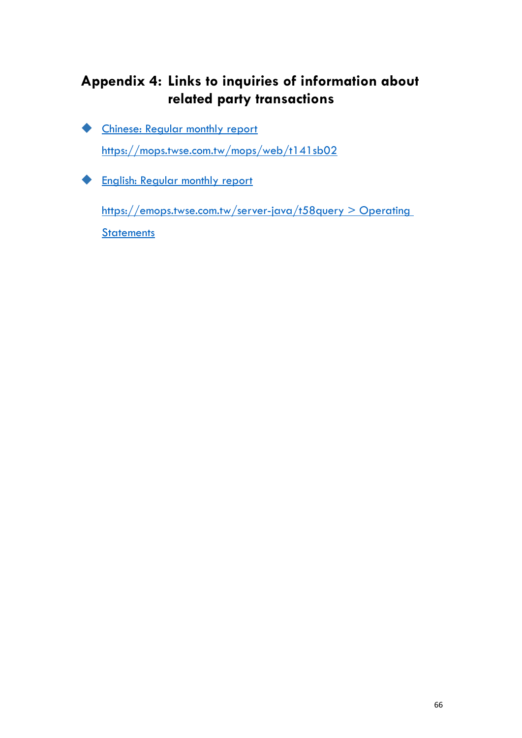## Appendix 4: Links to inquiries of information about related party transactions

- Chinese: Regular monthly report

  https://mops.twse.com.tw/mops/web/t141sb02

- English: Regular monthly report

  https://emops.twse.com.tw/server-java/t58query > Operating Statements